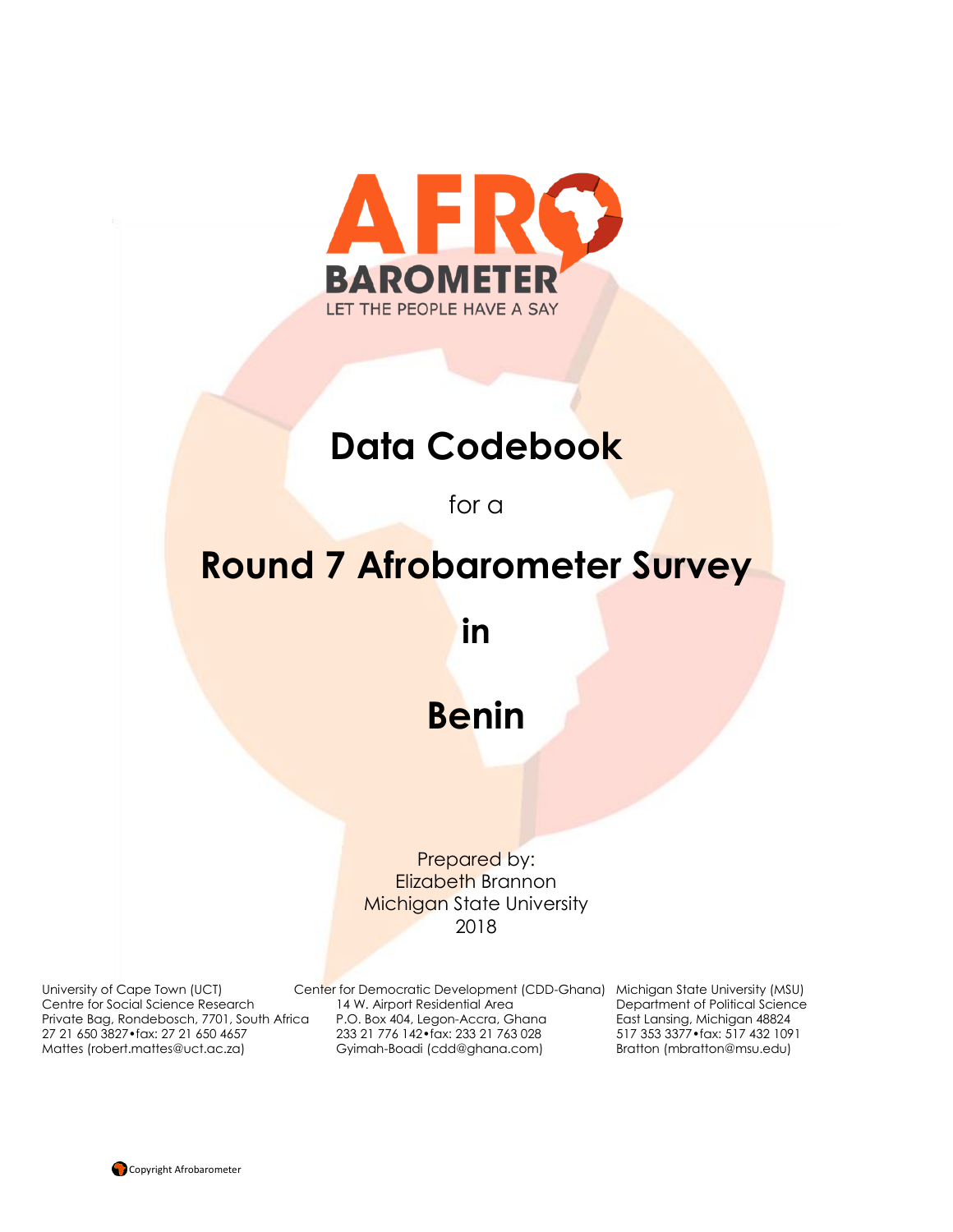AFRO BAROMETER

LET THE PEOPLE HAVE A SAY

# Data Codebook

for a

# Round 7 Afrobarometer Survey

# in

# Benin

Prepared by:
Elizabeth Brannon
Michigan State University
2018

University of Cape Town (UCT)
Centre for Social Science Research
Private Bag, Rondebosch, 7701, South Africa
27 21 650 3827•fax: 27 21 650 4657
Mattes (robert.mattes@uct.ac.za)

Center for Democratic Development (CDD-Ghana)
14 W. Airport Residential Area
P.O. Box 404, Legon-Accra, Ghana
233 21 776 142•fax: 233 21 763 028
Gyimah-Boadi (cdd@ghana.com)

Michigan State University (MSU)
Department of Political Science
East Lansing, Michigan 48824
517 353 3377•fax: 517 432 1091
Bratton (mbratton@msu.edu)

Copyright Afrobarometer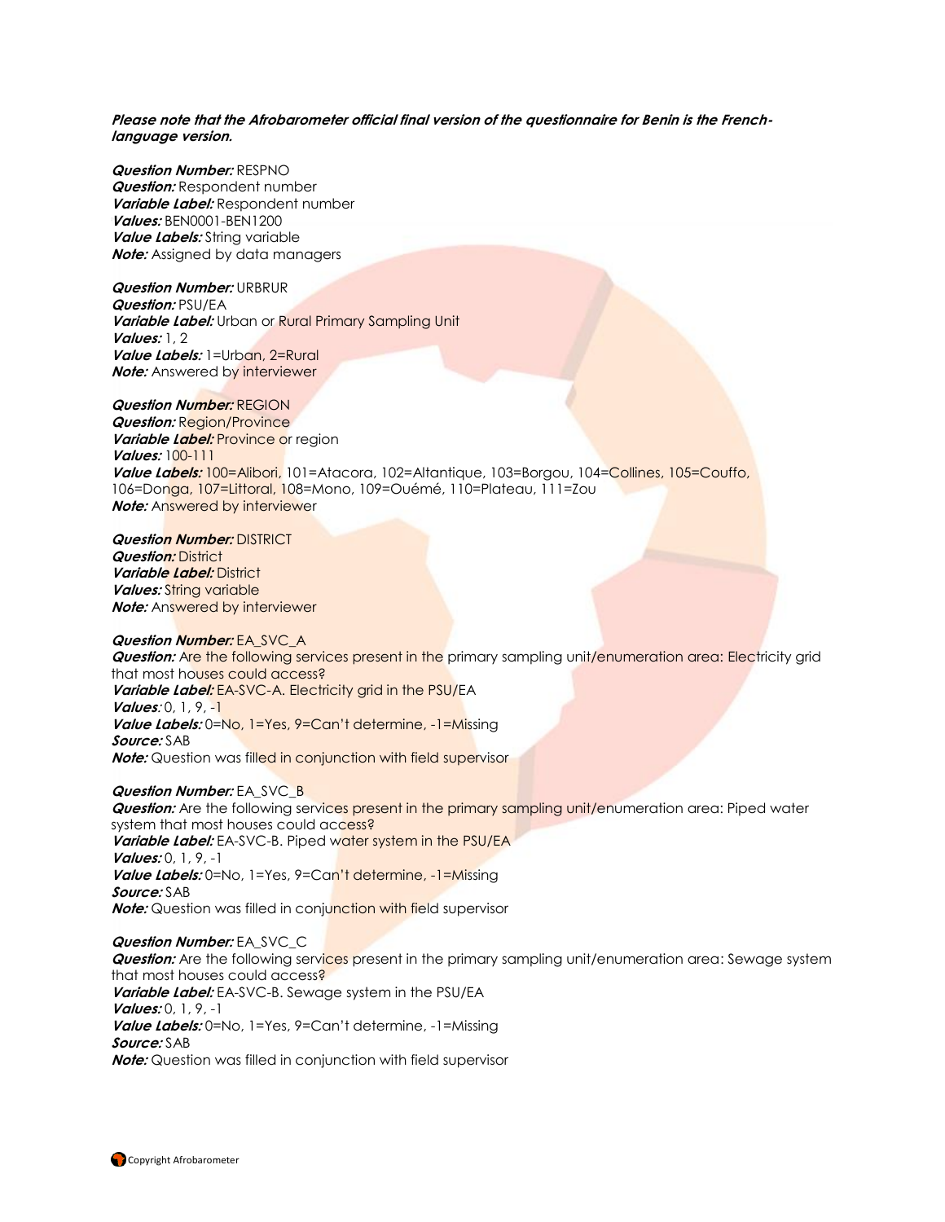***Please note that the Afrobarometer official final version of the questionnaire for Benin is the French-language version.***

***Question Number:*** RESPNO
***Question:*** Respondent number
***Variable Label:*** Respondent number
***Values:*** BEN0001-BEN1200
***Value Labels:*** String variable
***Note:*** Assigned by data managers

***Question Number:*** URBRUR
***Question:*** PSU/EA
***Variable Label:*** Urban or Rural Primary Sampling Unit
***Values:*** 1, 2
***Value Labels:*** 1=Urban, 2=Rural
***Note:*** Answered by interviewer

***Question Number:*** REGION
***Question:*** Region/Province
***Variable Label:*** Province or region
***Values:*** 100-111
***Value Labels:*** 100=Alibori, 101=Atacora, 102=Altantique, 103=Borgou, 104=Collines, 105=Couffo, 106=Donga, 107=Littoral, 108=Mono, 109=Ouémé, 110=Plateau, 111=Zou
***Note:*** Answered by interviewer

***Question Number:*** DISTRICT
***Question:*** District
***Variable Label:*** District
***Values:*** String variable
***Note:*** Answered by interviewer

***Question Number:*** EA_SVC_A
***Question:*** Are the following services present in the primary sampling unit/enumeration area: Electricity grid that most houses could access?
***Variable Label:*** EA-SVC-A. Electricity grid in the PSU/EA
***Values:*** 0, 1, 9, -1
***Value Labels:*** 0=No, 1=Yes, 9=Can't determine, -1=Missing
***Source:*** SAB
***Note:*** Question was filled in conjunction with field supervisor

***Question Number:*** EA_SVC_B
***Question:*** Are the following services present in the primary sampling unit/enumeration area: Piped water system that most houses could access?
***Variable Label:*** EA-SVC-B. Piped water system in the PSU/EA
***Values:*** 0, 1, 9, -1
***Value Labels:*** 0=No, 1=Yes, 9=Can't determine, -1=Missing
***Source:*** SAB
***Note:*** Question was filled in conjunction with field supervisor

***Question Number:*** EA_SVC_C
***Question:*** Are the following services present in the primary sampling unit/enumeration area: Sewage system that most houses could access?
***Variable Label:*** EA-SVC-B. Sewage system in the PSU/EA
***Values:*** 0, 1, 9, -1
***Value Labels:*** 0=No, 1=Yes, 9=Can't determine, -1=Missing
***Source:*** SAB
***Note:*** Question was filled in conjunction with field supervisor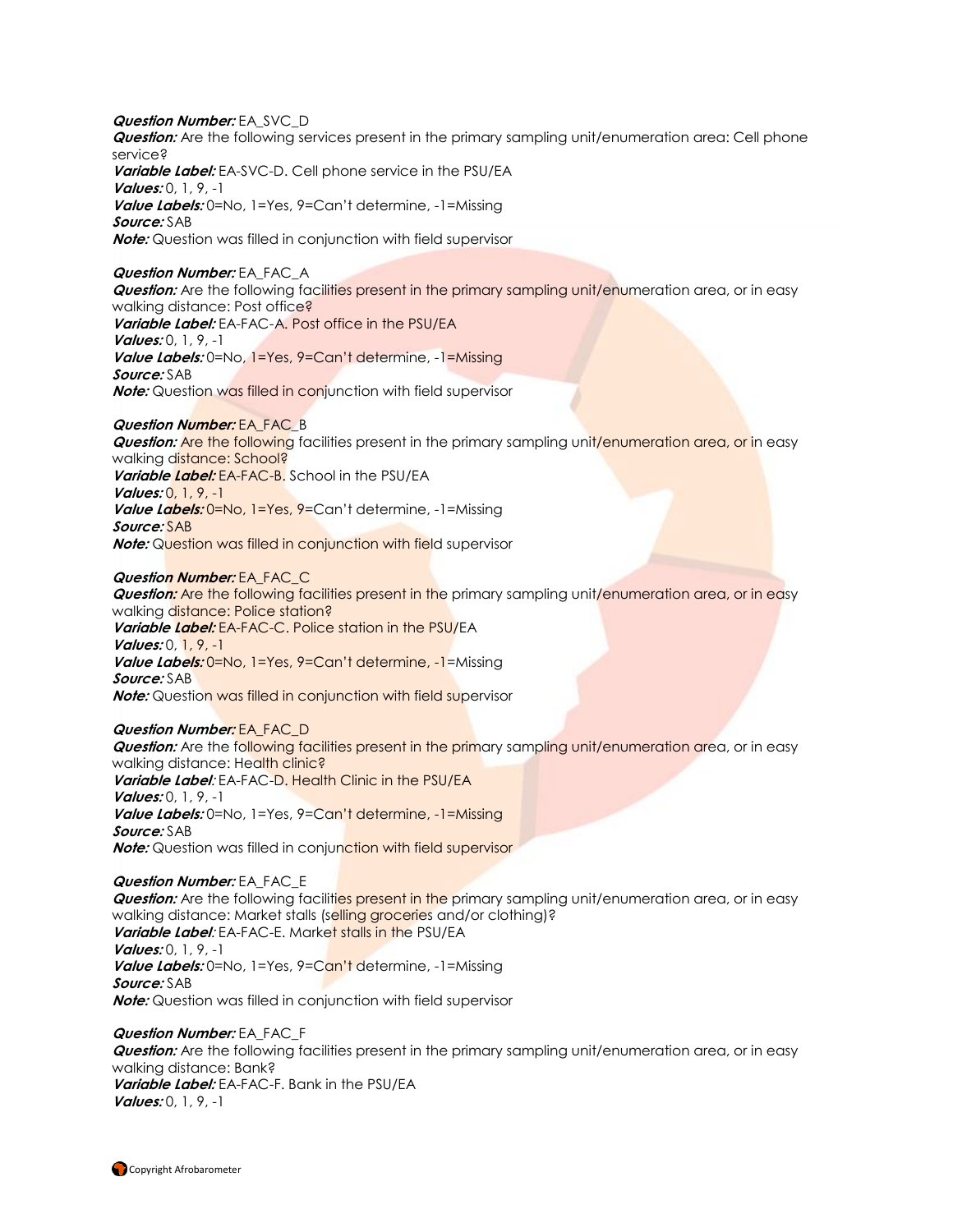***Question Number:*** EA_SVC_D
***Question:*** Are the following services present in the primary sampling unit/enumeration area: Cell phone service?
***Variable Label:*** EA-SVC-D. Cell phone service in the PSU/EA
***Values:*** 0, 1, 9, -1
***Value Labels:*** 0=No, 1=Yes, 9=Can't determine, -1=Missing
***Source:*** SAB
***Note:*** Question was filled in conjunction with field supervisor

***Question Number:*** EA_FAC_A
***Question:*** Are the following facilities present in the primary sampling unit/enumeration area, or in easy walking distance: Post office?
***Variable Label:*** EA-FAC-A. Post office in the PSU/EA
***Values:*** 0, 1, 9, -1
***Value Labels:*** 0=No, 1=Yes, 9=Can't determine, -1=Missing
***Source:*** SAB
***Note:*** Question was filled in conjunction with field supervisor

***Question Number:*** EA_FAC_B
***Question:*** Are the following facilities present in the primary sampling unit/enumeration area, or in easy walking distance: School?
***Variable Label:*** EA-FAC-B. School in the PSU/EA
***Values:*** 0, 1, 9, -1
***Value Labels:*** 0=No, 1=Yes, 9=Can't determine, -1=Missing
***Source:*** SAB
***Note:*** Question was filled in conjunction with field supervisor

***Question Number:*** EA_FAC_C
***Question:*** Are the following facilities present in the primary sampling unit/enumeration area, or in easy walking distance: Police station?
***Variable Label:*** EA-FAC-C. Police station in the PSU/EA
***Values:*** 0, 1, 9, -1
***Value Labels:*** 0=No, 1=Yes, 9=Can't determine, -1=Missing
***Source:*** SAB
***Note:*** Question was filled in conjunction with field supervisor

***Question Number:*** EA_FAC_D
***Question:*** Are the following facilities present in the primary sampling unit/enumeration area, or in easy walking distance: Health clinic?
***Variable Label***: EA-FAC-D. Health Clinic in the PSU/EA
***Values:*** 0, 1, 9, -1
***Value Labels:*** 0=No, 1=Yes, 9=Can't determine, -1=Missing
***Source:*** SAB
***Note:*** Question was filled in conjunction with field supervisor

***Question Number:*** EA_FAC_E
***Question:*** Are the following facilities present in the primary sampling unit/enumeration area, or in easy walking distance: Market stalls (selling groceries and/or clothing)?
***Variable Label***: EA-FAC-E. Market stalls in the PSU/EA
***Values:*** 0, 1, 9, -1
***Value Labels:*** 0=No, 1=Yes, 9=Can't determine, -1=Missing
***Source:*** SAB
***Note:*** Question was filled in conjunction with field supervisor

***Question Number:*** EA_FAC_F
***Question:*** Are the following facilities present in the primary sampling unit/enumeration area, or in easy walking distance: Bank?
***Variable Label:*** EA-FAC-F. Bank in the PSU/EA
***Values:*** 0, 1, 9, -1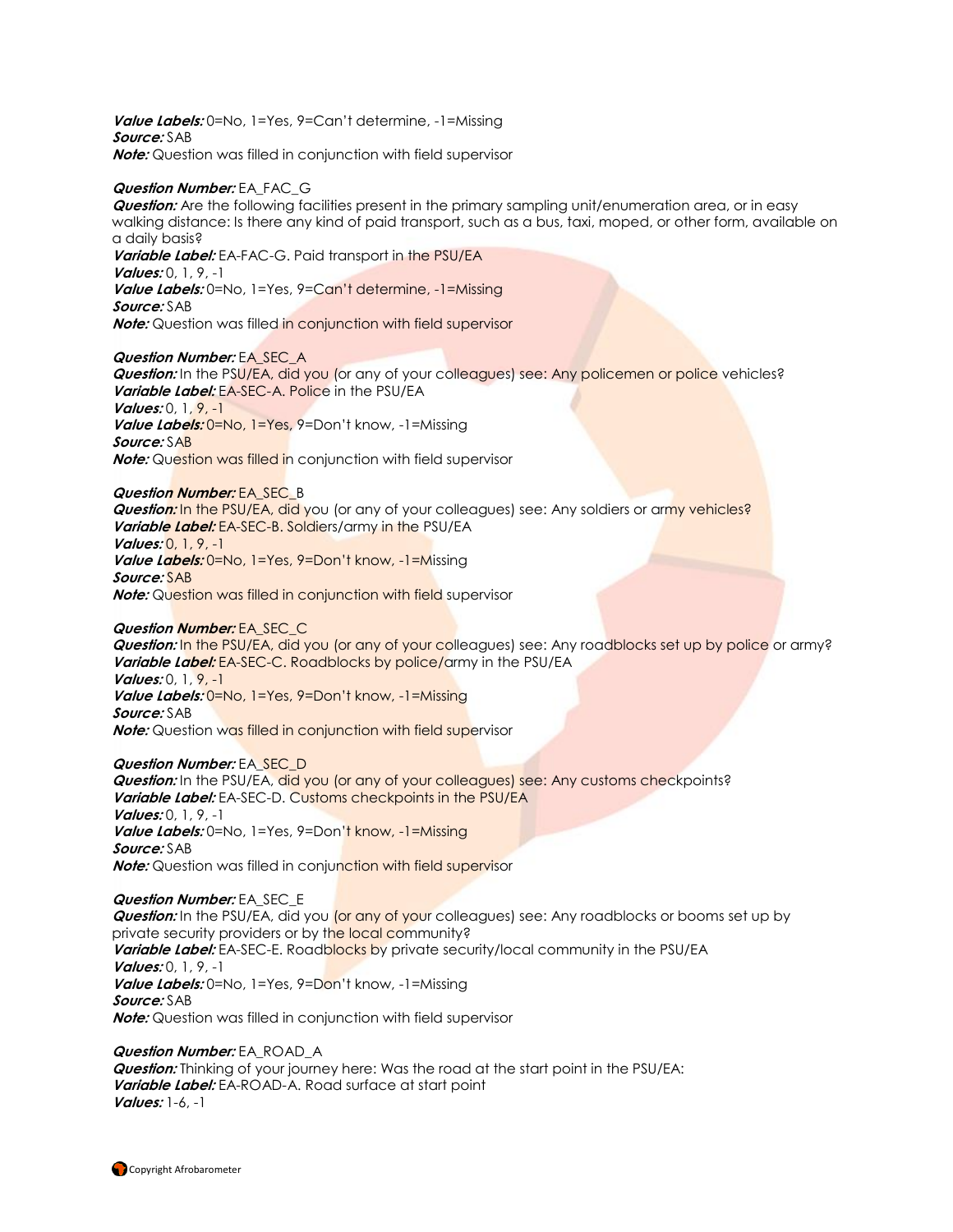***Value Labels:*** 0=No, 1=Yes, 9=Can't determine, -1=Missing
***Source:*** SAB
***Note:*** Question was filled in conjunction with field supervisor

***Question Number:*** EA_FAC_G
***Question:*** Are the following facilities present in the primary sampling unit/enumeration area, or in easy walking distance: Is there any kind of paid transport, such as a bus, taxi, moped, or other form, available on a daily basis?
***Variable Label:*** EA-FAC-G. Paid transport in the PSU/EA
***Values:*** 0, 1, 9, -1
***Value Labels:*** 0=No, 1=Yes, 9=Can't determine, -1=Missing
***Source:*** SAB
***Note:*** Question was filled in conjunction with field supervisor

***Question Number:*** EA_SEC_A
***Question:*** In the PSU/EA, did you (or any of your colleagues) see: Any policemen or police vehicles?
***Variable Label:*** EA-SEC-A. Police in the PSU/EA
***Values:*** 0, 1, 9, -1
***Value Labels:*** 0=No, 1=Yes, 9=Don't know, -1=Missing
***Source:*** SAB
***Note:*** Question was filled in conjunction with field supervisor

***Question Number:*** EA_SEC_B
***Question:*** In the PSU/EA, did you (or any of your colleagues) see: Any soldiers or army vehicles?
***Variable Label:*** EA-SEC-B. Soldiers/army in the PSU/EA
***Values:*** 0, 1, 9, -1
***Value Labels:*** 0=No, 1=Yes, 9=Don't know, -1=Missing
***Source:*** SAB
***Note:*** Question was filled in conjunction with field supervisor

***Question Number:*** EA_SEC_C
***Question:*** In the PSU/EA, did you (or any of your colleagues) see: Any roadblocks set up by police or army?
***Variable Label:*** EA-SEC-C. Roadblocks by police/army in the PSU/EA
***Values:*** 0, 1, 9, -1
***Value Labels:*** 0=No, 1=Yes, 9=Don't know, -1=Missing
***Source:*** SAB
***Note:*** Question was filled in conjunction with field supervisor

***Question Number:*** EA_SEC_D
***Question:*** In the PSU/EA, did you (or any of your colleagues) see: Any customs checkpoints?
***Variable Label:*** EA-SEC-D. Customs checkpoints in the PSU/EA
***Values:*** 0, 1, 9, -1
***Value Labels:*** 0=No, 1=Yes, 9=Don't know, -1=Missing
***Source:*** SAB
***Note:*** Question was filled in conjunction with field supervisor

***Question Number:*** EA_SEC_E
***Question:*** In the PSU/EA, did you (or any of your colleagues) see: Any roadblocks or booms set up by private security providers or by the local community?
***Variable Label:*** EA-SEC-E. Roadblocks by private security/local community in the PSU/EA
***Values:*** 0, 1, 9, -1
***Value Labels:*** 0=No, 1=Yes, 9=Don't know, -1=Missing
***Source:*** SAB
***Note:*** Question was filled in conjunction with field supervisor

***Question Number:*** EA_ROAD_A
***Question:*** Thinking of your journey here: Was the road at the start point in the PSU/EA:
***Variable Label:*** EA-ROAD-A. Road surface at start point
***Values:*** 1-6, -1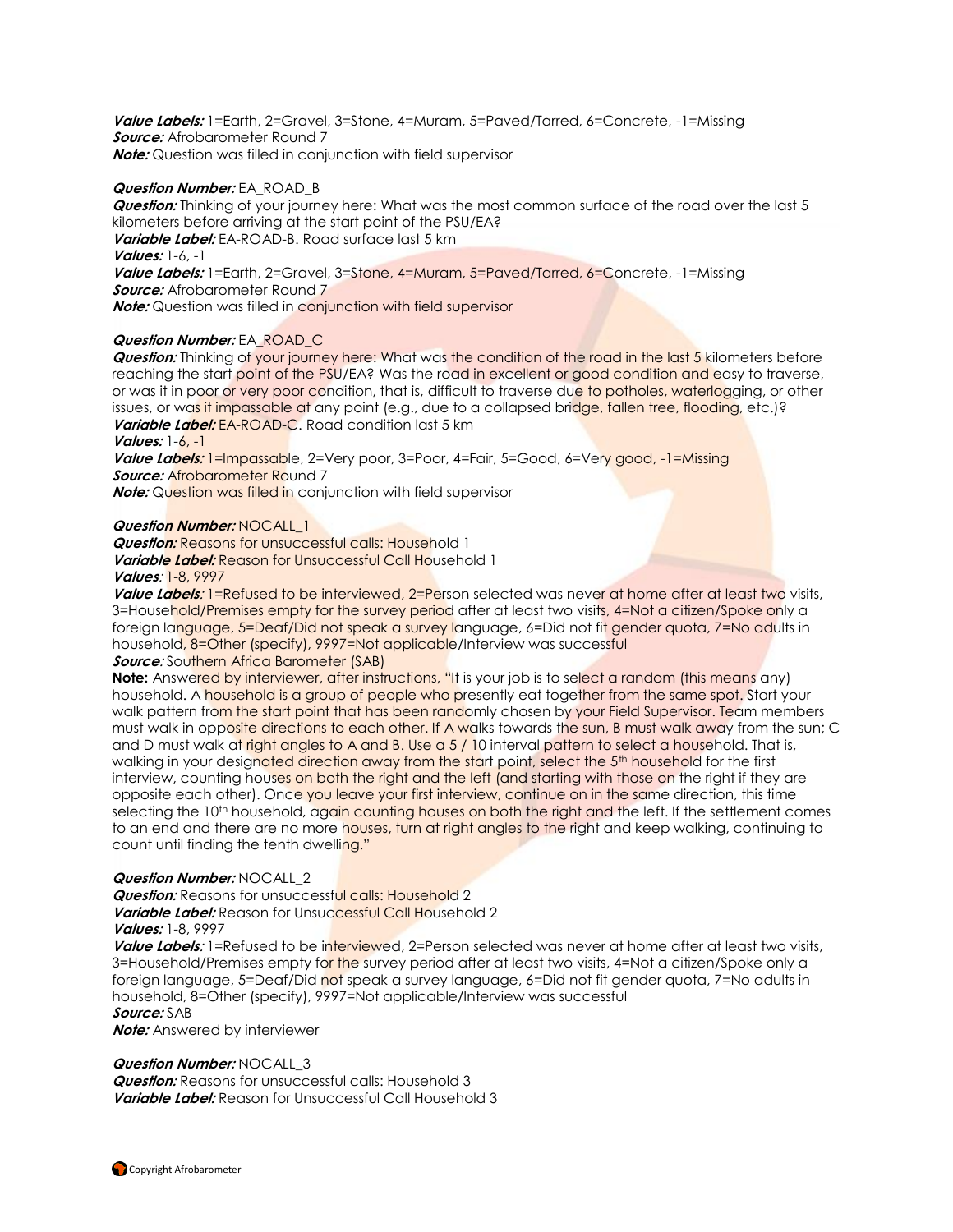**Value Labels:** 1=Earth, 2=Gravel, 3=Stone, 4=Muram, 5=Paved/Tarred, 6=Concrete, -1=Missing
**Source:** Afrobarometer Round 7
**Note:** Question was filled in conjunction with field supervisor

**Question Number:** EA_ROAD_B
**Question:** Thinking of your journey here: What was the most common surface of the road over the last 5 kilometers before arriving at the start point of the PSU/EA?
**Variable Label:** EA-ROAD-B. Road surface last 5 km
**Values:** 1-6, -1
**Value Labels:** 1=Earth, 2=Gravel, 3=Stone, 4=Muram, 5=Paved/Tarred, 6=Concrete, -1=Missing
**Source:** Afrobarometer Round 7
**Note:** Question was filled in conjunction with field supervisor

**Question Number:** EA_ROAD_C
**Question:** Thinking of your journey here: What was the condition of the road in the last 5 kilometers before reaching the start point of the PSU/EA? Was the road in excellent or good condition and easy to traverse, or was it in poor or very poor condition, that is, difficult to traverse due to potholes, waterlogging, or other issues, or was it impassable at any point (e.g., due to a collapsed bridge, fallen tree, flooding, etc.)?
**Variable Label:** EA-ROAD-C. Road condition last 5 km
**Values:** 1-6, -1
**Value Labels:** 1=Impassable, 2=Very poor, 3=Poor, 4=Fair, 5=Good, 6=Very good, -1=Missing
**Source:** Afrobarometer Round 7
**Note:** Question was filled in conjunction with field supervisor

**Question Number:** NOCALL_1
**Question:** Reasons for unsuccessful calls: Household 1
**Variable Label:** Reason for Unsuccessful Call Household 1
**Values**: 1-8, 9997
**Value Labels**: 1=Refused to be interviewed, 2=Person selected was never at home after at least two visits, 3=Household/Premises empty for the survey period after at least two visits, 4=Not a citizen/Spoke only a foreign language, 5=Deaf/Did not speak a survey language, 6=Did not fit gender quota, 7=No adults in household, 8=Other (specify), 9997=Not applicable/Interview was successful
**Source**: Southern Africa Barometer (SAB)
**Note:** Answered by interviewer, after instructions, "It is your job is to select a random (this means any) household. A household is a group of people who presently eat together from the same spot. Start your walk pattern from the start point that has been randomly chosen by your Field Supervisor. Team members must walk in opposite directions to each other. If A walks towards the sun, B must walk away from the sun; C and D must walk at right angles to A and B. Use a 5 / 10 interval pattern to select a household. That is, walking in your designated direction away from the start point, select the 5th household for the first interview, counting houses on both the right and the left (and starting with those on the right if they are opposite each other). Once you leave your first interview, continue on in the same direction, this time selecting the 10th household, again counting houses on both the right and the left. If the settlement comes to an end and there are no more houses, turn at right angles to the right and keep walking, continuing to count until finding the tenth dwelling."

**Question Number:** NOCALL_2
**Question:** Reasons for unsuccessful calls: Household 2
**Variable Label:** Reason for Unsuccessful Call Household 2
**Values:** 1-8, 9997
**Value Labels**: 1=Refused to be interviewed, 2=Person selected was never at home after at least two visits, 3=Household/Premises empty for the survey period after at least two visits, 4=Not a citizen/Spoke only a foreign language, 5=Deaf/Did not speak a survey language, 6=Did not fit gender quota, 7=No adults in household, 8=Other (specify), 9997=Not applicable/Interview was successful
**Source:** SAB
**Note:** Answered by interviewer

**Question Number:** NOCALL_3
**Question:** Reasons for unsuccessful calls: Household 3
**Variable Label:** Reason for Unsuccessful Call Household 3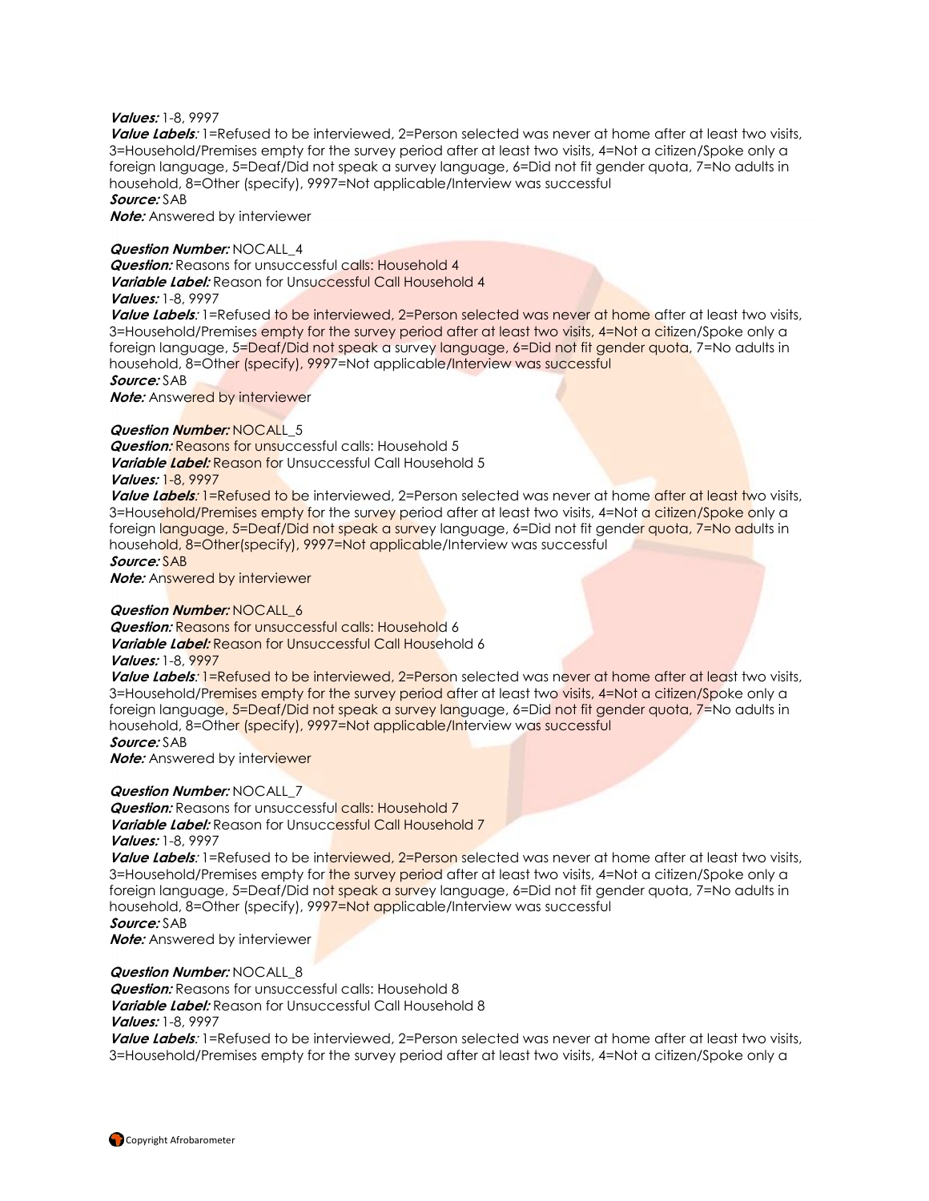***Values:*** 1-8, 9997
***Value Labels**:* 1=Refused to be interviewed, 2=Person selected was never at home after at least two visits, 3=Household/Premises empty for the survey period after at least two visits, 4=Not a citizen/Spoke only a foreign language, 5=Deaf/Did not speak a survey language, 6=Did not fit gender quota, 7=No adults in household, 8=Other (specify), 9997=Not applicable/Interview was successful
***Source:*** SAB
***Note:*** Answered by interviewer

***Question Number:*** NOCALL_4
***Question:*** Reasons for unsuccessful calls: Household 4
***Variable Label:*** Reason for Unsuccessful Call Household 4
***Values:*** 1-8, 9997
***Value Labels**:* 1=Refused to be interviewed, 2=Person selected was never at home after at least two visits, 3=Household/Premises empty for the survey period after at least two visits, 4=Not a citizen/Spoke only a foreign language, 5=Deaf/Did not speak a survey language, 6=Did not fit gender quota, 7=No adults in household, 8=Other (specify), 9997=Not applicable/Interview was successful
***Source:*** SAB
***Note:*** Answered by interviewer

***Question Number:*** NOCALL_5
***Question:*** Reasons for unsuccessful calls: Household 5
***Variable Label:*** Reason for Unsuccessful Call Household 5
***Values:*** 1-8, 9997
***Value Labels**:* 1=Refused to be interviewed, 2=Person selected was never at home after at least two visits, 3=Household/Premises empty for the survey period after at least two visits, 4=Not a citizen/Spoke only a foreign language, 5=Deaf/Did not speak a survey language, 6=Did not fit gender quota, 7=No adults in household, 8=Other(specify), 9997=Not applicable/Interview was successful
***Source:*** SAB
***Note:*** Answered by interviewer

***Question Number:*** NOCALL_6
***Question:*** Reasons for unsuccessful calls: Household 6
***Variable Label:*** Reason for Unsuccessful Call Household 6
***Values:*** 1-8, 9997
***Value Labels**:* 1=Refused to be interviewed, 2=Person selected was never at home after at least two visits, 3=Household/Premises empty for the survey period after at least two visits, 4=Not a citizen/Spoke only a foreign language, 5=Deaf/Did not speak a survey language, 6=Did not fit gender quota, 7=No adults in household, 8=Other (specify), 9997=Not applicable/Interview was successful
***Source:*** SAB
***Note:*** Answered by interviewer

***Question Number:*** NOCALL_7
***Question:*** Reasons for unsuccessful calls: Household 7
***Variable Label:*** Reason for Unsuccessful Call Household 7
***Values:*** 1-8, 9997
***Value Labels**:* 1=Refused to be interviewed, 2=Person selected was never at home after at least two visits, 3=Household/Premises empty for the survey period after at least two visits, 4=Not a citizen/Spoke only a foreign language, 5=Deaf/Did not speak a survey language, 6=Did not fit gender quota, 7=No adults in household, 8=Other (specify), 9997=Not applicable/Interview was successful
***Source:*** SAB
***Note:*** Answered by interviewer

***Question Number:*** NOCALL_8
***Question:*** Reasons for unsuccessful calls: Household 8
***Variable Label:*** Reason for Unsuccessful Call Household 8
***Values:*** 1-8, 9997
***Value Labels**:* 1=Refused to be interviewed, 2=Person selected was never at home after at least two visits, 3=Household/Premises empty for the survey period after at least two visits, 4=Not a citizen/Spoke only a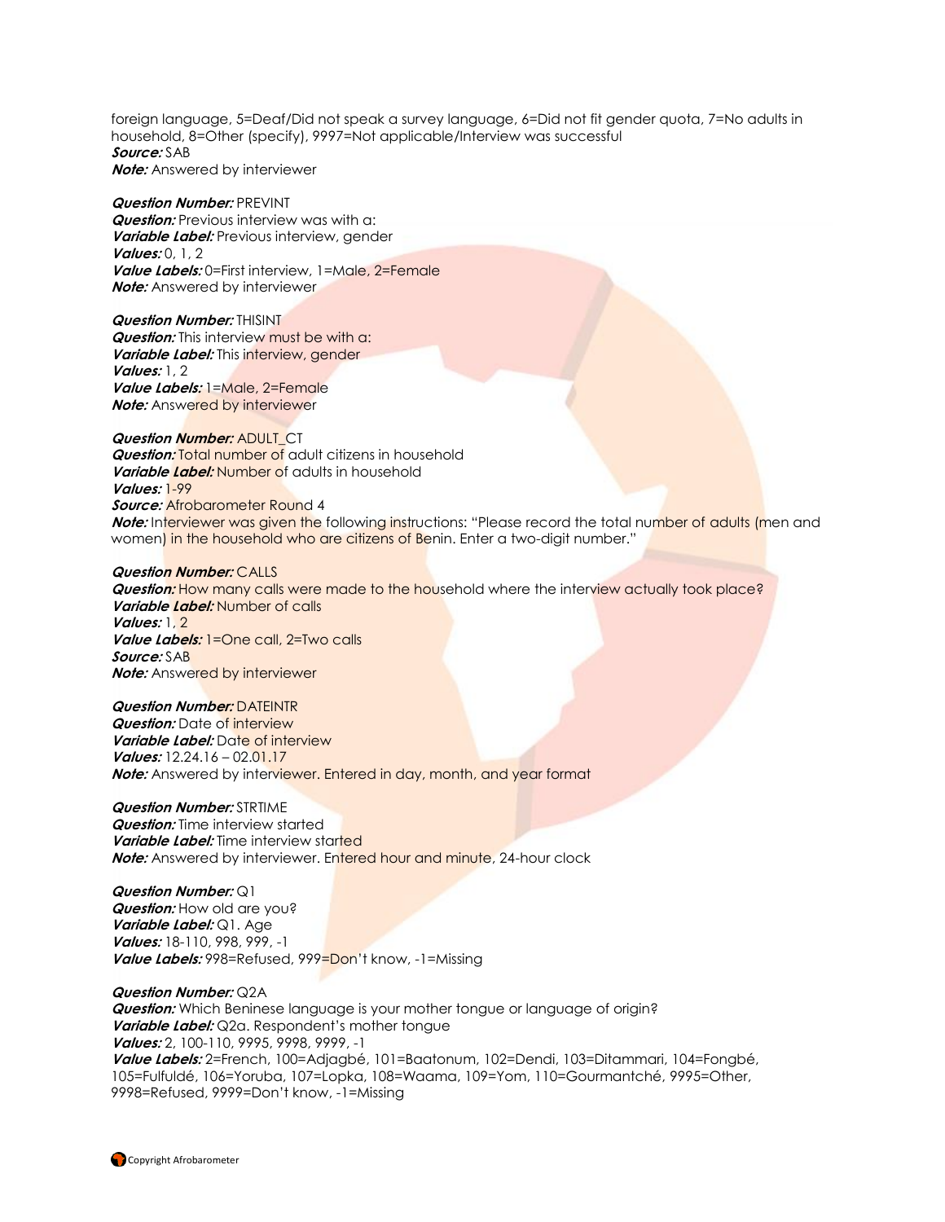foreign language, 5=Deaf/Did not speak a survey language, 6=Did not fit gender quota, 7=No adults in household, 8=Other (specify), 9997=Not applicable/Interview was successful
***Source:*** SAB
***Note:*** Answered by interviewer

***Question Number:*** PREVINT
***Question:*** Previous interview was with a:
***Variable Label:*** Previous interview, gender
***Values:*** 0, 1, 2
***Value Labels:*** 0=First interview, 1=Male, 2=Female
***Note:*** Answered by interviewer

***Question Number:*** THISINT
***Question:*** This interview must be with a:
***Variable Label:*** This interview, gender
***Values:*** 1, 2
***Value Labels:*** 1=Male, 2=Female
***Note:*** Answered by interviewer

***Question Number:*** ADULT_CT
***Question:*** Total number of adult citizens in household
***Variable Label:*** Number of adults in household
***Values:*** 1-99
***Source:*** Afrobarometer Round 4
***Note:*** Interviewer was given the following instructions: "Please record the total number of adults (men and women) in the household who are citizens of Benin. Enter a two-digit number."

***Question Number:*** CALLS
***Question:*** How many calls were made to the household where the interview actually took place?
***Variable Label:*** Number of calls
***Values:*** 1, 2
***Value Labels:*** 1=One call, 2=Two calls
***Source:*** SAB
***Note:*** Answered by interviewer

***Question Number:*** DATEINTR
***Question:*** Date of interview
***Variable Label:*** Date of interview
***Values:*** 12.24.16 – 02.01.17
***Note:*** Answered by interviewer. Entered in day, month, and year format

***Question Number:*** STRTIME
***Question:*** Time interview started
***Variable Label:*** Time interview started
***Note:*** Answered by interviewer. Entered hour and minute, 24-hour clock

***Question Number:*** Q1
***Question:*** How old are you?
***Variable Label:*** Q1. Age
***Values:*** 18-110, 998, 999, -1
***Value Labels:*** 998=Refused, 999=Don't know, -1=Missing

***Question Number:*** Q2A
***Question:*** Which Beninese language is your mother tongue or language of origin?
***Variable Label:*** Q2a. Respondent's mother tongue
***Values:*** 2, 100-110, 9995, 9998, 9999, -1
***Value Labels:*** 2=French, 100=Adjagbé, 101=Baatonum, 102=Dendi, 103=Ditammari, 104=Fongbé, 105=Fulfuldé, 106=Yoruba, 107=Lopka, 108=Waama, 109=Yom, 110=Gourmantché, 9995=Other, 9998=Refused, 9999=Don't know, -1=Missing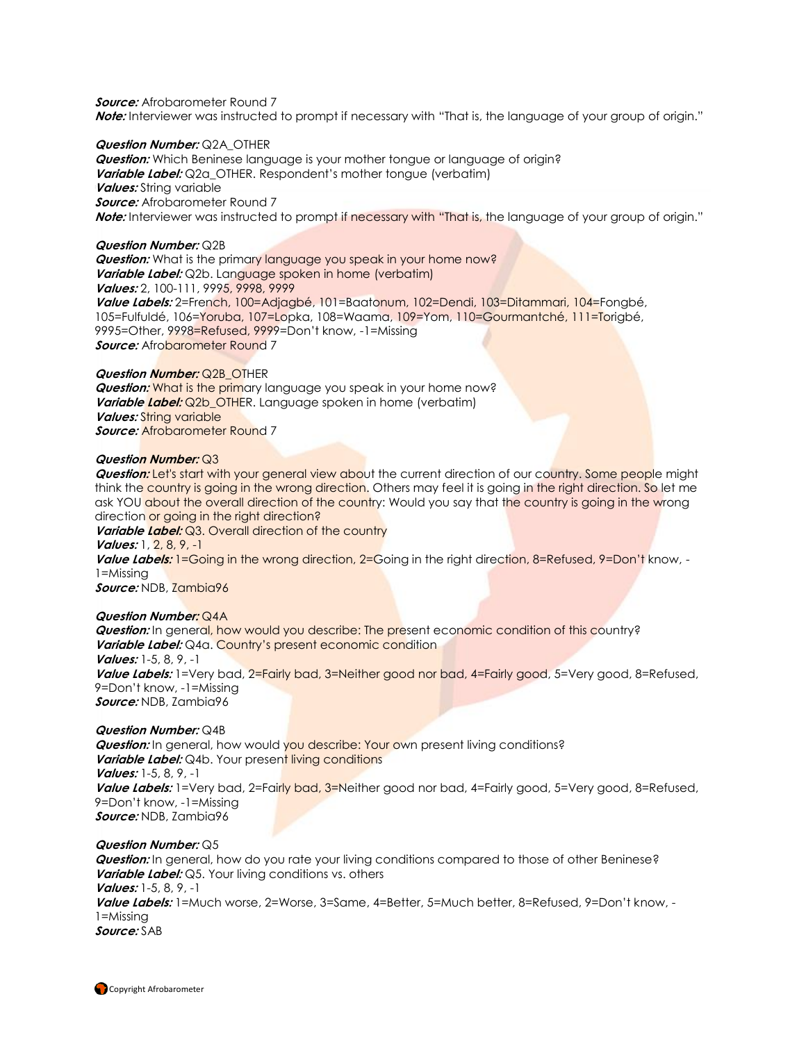***Source:*** Afrobarometer Round 7
***Note:*** Interviewer was instructed to prompt if necessary with "That is, the language of your group of origin."

***Question Number:*** Q2A_OTHER
***Question:*** Which Beninese language is your mother tongue or language of origin?
***Variable Label:*** Q2a_OTHER. Respondent's mother tongue (verbatim)
***Values:*** String variable
***Source:*** Afrobarometer Round 7
***Note:*** Interviewer was instructed to prompt if necessary with "That is, the language of your group of origin."

***Question Number:*** Q2B
***Question:*** What is the primary language you speak in your home now?
***Variable Label:*** Q2b. Language spoken in home (verbatim)
***Values:*** 2, 100-111, 9995, 9998, 9999
***Value Labels:*** 2=French, 100=Adjagbé, 101=Baatonum, 102=Dendi, 103=Ditammari, 104=Fongbé, 105=Fulfuldé, 106=Yoruba, 107=Lopka, 108=Waama, 109=Yom, 110=Gourmantché, 111=Torigbé, 9995=Other, 9998=Refused, 9999=Don't know, -1=Missing
***Source:*** Afrobarometer Round 7

***Question Number:*** Q2B_OTHER
***Question:*** What is the primary language you speak in your home now?
***Variable Label:*** Q2b_OTHER. Language spoken in home (verbatim)
***Values:*** String variable
***Source:*** Afrobarometer Round 7

***Question Number:*** Q3
***Question:*** Let's start with your general view about the current direction of our country. Some people might think the country is going in the wrong direction. Others may feel it is going in the right direction. So let me ask YOU about the overall direction of the country: Would you say that the country is going in the wrong direction or going in the right direction?
***Variable Label:*** Q3. Overall direction of the country
***Values:*** 1, 2, 8, 9, -1
***Value Labels:*** 1=Going in the wrong direction, 2=Going in the right direction, 8=Refused, 9=Don't know, -1=Missing
***Source:*** NDB, Zambia96

***Question Number:*** Q4A
***Question:*** In general, how would you describe: The present economic condition of this country?
***Variable Label:*** Q4a. Country's present economic condition
***Values:*** 1-5, 8, 9, -1
***Value Labels:*** 1=Very bad, 2=Fairly bad, 3=Neither good nor bad, 4=Fairly good, 5=Very good, 8=Refused, 9=Don't know, -1=Missing
***Source:*** NDB, Zambia96

***Question Number:*** Q4B
***Question:*** In general, how would you describe: Your own present living conditions?
***Variable Label:*** Q4b. Your present living conditions
***Values:*** 1-5, 8, 9, -1
***Value Labels:*** 1=Very bad, 2=Fairly bad, 3=Neither good nor bad, 4=Fairly good, 5=Very good, 8=Refused, 9=Don't know, -1=Missing
***Source:*** NDB, Zambia96

***Question Number:*** Q5
***Question:*** In general, how do you rate your living conditions compared to those of other Beninese?
***Variable Label:*** Q5. Your living conditions vs. others
***Values:*** 1-5, 8, 9, -1
***Value Labels:*** 1=Much worse, 2=Worse, 3=Same, 4=Better, 5=Much better, 8=Refused, 9=Don't know, -1=Missing
***Source:*** SAB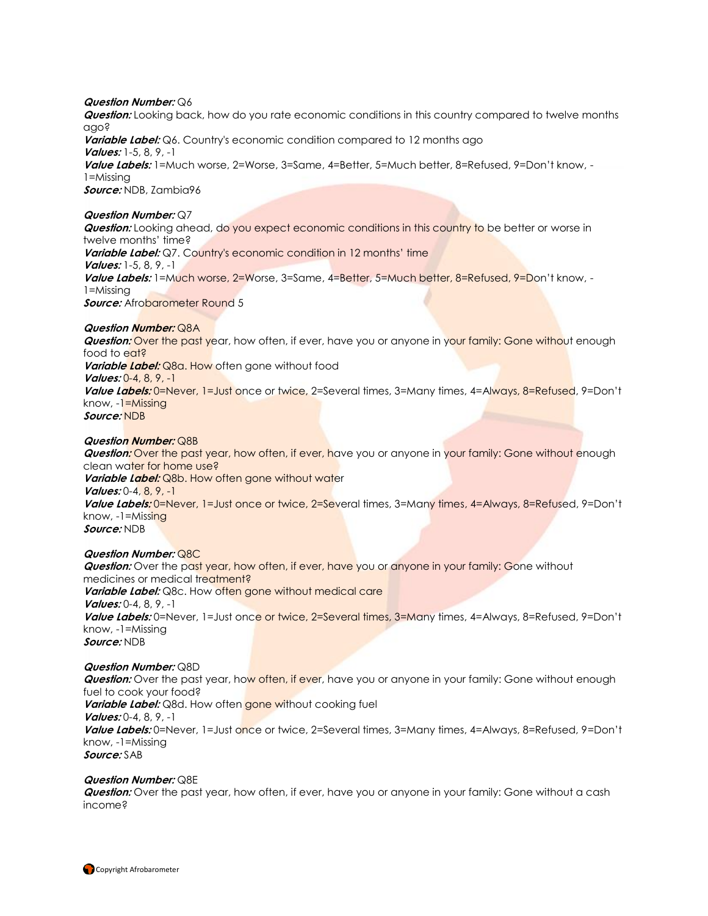***Question Number:*** Q6
***Question:*** Looking back, how do you rate economic conditions in this country compared to twelve months ago?
***Variable Label:*** Q6. Country's economic condition compared to 12 months ago
***Values:*** 1-5, 8, 9, -1
***Value Labels:*** 1=Much worse, 2=Worse, 3=Same, 4=Better, 5=Much better, 8=Refused, 9=Don't know, -1=Missing
***Source:*** NDB, Zambia96

***Question Number:*** Q7
***Question:*** Looking ahead, do you expect economic conditions in this country to be better or worse in twelve months' time?
***Variable Label:*** Q7. Country's economic condition in 12 months' time
***Values:*** 1-5, 8, 9, -1
***Value Labels:*** 1=Much worse, 2=Worse, 3=Same, 4=Better, 5=Much better, 8=Refused, 9=Don't know, -1=Missing
***Source:*** Afrobarometer Round 5

***Question Number:*** Q8A
***Question:*** Over the past year, how often, if ever, have you or anyone in your family: Gone without enough food to eat?
***Variable Label:*** Q8a. How often gone without food
***Values:*** 0-4, 8, 9, -1
***Value Labels:*** 0=Never, 1=Just once or twice, 2=Several times, 3=Many times, 4=Always, 8=Refused, 9=Don't know, -1=Missing
***Source:*** NDB

***Question Number:*** Q8B
***Question:*** Over the past year, how often, if ever, have you or anyone in your family: Gone without enough clean water for home use?
***Variable Label:*** Q8b. How often gone without water
***Values:*** 0-4, 8, 9, -1
***Value Labels:*** 0=Never, 1=Just once or twice, 2=Several times, 3=Many times, 4=Always, 8=Refused, 9=Don't know, -1=Missing
***Source:*** NDB

***Question Number:*** Q8C
***Question:*** Over the past year, how often, if ever, have you or anyone in your family: Gone without medicines or medical treatment?
***Variable Label:*** Q8c. How often gone without medical care
***Values:*** 0-4, 8, 9, -1
***Value Labels:*** 0=Never, 1=Just once or twice, 2=Several times, 3=Many times, 4=Always, 8=Refused, 9=Don't know, -1=Missing
***Source:*** NDB

***Question Number:*** Q8D
***Question:*** Over the past year, how often, if ever, have you or anyone in your family: Gone without enough fuel to cook your food?
***Variable Label:*** Q8d. How often gone without cooking fuel
***Values:*** 0-4, 8, 9, -1
***Value Labels:*** 0=Never, 1=Just once or twice, 2=Several times, 3=Many times, 4=Always, 8=Refused, 9=Don't know, -1=Missing
***Source:*** SAB

***Question Number:*** Q8E
***Question:*** Over the past year, how often, if ever, have you or anyone in your family: Gone without a cash income?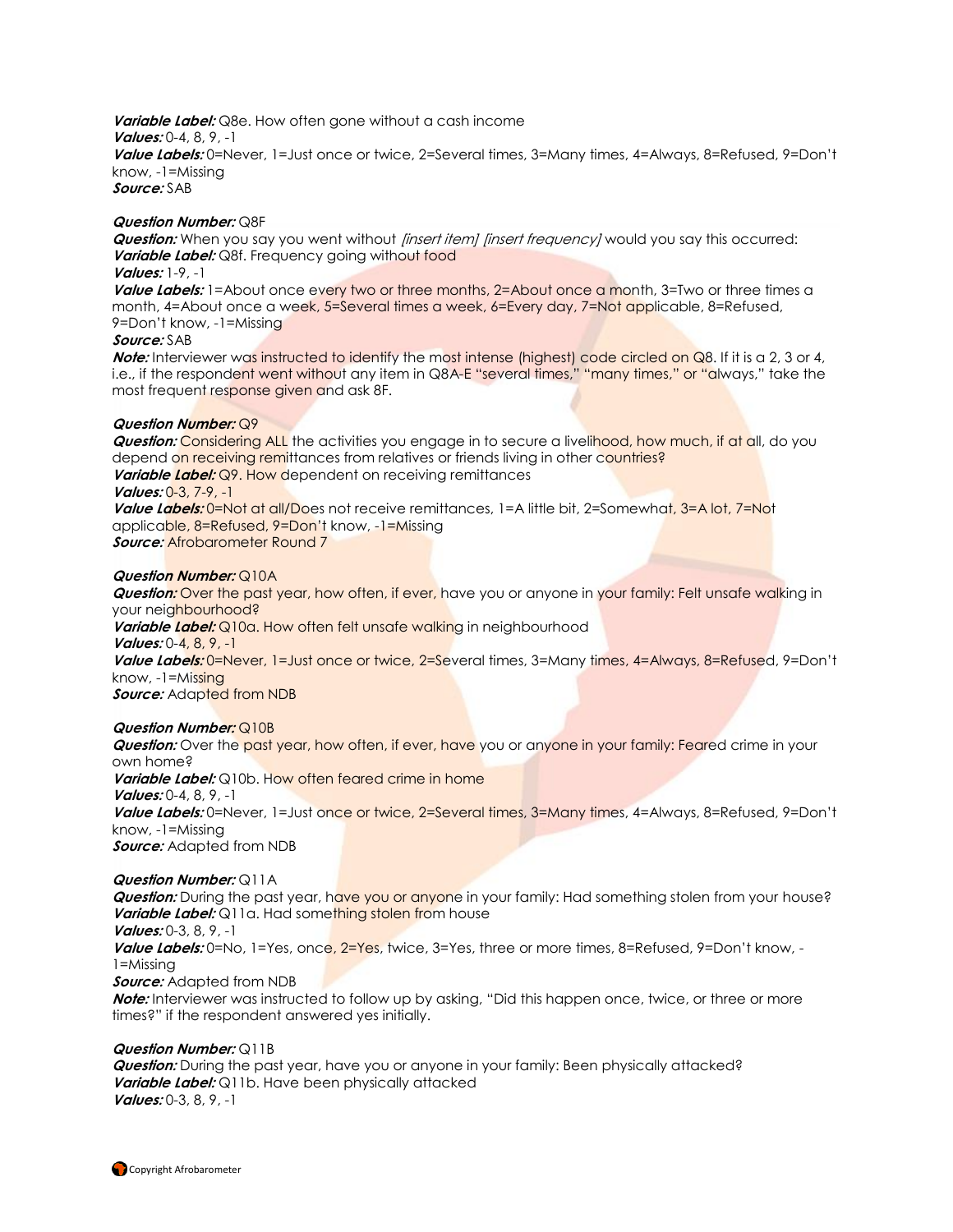***Variable Label:*** Q8e. How often gone without a cash income
***Values:*** 0-4, 8, 9, -1
***Value Labels:*** 0=Never, 1=Just once or twice, 2=Several times, 3=Many times, 4=Always, 8=Refused, 9=Don't know, -1=Missing
***Source:*** SAB

***Question Number:*** Q8F
***Question:*** When you say you went without *[insert item] [insert frequency]* would you say this occurred:
***Variable Label:*** Q8f. Frequency going without food
***Values:*** 1-9, -1
***Value Labels:*** 1=About once every two or three months, 2=About once a month, 3=Two or three times a month, 4=About once a week, 5=Several times a week, 6=Every day, 7=Not applicable, 8=Refused, 9=Don't know, -1=Missing
***Source:*** SAB
***Note:*** Interviewer was instructed to identify the most intense (highest) code circled on Q8. If it is a 2, 3 or 4, i.e., if the respondent went without any item in Q8A-E "several times," "many times," or "always," take the most frequent response given and ask 8F.

***Question Number:*** Q9
***Question:*** Considering ALL the activities you engage in to secure a livelihood, how much, if at all, do you depend on receiving remittances from relatives or friends living in other countries?
***Variable Label:*** Q9. How dependent on receiving remittances
***Values:*** 0-3, 7-9, -1
***Value Labels:*** 0=Not at all/Does not receive remittances, 1=A little bit, 2=Somewhat, 3=A lot, 7=Not applicable, 8=Refused, 9=Don't know, -1=Missing
***Source:*** Afrobarometer Round 7

***Question Number:*** Q10A
***Question:*** Over the past year, how often, if ever, have you or anyone in your family: Felt unsafe walking in your neighbourhood?
***Variable Label:*** Q10a. How often felt unsafe walking in neighbourhood
***Values:*** 0-4, 8, 9, -1
***Value Labels:*** 0=Never, 1=Just once or twice, 2=Several times, 3=Many times, 4=Always, 8=Refused, 9=Don't know, -1=Missing
***Source:*** Adapted from NDB

***Question Number:*** Q10B
***Question:*** Over the past year, how often, if ever, have you or anyone in your family: Feared crime in your own home?
***Variable Label:*** Q10b. How often feared crime in home
***Values:*** 0-4, 8, 9, -1
***Value Labels:*** 0=Never, 1=Just once or twice, 2=Several times, 3=Many times, 4=Always, 8=Refused, 9=Don't know, -1=Missing
***Source:*** Adapted from NDB

***Question Number:*** Q11A
***Question:*** During the past year, have you or anyone in your family: Had something stolen from your house?
***Variable Label:*** Q11a. Had something stolen from house
***Values:*** 0-3, 8, 9, -1
***Value Labels:*** 0=No, 1=Yes, once, 2=Yes, twice, 3=Yes, three or more times, 8=Refused, 9=Don't know, -1=Missing
***Source:*** Adapted from NDB
***Note:*** Interviewer was instructed to follow up by asking, "Did this happen once, twice, or three or more times?" if the respondent answered yes initially.

***Question Number:*** Q11B
***Question:*** During the past year, have you or anyone in your family: Been physically attacked?
***Variable Label:*** Q11b. Have been physically attacked
***Values:*** 0-3, 8, 9, -1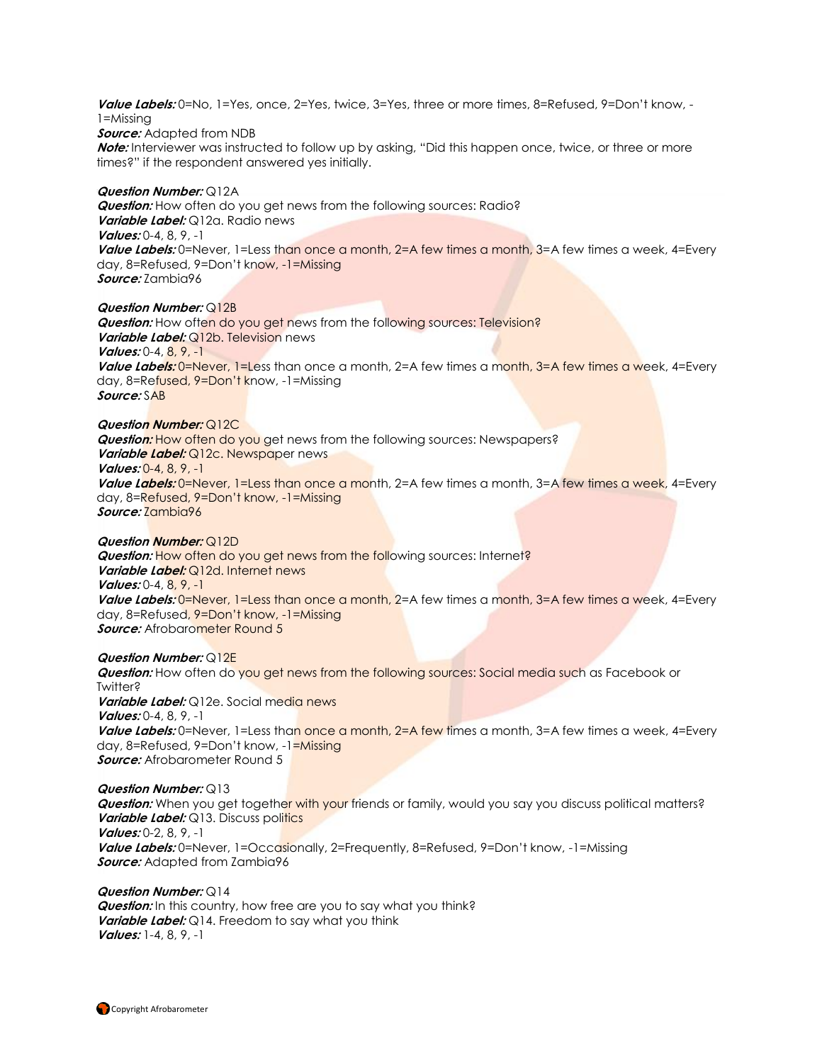***Value Labels:*** 0=No, 1=Yes, once, 2=Yes, twice, 3=Yes, three or more times, 8=Refused, 9=Don't know, -1=Missing
***Source:*** Adapted from NDB
***Note:*** Interviewer was instructed to follow up by asking, "Did this happen once, twice, or three or more times?" if the respondent answered yes initially.

***Question Number:*** Q12A
***Question:*** How often do you get news from the following sources: Radio?
***Variable Label:*** Q12a. Radio news
***Values:*** 0-4, 8, 9, -1
***Value Labels:*** 0=Never, 1=Less than once a month, 2=A few times a month, 3=A few times a week, 4=Every day, 8=Refused, 9=Don't know, -1=Missing
***Source:*** Zambia96

***Question Number:*** Q12B
***Question:*** How often do you get news from the following sources: Television?
***Variable Label:*** Q12b. Television news
***Values:*** 0-4, 8, 9, -1
***Value Labels:*** 0=Never, 1=Less than once a month, 2=A few times a month, 3=A few times a week, 4=Every day, 8=Refused, 9=Don't know, -1=Missing
***Source:*** SAB

***Question Number:*** Q12C
***Question:*** How often do you get news from the following sources: Newspapers?
***Variable Label:*** Q12c. Newspaper news
***Values:*** 0-4, 8, 9, -1
***Value Labels:*** 0=Never, 1=Less than once a month, 2=A few times a month, 3=A few times a week, 4=Every day, 8=Refused, 9=Don't know, -1=Missing
***Source:*** Zambia96

***Question Number:*** Q12D
***Question:*** How often do you get news from the following sources: Internet?
***Variable Label:*** Q12d. Internet news
***Values:*** 0-4, 8, 9, -1
***Value Labels:*** 0=Never, 1=Less than once a month, 2=A few times a month, 3=A few times a week, 4=Every day, 8=Refused, 9=Don't know, -1=Missing
***Source:*** Afrobarometer Round 5

***Question Number:*** Q12E
***Question:*** How often do you get news from the following sources: Social media such as Facebook or Twitter?
***Variable Label:*** Q12e. Social media news
***Values:*** 0-4, 8, 9, -1
***Value Labels:*** 0=Never, 1=Less than once a month, 2=A few times a month, 3=A few times a week, 4=Every day, 8=Refused, 9=Don't know, -1=Missing
***Source:*** Afrobarometer Round 5

***Question Number:*** Q13
***Question:*** When you get together with your friends or family, would you say you discuss political matters?
***Variable Label:*** Q13. Discuss politics
***Values:*** 0-2, 8, 9, -1
***Value Labels:*** 0=Never, 1=Occasionally, 2=Frequently, 8=Refused, 9=Don't know, -1=Missing
***Source:*** Adapted from Zambia96

***Question Number:*** Q14
***Question:*** In this country, how free are you to say what you think?
***Variable Label:*** Q14. Freedom to say what you think
***Values:*** 1-4, 8, 9, -1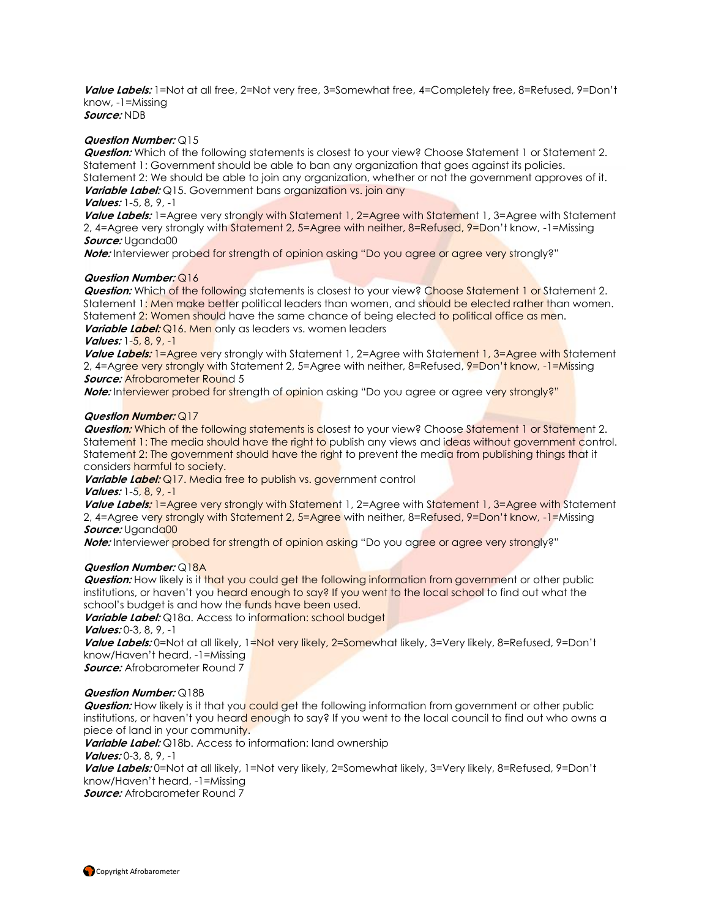***Value Labels:*** 1=Not at all free, 2=Not very free, 3=Somewhat free, 4=Completely free, 8=Refused, 9=Don't know, -1=Missing
***Source:*** NDB

***Question Number:*** Q15
***Question:*** Which of the following statements is closest to your view? Choose Statement 1 or Statement 2.
Statement 1: Government should be able to ban any organization that goes against its policies.
Statement 2: We should be able to join any organization, whether or not the government approves of it.
***Variable Label:*** Q15. Government bans organization vs. join any
***Values:*** 1-5, 8, 9, -1
***Value Labels:*** 1=Agree very strongly with Statement 1, 2=Agree with Statement 1, 3=Agree with Statement 2, 4=Agree very strongly with Statement 2, 5=Agree with neither, 8=Refused, 9=Don't know, -1=Missing
***Source:*** Uganda00
***Note:*** Interviewer probed for strength of opinion asking "Do you agree or agree very strongly?"

***Question Number:*** Q16
***Question:*** Which of the following statements is closest to your view? Choose Statement 1 or Statement 2.
Statement 1: Men make better political leaders than women, and should be elected rather than women.
Statement 2: Women should have the same chance of being elected to political office as men.
***Variable Label:*** Q16. Men only as leaders vs. women leaders
***Values:*** 1-5, 8, 9, -1
***Value Labels:*** 1=Agree very strongly with Statement 1, 2=Agree with Statement 1, 3=Agree with Statement 2, 4=Agree very strongly with Statement 2, 5=Agree with neither, 8=Refused, 9=Don't know, -1=Missing
***Source:*** Afrobarometer Round 5
***Note:*** Interviewer probed for strength of opinion asking "Do you agree or agree very strongly?"

***Question Number:*** Q17
***Question:*** Which of the following statements is closest to your view? Choose Statement 1 or Statement 2.
Statement 1: The media should have the right to publish any views and ideas without government control.
Statement 2: The government should have the right to prevent the media from publishing things that it considers harmful to society.
***Variable Label:*** Q17. Media free to publish vs. government control
***Values:*** 1-5, 8, 9, -1
***Value Labels:*** 1=Agree very strongly with Statement 1, 2=Agree with Statement 1, 3=Agree with Statement 2, 4=Agree very strongly with Statement 2, 5=Agree with neither, 8=Refused, 9=Don't know, -1=Missing
***Source:*** Uganda00
***Note:*** Interviewer probed for strength of opinion asking "Do you agree or agree very strongly?"

***Question Number:*** Q18A
***Question:*** How likely is it that you could get the following information from government or other public institutions, or haven't you heard enough to say? If you went to the local school to find out what the school's budget is and how the funds have been used.
***Variable Label:*** Q18a. Access to information: school budget
***Values:*** 0-3, 8, 9, -1
***Value Labels:*** 0=Not at all likely, 1=Not very likely, 2=Somewhat likely, 3=Very likely, 8=Refused, 9=Don't know/Haven't heard, -1=Missing
***Source:*** Afrobarometer Round 7

***Question Number:*** Q18B
***Question:*** How likely is it that you could get the following information from government or other public institutions, or haven't you heard enough to say? If you went to the local council to find out who owns a piece of land in your community.
***Variable Label:*** Q18b. Access to information: land ownership
***Values:*** 0-3, 8, 9, -1
***Value Labels:*** 0=Not at all likely, 1=Not very likely, 2=Somewhat likely, 3=Very likely, 8=Refused, 9=Don't know/Haven't heard, -1=Missing
***Source:*** Afrobarometer Round 7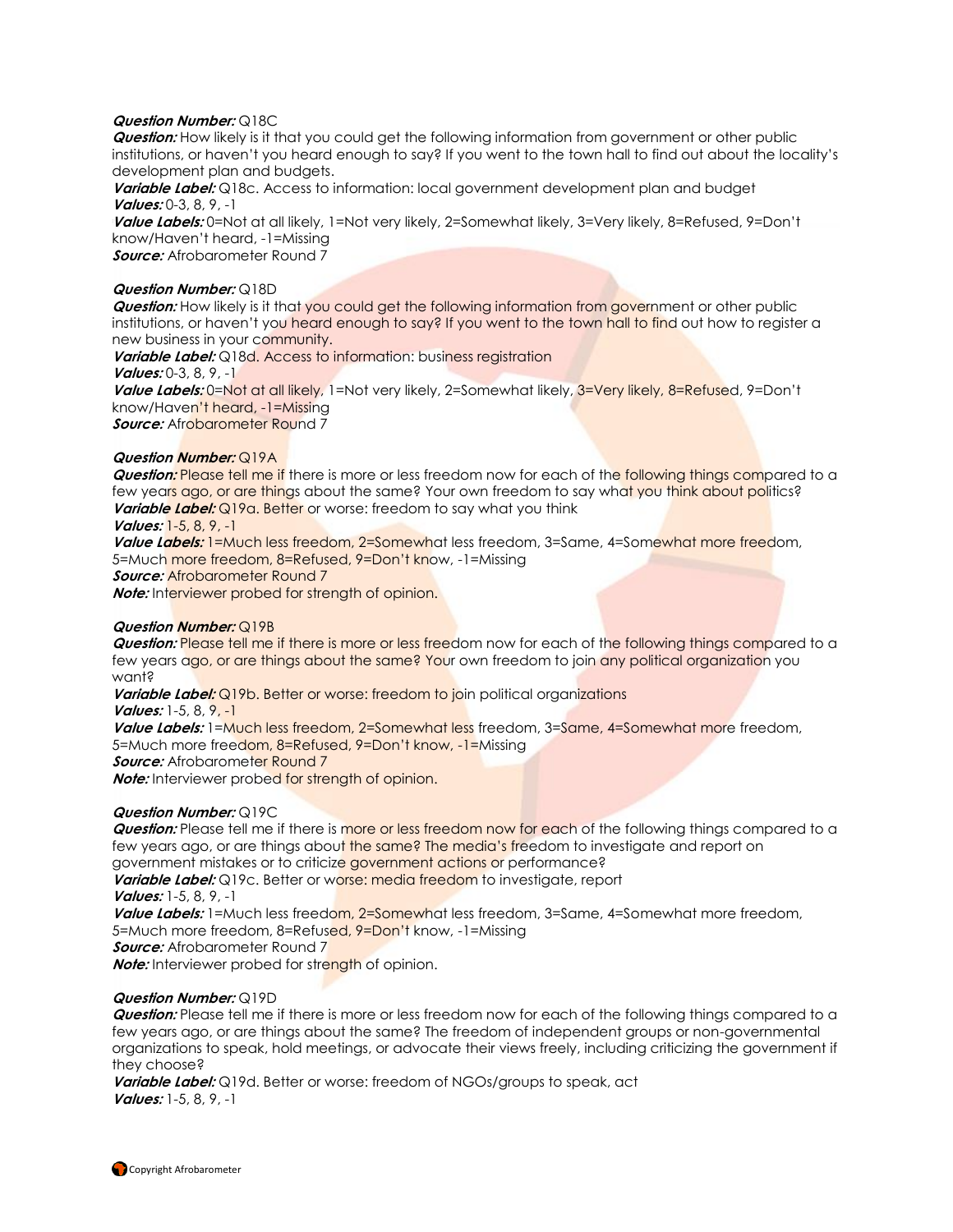***Question Number:*** Q18C
***Question:*** How likely is it that you could get the following information from government or other public institutions, or haven't you heard enough to say? If you went to the town hall to find out about the locality's development plan and budgets.
***Variable Label:*** Q18c. Access to information: local government development plan and budget
***Values:*** 0-3, 8, 9, -1
***Value Labels:*** 0=Not at all likely, 1=Not very likely, 2=Somewhat likely, 3=Very likely, 8=Refused, 9=Don't know/Haven't heard, -1=Missing
***Source:*** Afrobarometer Round 7

***Question Number:*** Q18D
***Question:*** How likely is it that you could get the following information from government or other public institutions, or haven't you heard enough to say? If you went to the town hall to find out how to register a new business in your community.
***Variable Label:*** Q18d. Access to information: business registration
***Values:*** 0-3, 8, 9, -1
***Value Labels:*** 0=Not at all likely, 1=Not very likely, 2=Somewhat likely, 3=Very likely, 8=Refused, 9=Don't know/Haven't heard, -1=Missing
***Source:*** Afrobarometer Round 7

***Question Number:*** Q19A
***Question:*** Please tell me if there is more or less freedom now for each of the following things compared to a few years ago, or are things about the same? Your own freedom to say what you think about politics?
***Variable Label:*** Q19a. Better or worse: freedom to say what you think
***Values:*** 1-5, 8, 9, -1
***Value Labels:*** 1=Much less freedom, 2=Somewhat less freedom, 3=Same, 4=Somewhat more freedom, 5=Much more freedom, 8=Refused, 9=Don't know, -1=Missing
***Source:*** Afrobarometer Round 7
***Note:*** Interviewer probed for strength of opinion.

***Question Number:*** Q19B
***Question:*** Please tell me if there is more or less freedom now for each of the following things compared to a few years ago, or are things about the same? Your own freedom to join any political organization you want?
***Variable Label:*** Q19b. Better or worse: freedom to join political organizations
***Values:*** 1-5, 8, 9, -1
***Value Labels:*** 1=Much less freedom, 2=Somewhat less freedom, 3=Same, 4=Somewhat more freedom, 5=Much more freedom, 8=Refused, 9=Don't know, -1=Missing
***Source:*** Afrobarometer Round 7
***Note:*** Interviewer probed for strength of opinion.

***Question Number:*** Q19C
***Question:*** Please tell me if there is more or less freedom now for each of the following things compared to a few years ago, or are things about the same? The media's freedom to investigate and report on government mistakes or to criticize government actions or performance?
***Variable Label:*** Q19c. Better or worse: media freedom to investigate, report
***Values:*** 1-5, 8, 9, -1
***Value Labels:*** 1=Much less freedom, 2=Somewhat less freedom, 3=Same, 4=Somewhat more freedom, 5=Much more freedom, 8=Refused, 9=Don't know, -1=Missing
***Source:*** Afrobarometer Round 7
***Note:*** Interviewer probed for strength of opinion.

***Question Number:*** Q19D
***Question:*** Please tell me if there is more or less freedom now for each of the following things compared to a few years ago, or are things about the same? The freedom of independent groups or non-governmental organizations to speak, hold meetings, or advocate their views freely, including criticizing the government if they choose?
***Variable Label:*** Q19d. Better or worse: freedom of NGOs/groups to speak, act
***Values:*** 1-5, 8, 9, -1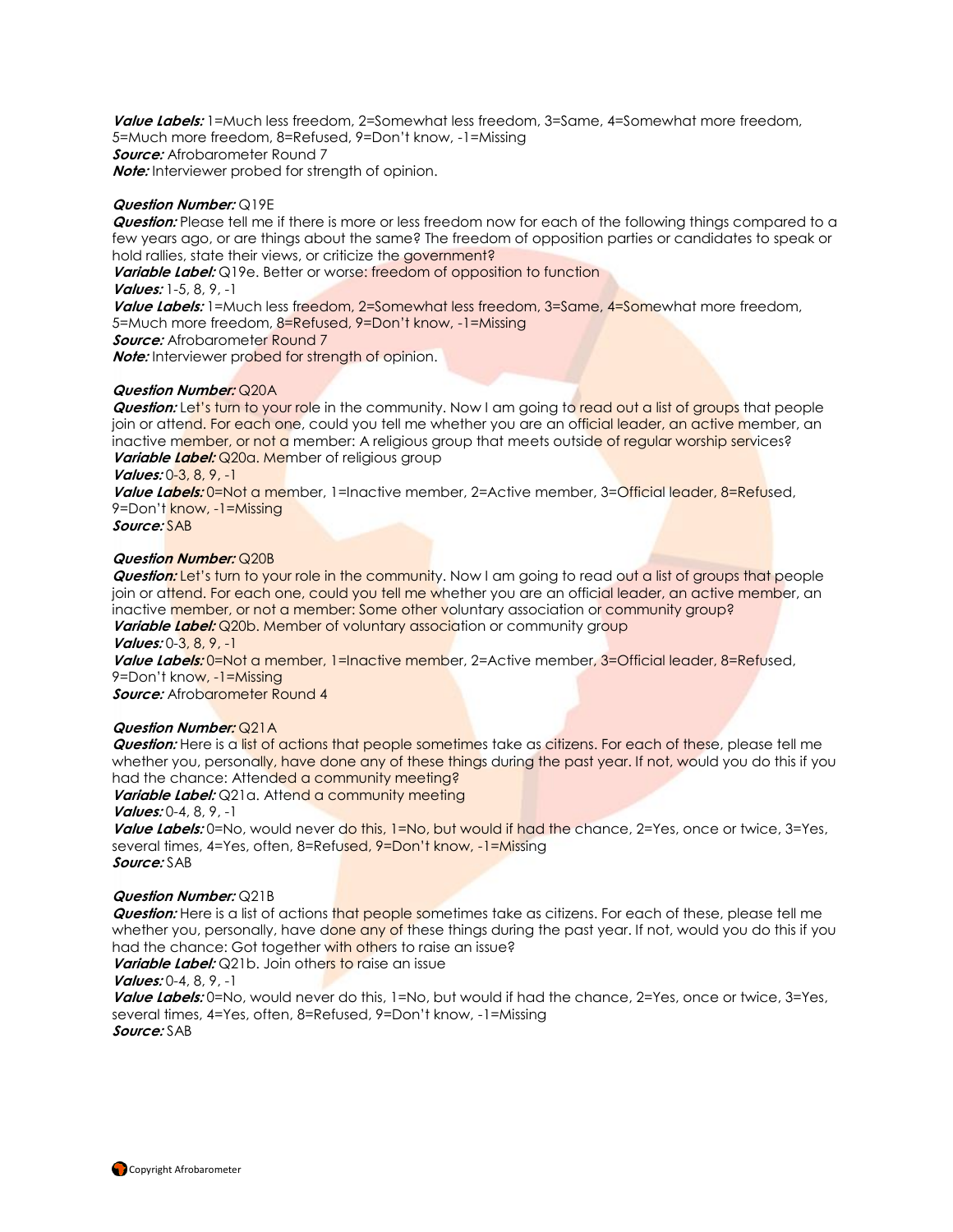***Value Labels:*** 1=Much less freedom, 2=Somewhat less freedom, 3=Same, 4=Somewhat more freedom, 5=Much more freedom, 8=Refused, 9=Don't know, -1=Missing
***Source:*** Afrobarometer Round 7
***Note:*** Interviewer probed for strength of opinion.

***Question Number:*** Q19E
***Question:*** Please tell me if there is more or less freedom now for each of the following things compared to a few years ago, or are things about the same? The freedom of opposition parties or candidates to speak or hold rallies, state their views, or criticize the government?
***Variable Label:*** Q19e. Better or worse: freedom of opposition to function
***Values:*** 1-5, 8, 9, -1
***Value Labels:*** 1=Much less freedom, 2=Somewhat less freedom, 3=Same, 4=Somewhat more freedom, 5=Much more freedom, 8=Refused, 9=Don't know, -1=Missing
***Source:*** Afrobarometer Round 7
***Note:*** Interviewer probed for strength of opinion.

***Question Number:*** Q20A
***Question:*** Let's turn to your role in the community. Now I am going to read out a list of groups that people join or attend. For each one, could you tell me whether you are an official leader, an active member, an inactive member, or not a member: A religious group that meets outside of regular worship services?
***Variable Label:*** Q20a. Member of religious group
***Values:*** 0-3, 8, 9, -1
***Value Labels:*** 0=Not a member, 1=Inactive member, 2=Active member, 3=Official leader, 8=Refused, 9=Don't know, -1=Missing
***Source:*** SAB

***Question Number:*** Q20B
***Question:*** Let's turn to your role in the community. Now I am going to read out a list of groups that people join or attend. For each one, could you tell me whether you are an official leader, an active member, an inactive member, or not a member: Some other voluntary association or community group?
***Variable Label:*** Q20b. Member of voluntary association or community group
***Values:*** 0-3, 8, 9, -1
***Value Labels:*** 0=Not a member, 1=Inactive member, 2=Active member, 3=Official leader, 8=Refused, 9=Don't know, -1=Missing
***Source:*** Afrobarometer Round 4

***Question Number:*** Q21A
***Question:*** Here is a list of actions that people sometimes take as citizens. For each of these, please tell me whether you, personally, have done any of these things during the past year. If not, would you do this if you had the chance: Attended a community meeting?
***Variable Label:*** Q21a. Attend a community meeting
***Values:*** 0-4, 8, 9, -1
***Value Labels:*** 0=No, would never do this, 1=No, but would if had the chance, 2=Yes, once or twice, 3=Yes, several times, 4=Yes, often, 8=Refused, 9=Don't know, -1=Missing
***Source:*** SAB

***Question Number:*** Q21B
***Question:*** Here is a list of actions that people sometimes take as citizens. For each of these, please tell me whether you, personally, have done any of these things during the past year. If not, would you do this if you had the chance: Got together with others to raise an issue?
***Variable Label:*** Q21b. Join others to raise an issue
***Values:*** 0-4, 8, 9, -1
***Value Labels:*** 0=No, would never do this, 1=No, but would if had the chance, 2=Yes, once or twice, 3=Yes, several times, 4=Yes, often, 8=Refused, 9=Don't know, -1=Missing
***Source:*** SAB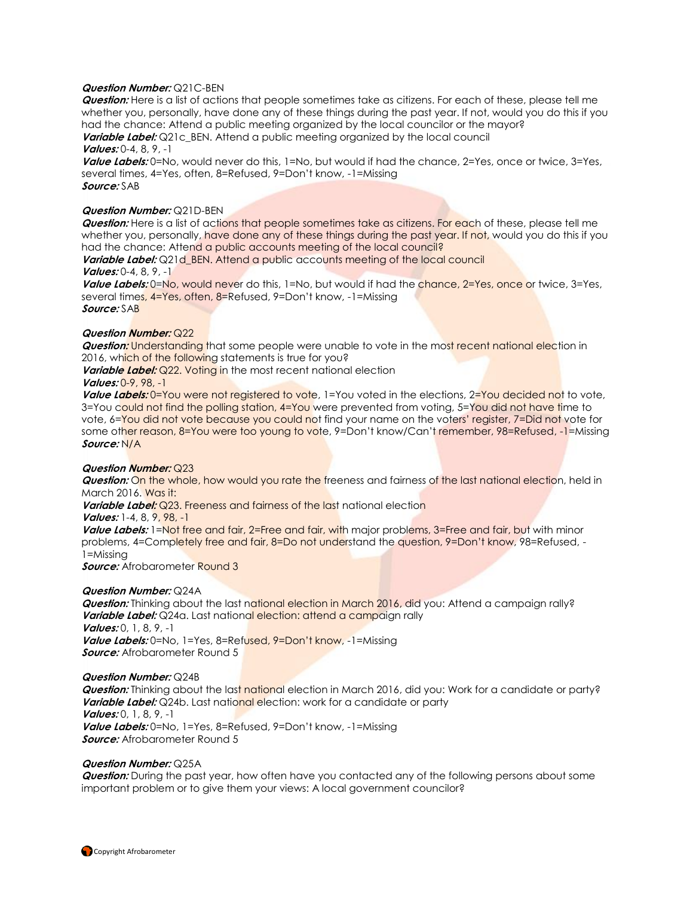***Question Number:*** Q21C-BEN
***Question:*** Here is a list of actions that people sometimes take as citizens. For each of these, please tell me whether you, personally, have done any of these things during the past year. If not, would you do this if you had the chance: Attend a public meeting organized by the local councilor or the mayor?
***Variable Label:*** Q21c_BEN. Attend a public meeting organized by the local council
***Values:*** 0-4, 8, 9, -1
***Value Labels:*** 0=No, would never do this, 1=No, but would if had the chance, 2=Yes, once or twice, 3=Yes, several times, 4=Yes, often, 8=Refused, 9=Don't know, -1=Missing
***Source:*** SAB

***Question Number:*** Q21D-BEN
***Question:*** Here is a list of actions that people sometimes take as citizens. For each of these, please tell me whether you, personally, have done any of these things during the past year. If not, would you do this if you had the chance: Attend a public accounts meeting of the local council?
***Variable Label:*** Q21d_BEN. Attend a public accounts meeting of the local council
***Values:*** 0-4, 8, 9, -1
***Value Labels:*** 0=No, would never do this, 1=No, but would if had the chance, 2=Yes, once or twice, 3=Yes, several times, 4=Yes, often, 8=Refused, 9=Don't know, -1=Missing
***Source:*** SAB

***Question Number:*** Q22
***Question:*** Understanding that some people were unable to vote in the most recent national election in 2016, which of the following statements is true for you?
***Variable Label:*** Q22. Voting in the most recent national election
***Values:*** 0-9, 98, -1
***Value Labels:*** 0=You were not registered to vote, 1=You voted in the elections, 2=You decided not to vote, 3=You could not find the polling station, 4=You were prevented from voting, 5=You did not have time to vote, 6=You did not vote because you could not find your name on the voters' register, 7=Did not vote for some other reason, 8=You were too young to vote, 9=Don't know/Can't remember, 98=Refused, -1=Missing
***Source:*** N/A

***Question Number:*** Q23
***Question:*** On the whole, how would you rate the freeness and fairness of the last national election, held in March 2016. Was it:
***Variable Label:*** Q23. Freeness and fairness of the last national election
***Values:*** 1-4, 8, 9, 98, -1
***Value Labels:*** 1=Not free and fair, 2=Free and fair, with major problems, 3=Free and fair, but with minor problems, 4=Completely free and fair, 8=Do not understand the question, 9=Don't know, 98=Refused, -1=Missing
***Source:*** Afrobarometer Round 3

***Question Number:*** Q24A
***Question:*** Thinking about the last national election in March 2016, did you: Attend a campaign rally?
***Variable Label:*** Q24a. Last national election: attend a campaign rally
***Values:*** 0, 1, 8, 9, -1
***Value Labels:*** 0=No, 1=Yes, 8=Refused, 9=Don't know, -1=Missing
***Source:*** Afrobarometer Round 5

***Question Number:*** Q24B
***Question:*** Thinking about the last national election in March 2016, did you: Work for a candidate or party?
***Variable Label:*** Q24b. Last national election: work for a candidate or party
***Values:*** 0, 1, 8, 9, -1
***Value Labels:*** 0=No, 1=Yes, 8=Refused, 9=Don't know, -1=Missing
***Source:*** Afrobarometer Round 5

***Question Number:*** Q25A
***Question:*** During the past year, how often have you contacted any of the following persons about some important problem or to give them your views: A local government councilor?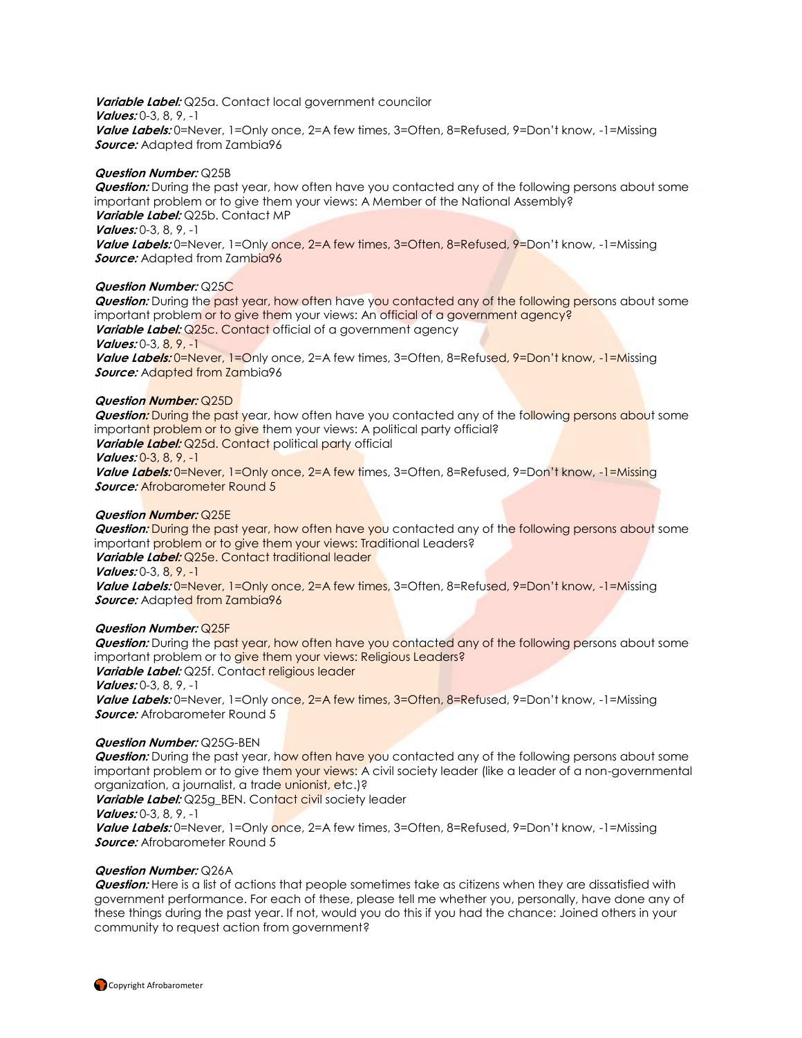***Variable Label:*** Q25a. Contact local government councilor
***Values:*** 0-3, 8, 9, -1
***Value Labels:*** 0=Never, 1=Only once, 2=A few times, 3=Often, 8=Refused, 9=Don't know, -1=Missing
***Source:*** Adapted from Zambia96

***Question Number:*** Q25B
***Question:*** During the past year, how often have you contacted any of the following persons about some important problem or to give them your views: A Member of the National Assembly?
***Variable Label:*** Q25b. Contact MP
***Values:*** 0-3, 8, 9, -1
***Value Labels:*** 0=Never, 1=Only once, 2=A few times, 3=Often, 8=Refused, 9=Don't know, -1=Missing
***Source:*** Adapted from Zambia96

***Question Number:*** Q25C
***Question:*** During the past year, how often have you contacted any of the following persons about some important problem or to give them your views: An official of a government agency?
***Variable Label:*** Q25c. Contact official of a government agency
***Values:*** 0-3, 8, 9, -1
***Value Labels:*** 0=Never, 1=Only once, 2=A few times, 3=Often, 8=Refused, 9=Don't know, -1=Missing
***Source:*** Adapted from Zambia96

***Question Number:*** Q25D
***Question:*** During the past year, how often have you contacted any of the following persons about some important problem or to give them your views: A political party official?
***Variable Label:*** Q25d. Contact political party official
***Values:*** 0-3, 8, 9, -1
***Value Labels:*** 0=Never, 1=Only once, 2=A few times, 3=Often, 8=Refused, 9=Don't know, -1=Missing
***Source:*** Afrobarometer Round 5

***Question Number:*** Q25E
***Question:*** During the past year, how often have you contacted any of the following persons about some important problem or to give them your views: Traditional Leaders?
***Variable Label:*** Q25e. Contact traditional leader
***Values:*** 0-3, 8, 9, -1
***Value Labels:*** 0=Never, 1=Only once, 2=A few times, 3=Often, 8=Refused, 9=Don't know, -1=Missing
***Source:*** Adapted from Zambia96

***Question Number:*** Q25F
***Question:*** During the past year, how often have you contacted any of the following persons about some important problem or to give them your views: Religious Leaders?
***Variable Label:*** Q25f. Contact religious leader
***Values:*** 0-3, 8, 9, -1
***Value Labels:*** 0=Never, 1=Only once, 2=A few times, 3=Often, 8=Refused, 9=Don't know, -1=Missing
***Source:*** Afrobarometer Round 5

***Question Number:*** Q25G-BEN
***Question:*** During the past year, how often have you contacted any of the following persons about some important problem or to give them your views: A civil society leader (like a leader of a non-governmental organization, a journalist, a trade unionist, etc.)?
***Variable Label:*** Q25g_BEN. Contact civil society leader
***Values:*** 0-3, 8, 9, -1
***Value Labels:*** 0=Never, 1=Only once, 2=A few times, 3=Often, 8=Refused, 9=Don't know, -1=Missing
***Source:*** Afrobarometer Round 5

***Question Number:*** Q26A
***Question:*** Here is a list of actions that people sometimes take as citizens when they are dissatisfied with government performance. For each of these, please tell me whether you, personally, have done any of these things during the past year. If not, would you do this if you had the chance: Joined others in your community to request action from government?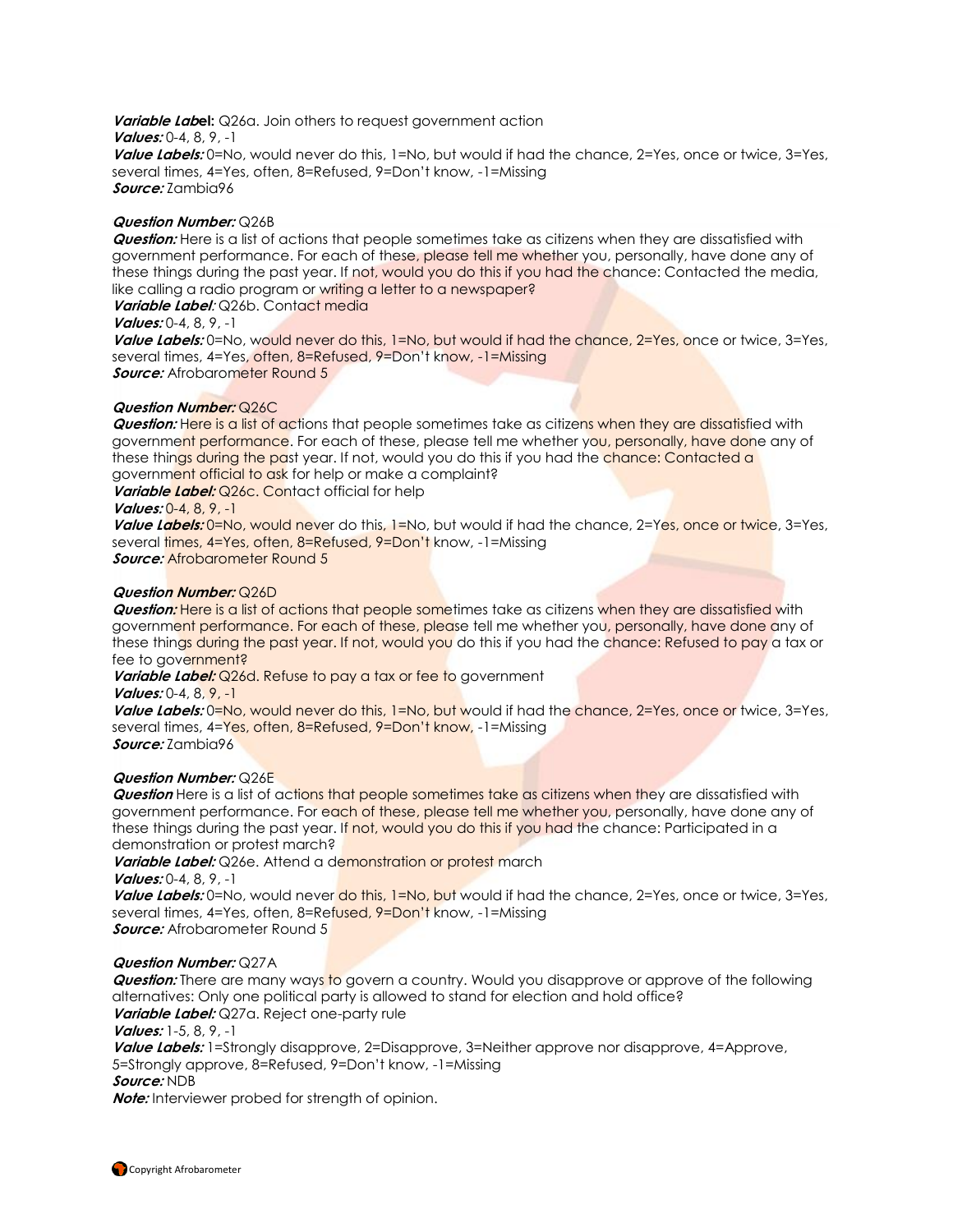***Variable Label:*** Q26a. Join others to request government action
***Values:*** 0-4, 8, 9, -1
***Value Labels:*** 0=No, would never do this, 1=No, but would if had the chance, 2=Yes, once or twice, 3=Yes, several times, 4=Yes, often, 8=Refused, 9=Don't know, -1=Missing
***Source:*** Zambia96

***Question Number:*** Q26B
***Question:*** Here is a list of actions that people sometimes take as citizens when they are dissatisfied with government performance. For each of these, please tell me whether you, personally, have done any of these things during the past year. If not, would you do this if you had the chance: Contacted the media, like calling a radio program or writing a letter to a newspaper?
***Variable Label:*** Q26b. Contact media
***Values:*** 0-4, 8, 9, -1
***Value Labels:*** 0=No, would never do this, 1=No, but would if had the chance, 2=Yes, once or twice, 3=Yes, several times, 4=Yes, often, 8=Refused, 9=Don't know, -1=Missing
***Source:*** Afrobarometer Round 5

***Question Number:*** Q26C
***Question:*** Here is a list of actions that people sometimes take as citizens when they are dissatisfied with government performance. For each of these, please tell me whether you, personally, have done any of these things during the past year. If not, would you do this if you had the chance: Contacted a government official to ask for help or make a complaint?
***Variable Label:*** Q26c. Contact official for help
***Values:*** 0-4, 8, 9, -1
***Value Labels:*** 0=No, would never do this, 1=No, but would if had the chance, 2=Yes, once or twice, 3=Yes, several times, 4=Yes, often, 8=Refused, 9=Don't know, -1=Missing
***Source:*** Afrobarometer Round 5

***Question Number:*** Q26D
***Question:*** Here is a list of actions that people sometimes take as citizens when they are dissatisfied with government performance. For each of these, please tell me whether you, personally, have done any of these things during the past year. If not, would you do this if you had the chance: Refused to pay a tax or fee to government?
***Variable Label:*** Q26d. Refuse to pay a tax or fee to government
***Values:*** 0-4, 8, 9, -1
***Value Labels:*** 0=No, would never do this, 1=No, but would if had the chance, 2=Yes, once or twice, 3=Yes, several times, 4=Yes, often, 8=Refused, 9=Don't know, -1=Missing
***Source:*** Zambia96

***Question Number:*** Q26E
***Question*** Here is a list of actions that people sometimes take as citizens when they are dissatisfied with government performance. For each of these, please tell me whether you, personally, have done any of these things during the past year. If not, would you do this if you had the chance: Participated in a demonstration or protest march?
***Variable Label:*** Q26e. Attend a demonstration or protest march
***Values:*** 0-4, 8, 9, -1
***Value Labels:*** 0=No, would never do this, 1=No, but would if had the chance, 2=Yes, once or twice, 3=Yes, several times, 4=Yes, often, 8=Refused, 9=Don't know, -1=Missing
***Source:*** Afrobarometer Round 5

***Question Number:*** Q27A
***Question:*** There are many ways to govern a country. Would you disapprove or approve of the following alternatives: Only one political party is allowed to stand for election and hold office?
***Variable Label:*** Q27a. Reject one-party rule
***Values:*** 1-5, 8, 9, -1
***Value Labels:*** 1=Strongly disapprove, 2=Disapprove, 3=Neither approve nor disapprove, 4=Approve, 5=Strongly approve, 8=Refused, 9=Don't know, -1=Missing
***Source:*** NDB
***Note:*** Interviewer probed for strength of opinion.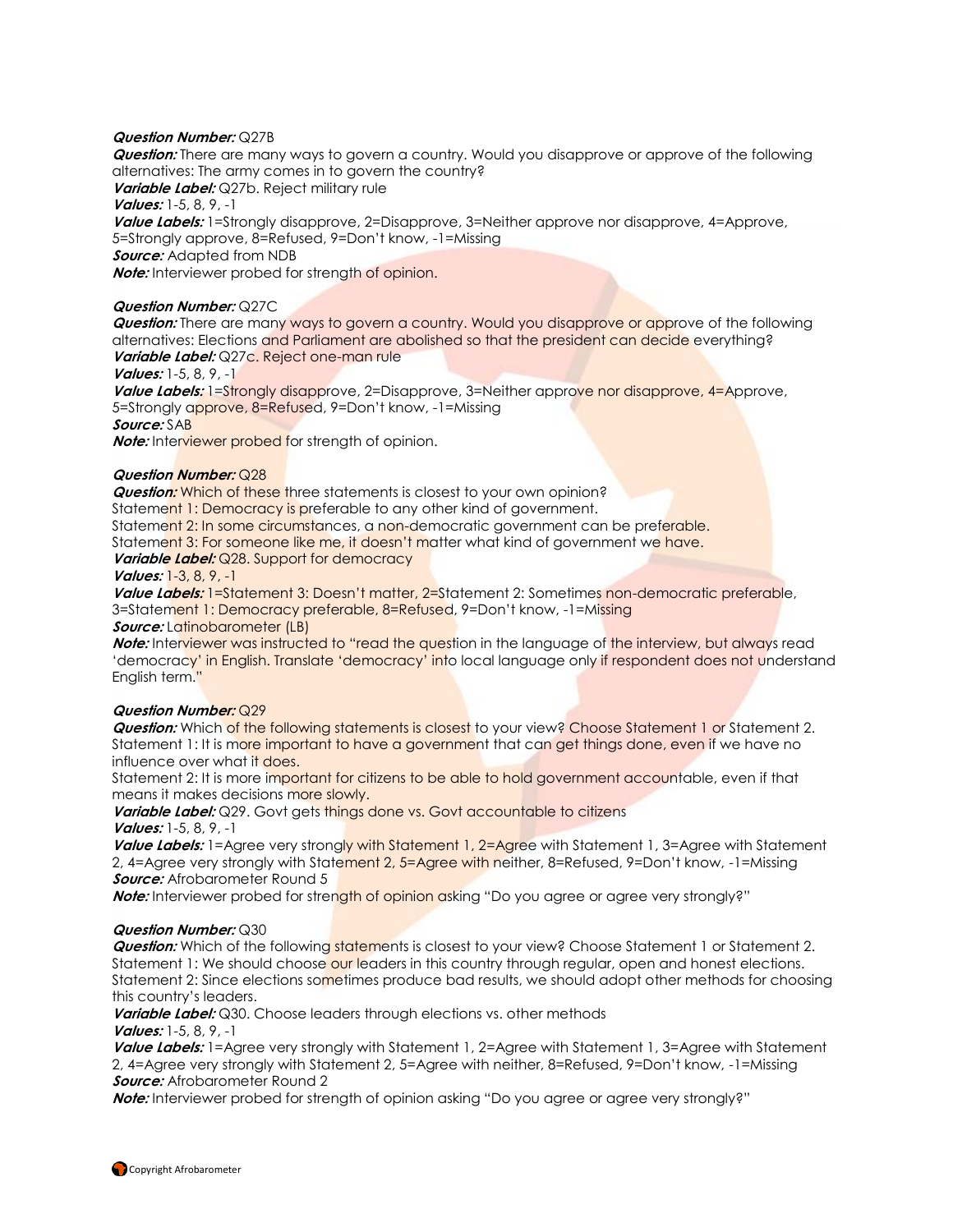***Question Number:*** Q27B
***Question:*** There are many ways to govern a country. Would you disapprove or approve of the following alternatives: The army comes in to govern the country?
***Variable Label:*** Q27b. Reject military rule
***Values:*** 1-5, 8, 9, -1
***Value Labels:*** 1=Strongly disapprove, 2=Disapprove, 3=Neither approve nor disapprove, 4=Approve, 5=Strongly approve, 8=Refused, 9=Don't know, -1=Missing
***Source:*** Adapted from NDB
***Note:*** Interviewer probed for strength of opinion.

***Question Number:*** Q27C
***Question:*** There are many ways to govern a country. Would you disapprove or approve of the following alternatives: Elections and Parliament are abolished so that the president can decide everything?
***Variable Label:*** Q27c. Reject one-man rule
***Values:*** 1-5, 8, 9, -1
***Value Labels:*** 1=Strongly disapprove, 2=Disapprove, 3=Neither approve nor disapprove, 4=Approve, 5=Strongly approve, 8=Refused, 9=Don't know, -1=Missing
***Source:*** SAB
***Note:*** Interviewer probed for strength of opinion.

***Question Number:*** Q28
***Question:*** Which of these three statements is closest to your own opinion?
Statement 1: Democracy is preferable to any other kind of government.
Statement 2: In some circumstances, a non-democratic government can be preferable.
Statement 3: For someone like me, it doesn't matter what kind of government we have.
***Variable Label:*** Q28. Support for democracy
***Values:*** 1-3, 8, 9, -1
***Value Labels:*** 1=Statement 3: Doesn't matter, 2=Statement 2: Sometimes non-democratic preferable, 3=Statement 1: Democracy preferable, 8=Refused, 9=Don't know, -1=Missing
***Source:*** Latinobarometer (LB)
***Note:*** Interviewer was instructed to "read the question in the language of the interview, but always read 'democracy' in English. Translate 'democracy' into local language only if respondent does not understand English term."

***Question Number:*** Q29
***Question:*** Which of the following statements is closest to your view? Choose Statement 1 or Statement 2.
Statement 1: It is more important to have a government that can get things done, even if we have no influence over what it does.
Statement 2: It is more important for citizens to be able to hold government accountable, even if that means it makes decisions more slowly.
***Variable Label:*** Q29. Govt gets things done vs. Govt accountable to citizens
***Values:*** 1-5, 8, 9, -1
***Value Labels:*** 1=Agree very strongly with Statement 1, 2=Agree with Statement 1, 3=Agree with Statement 2, 4=Agree very strongly with Statement 2, 5=Agree with neither, 8=Refused, 9=Don't know, -1=Missing
***Source:*** Afrobarometer Round 5
***Note:*** Interviewer probed for strength of opinion asking "Do you agree or agree very strongly?"

***Question Number:*** Q30
***Question:*** Which of the following statements is closest to your view? Choose Statement 1 or Statement 2.
Statement 1: We should choose our leaders in this country through regular, open and honest elections.
Statement 2: Since elections sometimes produce bad results, we should adopt other methods for choosing this country's leaders.
***Variable Label:*** Q30. Choose leaders through elections vs. other methods
***Values:*** 1-5, 8, 9, -1
***Value Labels:*** 1=Agree very strongly with Statement 1, 2=Agree with Statement 1, 3=Agree with Statement 2, 4=Agree very strongly with Statement 2, 5=Agree with neither, 8=Refused, 9=Don't know, -1=Missing
***Source:*** Afrobarometer Round 2
***Note:*** Interviewer probed for strength of opinion asking "Do you agree or agree very strongly?"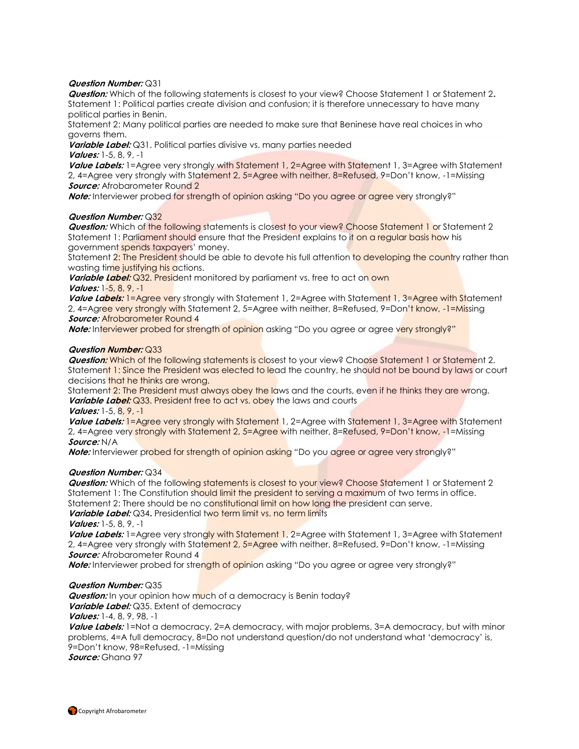***Question Number:*** Q31
***Question:*** Which of the following statements is closest to your view? Choose Statement 1 or Statement 2**.**
Statement 1: Political parties create division and confusion; it is therefore unnecessary to have many political parties in Benin.
Statement 2: Many political parties are needed to make sure that Beninese have real choices in who governs them.
***Variable Label:*** Q31. Political parties divisive vs. many parties needed
***Values:*** 1-5, 8, 9, -1
***Value Labels:*** 1=Agree very strongly with Statement 1, 2=Agree with Statement 1, 3=Agree with Statement 2, 4=Agree very strongly with Statement 2, 5=Agree with neither, 8=Refused, 9=Don't know, -1=Missing
***Source:*** Afrobarometer Round 2
***Note:*** Interviewer probed for strength of opinion asking "Do you agree or agree very strongly?"

***Question Number:*** Q32
***Question:*** Which of the following statements is closest to your view? Choose Statement 1 or Statement 2
Statement 1: Parliament should ensure that the President explains to it on a regular basis how his government spends taxpayers' money.
Statement 2: The President should be able to devote his full attention to developing the country rather than wasting time justifying his actions.
***Variable Label:*** Q32. President monitored by parliament vs. free to act on own
***Values:*** 1-5, 8, 9, -1
***Value Labels:*** 1=Agree very strongly with Statement 1, 2=Agree with Statement 1, 3=Agree with Statement 2, 4=Agree very strongly with Statement 2, 5=Agree with neither, 8=Refused, 9=Don't know, -1=Missing
***Source:*** Afrobarometer Round 4
***Note:*** Interviewer probed for strength of opinion asking "Do you agree or agree very strongly?"

***Question Number:*** Q33
***Question:*** Which of the following statements is closest to your view? Choose Statement 1 or Statement 2.
Statement 1: Since the President was elected to lead the country, he should not be bound by laws or court decisions that he thinks are wrong.
Statement 2: The President must always obey the laws and the courts, even if he thinks they are wrong.
***Variable Label:*** Q33. President free to act vs. obey the laws and courts
***Values:*** 1-5, 8, 9, -1
***Value Labels:*** 1=Agree very strongly with Statement 1, 2=Agree with Statement 1, 3=Agree with Statement 2, 4=Agree very strongly with Statement 2, 5=Agree with neither, 8=Refused, 9=Don't know, -1=Missing
***Source:*** N/A
***Note:*** Interviewer probed for strength of opinion asking "Do you agree or agree very strongly?"

***Question Number:*** Q34
***Question:*** Which of the following statements is closest to your view? Choose Statement 1 or Statement 2
Statement 1: The Constitution should limit the president to serving a maximum of two terms in office.
Statement 2: There should be no constitutional limit on how long the president can serve.
***Variable Label:*** Q34**.** Presidential two term limit vs. no term limits
***Values:*** 1-5, 8, 9, -1
***Value Labels:*** 1=Agree very strongly with Statement 1, 2=Agree with Statement 1, 3=Agree with Statement 2, 4=Agree very strongly with Statement 2, 5=Agree with neither, 8=Refused, 9=Don't know, -1=Missing
***Source:*** Afrobarometer Round 4
***Note:*** Interviewer probed for strength of opinion asking "Do you agree or agree very strongly?"

***Question Number:*** Q35
***Question:*** In your opinion how much of a democracy is Benin today?
***Variable Label:*** Q35. Extent of democracy
***Values:*** 1-4, 8, 9, 98, -1
***Value Labels:*** 1=Not a democracy, 2=A democracy, with major problems, 3=A democracy, but with minor problems, 4=A full democracy, 8=Do not understand question/do not understand what 'democracy' is, 9=Don't know, 98=Refused, -1=Missing
***Source:*** Ghana 97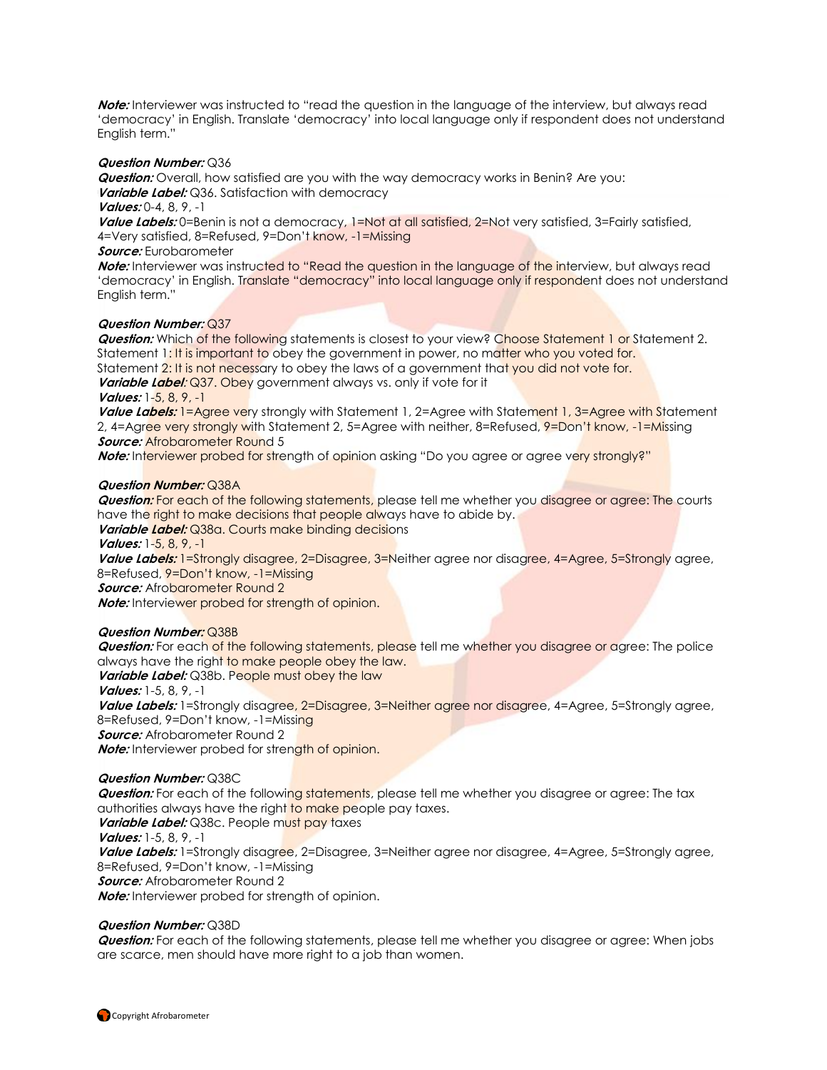***Note:*** Interviewer was instructed to "read the question in the language of the interview, but always read 'democracy' in English. Translate 'democracy' into local language only if respondent does not understand English term."

***Question Number:*** Q36
***Question:*** Overall, how satisfied are you with the way democracy works in Benin? Are you:
***Variable Label:*** Q36. Satisfaction with democracy
***Values:*** 0-4, 8, 9, -1
***Value Labels:*** 0=Benin is not a democracy, 1=Not at all satisfied, 2=Not very satisfied, 3=Fairly satisfied, 4=Very satisfied, 8=Refused, 9=Don't know, -1=Missing
***Source:*** Eurobarometer
***Note:*** Interviewer was instructed to "Read the question in the language of the interview, but always read 'democracy' in English. Translate "democracy" into local language only if respondent does not understand English term."

***Question Number:*** Q37
***Question:*** Which of the following statements is closest to your view? Choose Statement 1 or Statement 2.
Statement 1: It is important to obey the government in power, no matter who you voted for.
Statement 2: It is not necessary to obey the laws of a government that you did not vote for.
***Variable Label:*** Q37. Obey government always vs. only if vote for it
***Values:*** 1-5, 8, 9, -1
***Value Labels:*** 1=Agree very strongly with Statement 1, 2=Agree with Statement 1, 3=Agree with Statement 2, 4=Agree very strongly with Statement 2, 5=Agree with neither, 8=Refused, 9=Don't know, -1=Missing
***Source:*** Afrobarometer Round 5
***Note:*** Interviewer probed for strength of opinion asking "Do you agree or agree very strongly?"

***Question Number:*** Q38A
***Question:*** For each of the following statements, please tell me whether you disagree or agree: The courts have the right to make decisions that people always have to abide by.
***Variable Label:*** Q38a. Courts make binding decisions
***Values:*** 1-5, 8, 9, -1
***Value Labels:*** 1=Strongly disagree, 2=Disagree, 3=Neither agree nor disagree, 4=Agree, 5=Strongly agree, 8=Refused, 9=Don't know, -1=Missing
***Source:*** Afrobarometer Round 2
***Note:*** Interviewer probed for strength of opinion.

***Question Number:*** Q38B
***Question:*** For each of the following statements, please tell me whether you disagree or agree: The police always have the right to make people obey the law.
***Variable Label:*** Q38b. People must obey the law
***Values:*** 1-5, 8, 9, -1
***Value Labels:*** 1=Strongly disagree, 2=Disagree, 3=Neither agree nor disagree, 4=Agree, 5=Strongly agree, 8=Refused, 9=Don't know, -1=Missing
***Source:*** Afrobarometer Round 2
***Note:*** Interviewer probed for strength of opinion.

***Question Number:*** Q38C
***Question:*** For each of the following statements, please tell me whether you disagree or agree: The tax authorities always have the right to make people pay taxes.
***Variable Label:*** Q38c. People must pay taxes
***Values:*** 1-5, 8, 9, -1
***Value Labels:*** 1=Strongly disagree, 2=Disagree, 3=Neither agree nor disagree, 4=Agree, 5=Strongly agree, 8=Refused, 9=Don't know, -1=Missing
***Source:*** Afrobarometer Round 2
***Note:*** Interviewer probed for strength of opinion.

***Question Number:*** Q38D
***Question:*** For each of the following statements, please tell me whether you disagree or agree: When jobs are scarce, men should have more right to a job than women.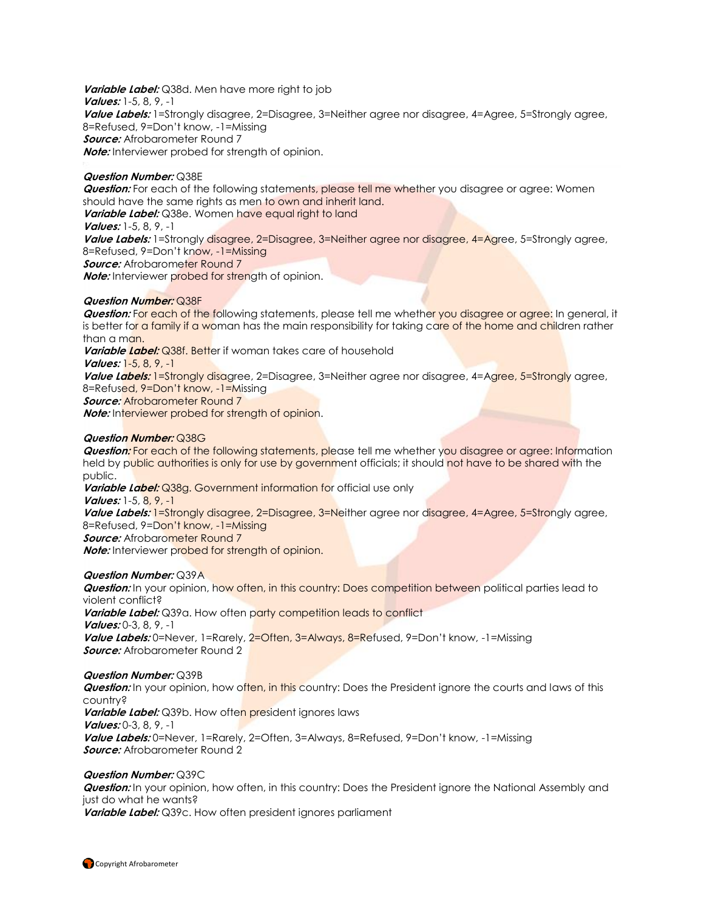***Variable Label:*** Q38d. Men have more right to job
***Values:*** 1-5, 8, 9, -1
***Value Labels:*** 1=Strongly disagree, 2=Disagree, 3=Neither agree nor disagree, 4=Agree, 5=Strongly agree, 8=Refused, 9=Don't know, -1=Missing
***Source:*** Afrobarometer Round 7
***Note:*** Interviewer probed for strength of opinion.

***Question Number:*** Q38E
***Question:*** For each of the following statements, please tell me whether you disagree or agree: Women should have the same rights as men to own and inherit land.
***Variable Label:*** Q38e. Women have equal right to land
***Values:*** 1-5, 8, 9, -1
***Value Labels:*** 1=Strongly disagree, 2=Disagree, 3=Neither agree nor disagree, 4=Agree, 5=Strongly agree, 8=Refused, 9=Don't know, -1=Missing
***Source:*** Afrobarometer Round 7
***Note:*** Interviewer probed for strength of opinion.

***Question Number:*** Q38F
***Question:*** For each of the following statements, please tell me whether you disagree or agree: In general, it is better for a family if a woman has the main responsibility for taking care of the home and children rather than a man.
***Variable Label:*** Q38f. Better if woman takes care of household
***Values:*** 1-5, 8, 9, -1
***Value Labels:*** 1=Strongly disagree, 2=Disagree, 3=Neither agree nor disagree, 4=Agree, 5=Strongly agree, 8=Refused, 9=Don't know, -1=Missing
***Source:*** Afrobarometer Round 7
***Note:*** Interviewer probed for strength of opinion.

***Question Number:*** Q38G
***Question:*** For each of the following statements, please tell me whether you disagree or agree: Information held by public authorities is only for use by government officials; it should not have to be shared with the public.
***Variable Label:*** Q38g. Government information for official use only
***Values:*** 1-5, 8, 9, -1
***Value Labels:*** 1=Strongly disagree, 2=Disagree, 3=Neither agree nor disagree, 4=Agree, 5=Strongly agree, 8=Refused, 9=Don't know, -1=Missing
***Source:*** Afrobarometer Round 7
***Note:*** Interviewer probed for strength of opinion.

***Question Number:*** Q39A
***Question:*** In your opinion, how often, in this country: Does competition between political parties lead to violent conflict?
***Variable Label:*** Q39a. How often party competition leads to conflict
***Values:*** 0-3, 8, 9, -1
***Value Labels:*** 0=Never, 1=Rarely, 2=Often, 3=Always, 8=Refused, 9=Don't know, -1=Missing
***Source:*** Afrobarometer Round 2

***Question Number:*** Q39B
***Question:*** In your opinion, how often, in this country: Does the President ignore the courts and laws of this country?
***Variable Label:*** Q39b. How often president ignores laws
***Values:*** 0-3, 8, 9, -1
***Value Labels:*** 0=Never, 1=Rarely, 2=Often, 3=Always, 8=Refused, 9=Don't know, -1=Missing
***Source:*** Afrobarometer Round 2

***Question Number:*** Q39C
***Question:*** In your opinion, how often, in this country: Does the President ignore the National Assembly and just do what he wants?
***Variable Label:*** Q39c. How often president ignores parliament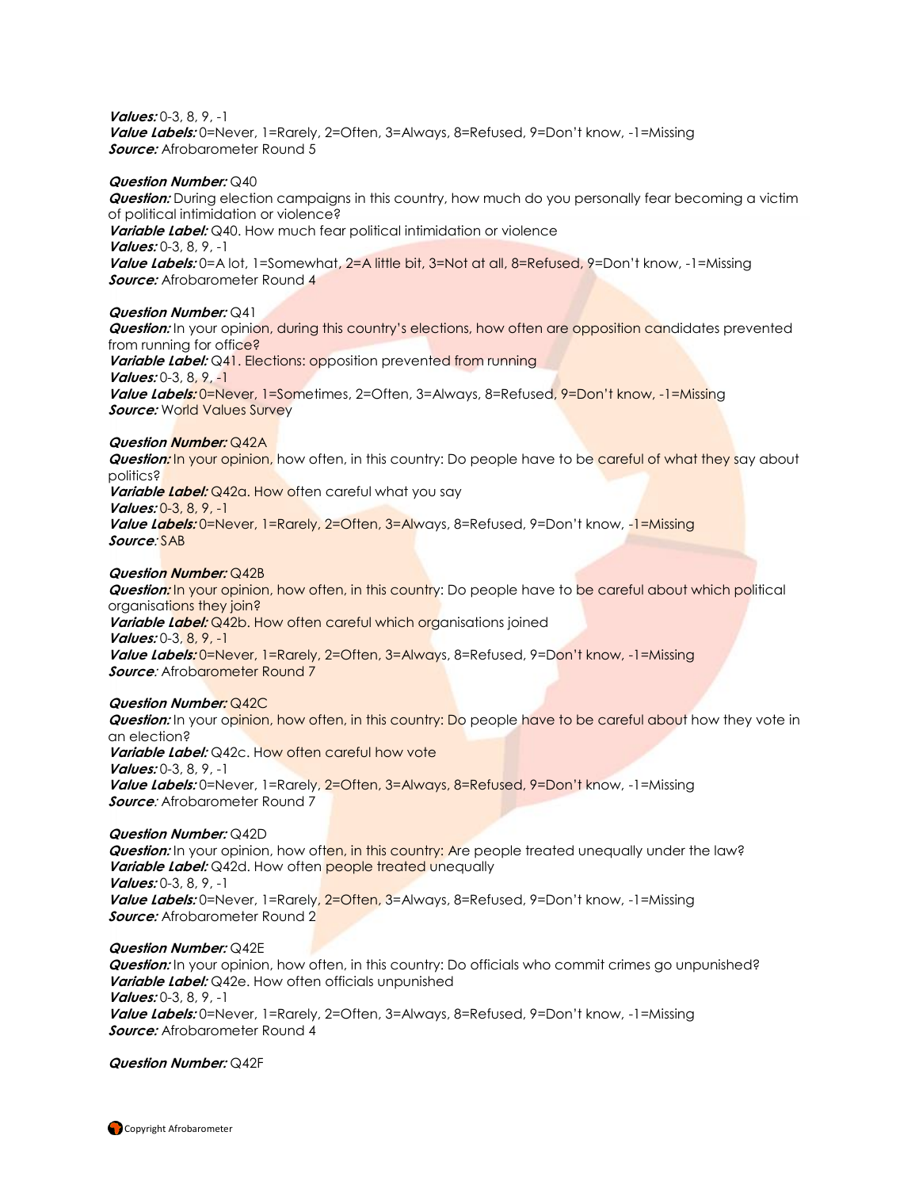***Values:*** 0-3, 8, 9, -1
***Value Labels:*** 0=Never, 1=Rarely, 2=Often, 3=Always, 8=Refused, 9=Don't know, -1=Missing
***Source:*** Afrobarometer Round 5

***Question Number:*** Q40
***Question:*** During election campaigns in this country, how much do you personally fear becoming a victim of political intimidation or violence?
***Variable Label:*** Q40. How much fear political intimidation or violence
***Values:*** 0-3, 8, 9, -1
***Value Labels:*** 0=A lot, 1=Somewhat, 2=A little bit, 3=Not at all, 8=Refused, 9=Don't know, -1=Missing
***Source:*** Afrobarometer Round 4

***Question Number:*** Q41
***Question:*** In your opinion, during this country's elections, how often are opposition candidates prevented from running for office?
***Variable Label:*** Q41. Elections: opposition prevented from running
***Values:*** 0-3, 8, 9, -1
***Value Labels:*** 0=Never, 1=Sometimes, 2=Often, 3=Always, 8=Refused, 9=Don't know, -1=Missing
***Source:*** World Values Survey

***Question Number:*** Q42A
***Question:*** In your opinion, how often, in this country: Do people have to be careful of what they say about politics?
***Variable Label:*** Q42a. How often careful what you say
***Values:*** 0-3, 8, 9, -1
***Value Labels:*** 0=Never, 1=Rarely, 2=Often, 3=Always, 8=Refused, 9=Don't know, -1=Missing
***Source***: SAB

***Question Number:*** Q42B
***Question:*** In your opinion, how often, in this country: Do people have to be careful about which political organisations they join?
***Variable Label:*** Q42b. How often careful which organisations joined
***Values:*** 0-3, 8, 9, -1
***Value Labels:*** 0=Never, 1=Rarely, 2=Often, 3=Always, 8=Refused, 9=Don't know, -1=Missing
***Source***: Afrobarometer Round 7

***Question Number:*** Q42C
***Question:*** In your opinion, how often, in this country: Do people have to be careful about how they vote in an election?
***Variable Label:*** Q42c. How often careful how vote
***Values:*** 0-3, 8, 9, -1
***Value Labels:*** 0=Never, 1=Rarely, 2=Often, 3=Always, 8=Refused, 9=Don't know, -1=Missing
***Source***: Afrobarometer Round 7

***Question Number:*** Q42D
***Question:*** In your opinion, how often, in this country: Are people treated unequally under the law?
***Variable Label:*** Q42d. How often people treated unequally
***Values:*** 0-3, 8, 9, -1
***Value Labels:*** 0=Never, 1=Rarely, 2=Often, 3=Always, 8=Refused, 9=Don't know, -1=Missing
***Source:*** Afrobarometer Round 2

***Question Number:*** Q42E
***Question:*** In your opinion, how often, in this country: Do officials who commit crimes go unpunished?
***Variable Label:*** Q42e. How often officials unpunished
***Values:*** 0-3, 8, 9, -1
***Value Labels:*** 0=Never, 1=Rarely, 2=Often, 3=Always, 8=Refused, 9=Don't know, -1=Missing
***Source:*** Afrobarometer Round 4

***Question Number:*** Q42F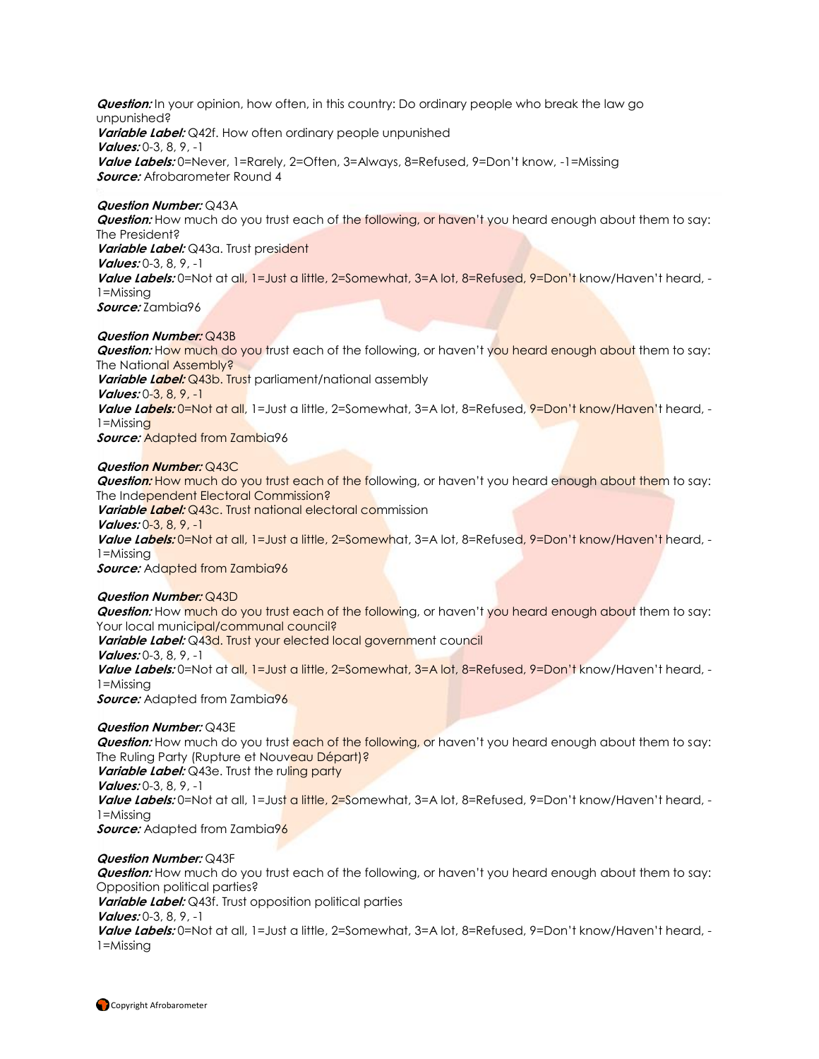***Question:*** In your opinion, how often, in this country: Do ordinary people who break the law go unpunished?
***Variable Label:*** Q42f. How often ordinary people unpunished
***Values:*** 0-3, 8, 9, -1
***Value Labels:*** 0=Never, 1=Rarely, 2=Often, 3=Always, 8=Refused, 9=Don't know, -1=Missing
***Source:*** Afrobarometer Round 4

***Question Number:*** Q43A
***Question:*** How much do you trust each of the following, or haven't you heard enough about them to say: The President?
***Variable Label:*** Q43a. Trust president
***Values:*** 0-3, 8, 9, -1
***Value Labels:*** 0=Not at all, 1=Just a little, 2=Somewhat, 3=A lot, 8=Refused, 9=Don't know/Haven't heard, -1=Missing
***Source:*** Zambia96

***Question Number:*** Q43B
***Question:*** How much do you trust each of the following, or haven't you heard enough about them to say: The National Assembly?
***Variable Label:*** Q43b. Trust parliament/national assembly
***Values:*** 0-3, 8, 9, -1
***Value Labels:*** 0=Not at all, 1=Just a little, 2=Somewhat, 3=A lot, 8=Refused, 9=Don't know/Haven't heard, -1=Missing
***Source:*** Adapted from Zambia96

***Question Number:*** Q43C
***Question:*** How much do you trust each of the following, or haven't you heard enough about them to say: The Independent Electoral Commission?
***Variable Label:*** Q43c. Trust national electoral commission
***Values:*** 0-3, 8, 9, -1
***Value Labels:*** 0=Not at all, 1=Just a little, 2=Somewhat, 3=A lot, 8=Refused, 9=Don't know/Haven't heard, -1=Missing
***Source:*** Adapted from Zambia96

***Question Number:*** Q43D
***Question:*** How much do you trust each of the following, or haven't you heard enough about them to say: Your local municipal/communal council?
***Variable Label:*** Q43d. Trust your elected local government council
***Values:*** 0-3, 8, 9, -1
***Value Labels:*** 0=Not at all, 1=Just a little, 2=Somewhat, 3=A lot, 8=Refused, 9=Don't know/Haven't heard, -1=Missing
***Source:*** Adapted from Zambia96

***Question Number:*** Q43E
***Question:*** How much do you trust each of the following, or haven't you heard enough about them to say: The Ruling Party (Rupture et Nouveau Départ)?
***Variable Label:*** Q43e. Trust the ruling party
***Values:*** 0-3, 8, 9, -1
***Value Labels:*** 0=Not at all, 1=Just a little, 2=Somewhat, 3=A lot, 8=Refused, 9=Don't know/Haven't heard, -1=Missing
***Source:*** Adapted from Zambia96

***Question Number:*** Q43F
***Question:*** How much do you trust each of the following, or haven't you heard enough about them to say: Opposition political parties?
***Variable Label:*** Q43f. Trust opposition political parties
***Values:*** 0-3, 8, 9, -1
***Value Labels:*** 0=Not at all, 1=Just a little, 2=Somewhat, 3=A lot, 8=Refused, 9=Don't know/Haven't heard, -1=Missing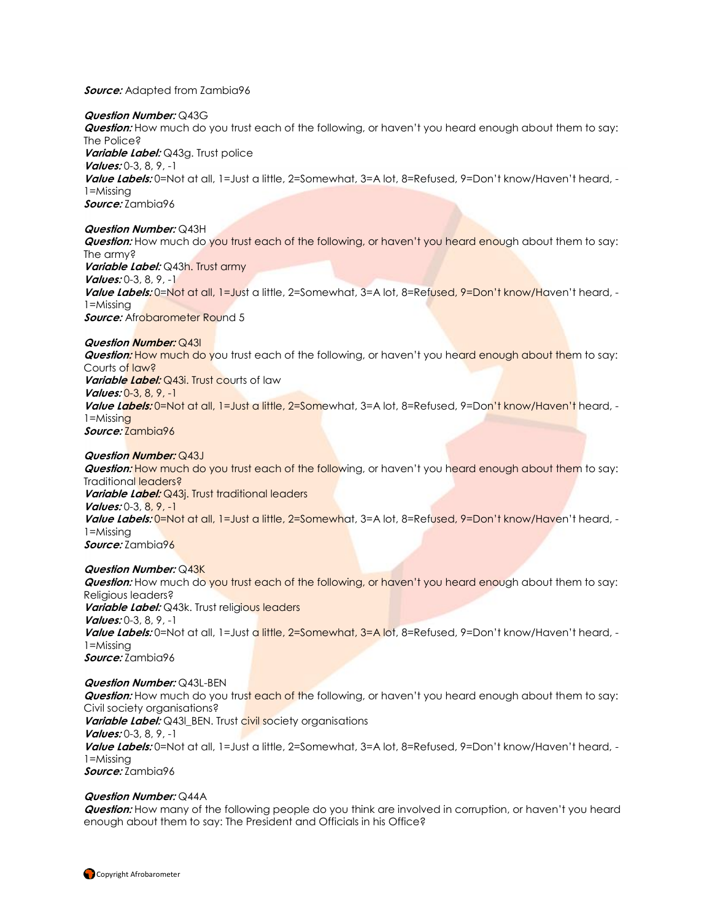***Source:*** Adapted from Zambia96

***Question Number:*** Q43G
***Question:*** How much do you trust each of the following, or haven't you heard enough about them to say: The Police?
***Variable Label:*** Q43g. Trust police
***Values:*** 0-3, 8, 9, -1
***Value Labels:*** 0=Not at all, 1=Just a little, 2=Somewhat, 3=A lot, 8=Refused, 9=Don't know/Haven't heard, -1=Missing
***Source:*** Zambia96

***Question Number:*** Q43H
***Question:*** How much do you trust each of the following, or haven't you heard enough about them to say: The army?
***Variable Label:*** Q43h. Trust army
***Values:*** 0-3, 8, 9, -1
***Value Labels:*** 0=Not at all, 1=Just a little, 2=Somewhat, 3=A lot, 8=Refused, 9=Don't know/Haven't heard, -1=Missing
***Source:*** Afrobarometer Round 5

***Question Number:*** Q43I
***Question:*** How much do you trust each of the following, or haven't you heard enough about them to say: Courts of law?
***Variable Label:*** Q43i. Trust courts of law
***Values:*** 0-3, 8, 9, -1
***Value Labels:*** 0=Not at all, 1=Just a little, 2=Somewhat, 3=A lot, 8=Refused, 9=Don't know/Haven't heard, -1=Missing
***Source:*** Zambia96

***Question Number:*** Q43J
***Question:*** How much do you trust each of the following, or haven't you heard enough about them to say: Traditional leaders?
***Variable Label:*** Q43j. Trust traditional leaders
***Values:*** 0-3, 8, 9, -1
***Value Labels:*** 0=Not at all, 1=Just a little, 2=Somewhat, 3=A lot, 8=Refused, 9=Don't know/Haven't heard, -1=Missing
***Source:*** Zambia96

***Question Number:*** Q43K
***Question:*** How much do you trust each of the following, or haven't you heard enough about them to say: Religious leaders?
***Variable Label:*** Q43k. Trust religious leaders
***Values:*** 0-3, 8, 9, -1
***Value Labels:*** 0=Not at all, 1=Just a little, 2=Somewhat, 3=A lot, 8=Refused, 9=Don't know/Haven't heard, -1=Missing
***Source:*** Zambia96

***Question Number:*** Q43L-BEN
***Question:*** How much do you trust each of the following, or haven't you heard enough about them to say: Civil society organisations?
***Variable Label:*** Q43l_BEN. Trust civil society organisations
***Values:*** 0-3, 8, 9, -1
***Value Labels:*** 0=Not at all, 1=Just a little, 2=Somewhat, 3=A lot, 8=Refused, 9=Don't know/Haven't heard, -1=Missing
***Source:*** Zambia96

***Question Number:*** Q44A
***Question:*** How many of the following people do you think are involved in corruption, or haven't you heard enough about them to say: The President and Officials in his Office?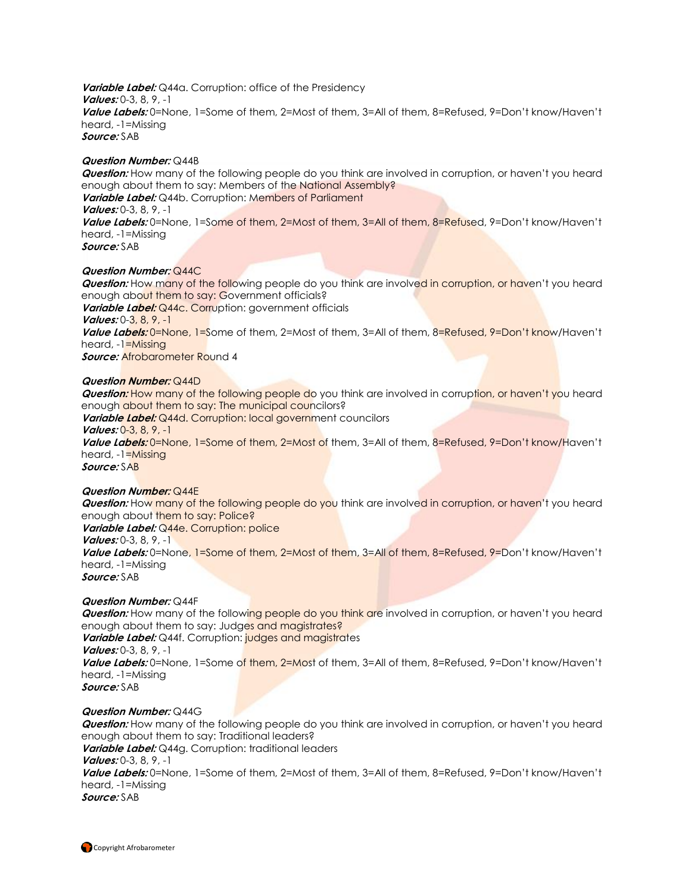***Variable Label:*** Q44a. Corruption: office of the Presidency
***Values:*** 0-3, 8, 9, -1
***Value Labels:*** 0=None, 1=Some of them, 2=Most of them, 3=All of them, 8=Refused, 9=Don't know/Haven't heard, -1=Missing
***Source:*** SAB

***Question Number:*** Q44B
***Question:*** How many of the following people do you think are involved in corruption, or haven't you heard enough about them to say: Members of the National Assembly?
***Variable Label:*** Q44b. Corruption: Members of Parliament
***Values:*** 0-3, 8, 9, -1
***Value Labels:*** 0=None, 1=Some of them, 2=Most of them, 3=All of them, 8=Refused, 9=Don't know/Haven't heard, -1=Missing
***Source:*** SAB

***Question Number:*** Q44C
***Question:*** How many of the following people do you think are involved in corruption, or haven't you heard enough about them to say: Government officials?
***Variable Label:*** Q44c. Corruption: government officials
***Values:*** 0-3, 8, 9, -1
***Value Labels:*** 0=None, 1=Some of them, 2=Most of them, 3=All of them, 8=Refused, 9=Don't know/Haven't heard, -1=Missing
***Source:*** Afrobarometer Round 4

***Question Number:*** Q44D
***Question:*** How many of the following people do you think are involved in corruption, or haven't you heard enough about them to say: The municipal councilors?
***Variable Label:*** Q44d. Corruption: local government councilors
***Values:*** 0-3, 8, 9, -1
***Value Labels:*** 0=None, 1=Some of them, 2=Most of them, 3=All of them, 8=Refused, 9=Don't know/Haven't heard, -1=Missing
***Source:*** SAB

***Question Number:*** Q44E
***Question:*** How many of the following people do you think are involved in corruption, or haven't you heard enough about them to say: Police?
***Variable Label:*** Q44e. Corruption: police
***Values:*** 0-3, 8, 9, -1
***Value Labels:*** 0=None, 1=Some of them, 2=Most of them, 3=All of them, 8=Refused, 9=Don't know/Haven't heard, -1=Missing
***Source:*** SAB

***Question Number:*** Q44F
***Question:*** How many of the following people do you think are involved in corruption, or haven't you heard enough about them to say: Judges and magistrates?
***Variable Label:*** Q44f. Corruption: judges and magistrates
***Values:*** 0-3, 8, 9, -1
***Value Labels:*** 0=None, 1=Some of them, 2=Most of them, 3=All of them, 8=Refused, 9=Don't know/Haven't heard, -1=Missing
***Source:*** SAB

***Question Number:*** Q44G
***Question:*** How many of the following people do you think are involved in corruption, or haven't you heard enough about them to say: Traditional leaders?
***Variable Label:*** Q44g. Corruption: traditional leaders
***Values:*** 0-3, 8, 9, -1
***Value Labels:*** 0=None, 1=Some of them, 2=Most of them, 3=All of them, 8=Refused, 9=Don't know/Haven't heard, -1=Missing
***Source:*** SAB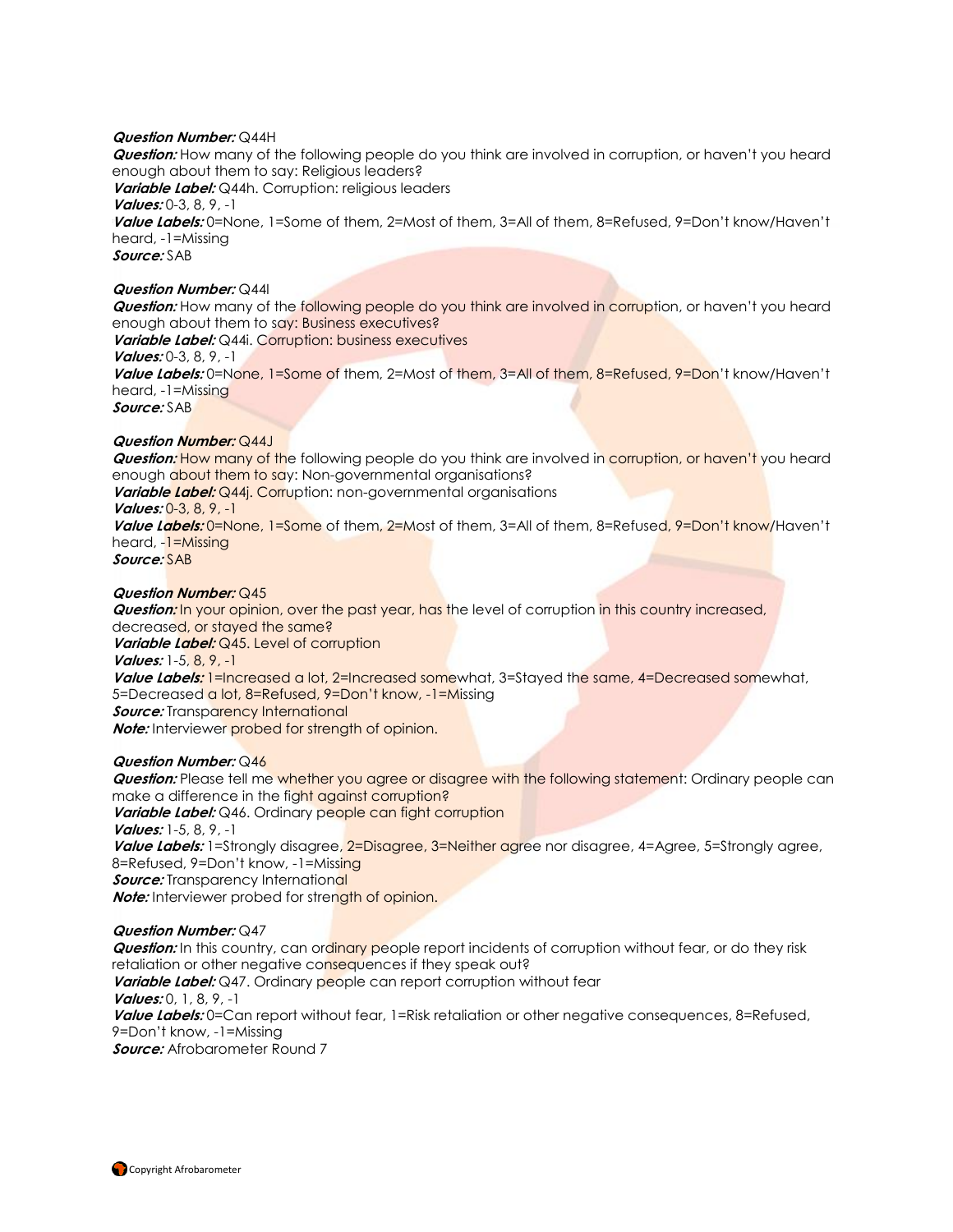***Question Number:*** Q44H
***Question:*** How many of the following people do you think are involved in corruption, or haven't you heard enough about them to say: Religious leaders?
***Variable Label:*** Q44h. Corruption: religious leaders
***Values:*** 0-3, 8, 9, -1
***Value Labels:*** 0=None, 1=Some of them, 2=Most of them, 3=All of them, 8=Refused, 9=Don't know/Haven't heard, -1=Missing
***Source:*** SAB

***Question Number:*** Q44I
***Question:*** How many of the following people do you think are involved in corruption, or haven't you heard enough about them to say: Business executives?
***Variable Label:*** Q44i. Corruption: business executives
***Values:*** 0-3, 8, 9, -1
***Value Labels:*** 0=None, 1=Some of them, 2=Most of them, 3=All of them, 8=Refused, 9=Don't know/Haven't heard, -1=Missing
***Source:*** SAB

***Question Number:*** Q44J
***Question:*** How many of the following people do you think are involved in corruption, or haven't you heard enough about them to say: Non-governmental organisations?
***Variable Label:*** Q44j. Corruption: non-governmental organisations
***Values:*** 0-3, 8, 9, -1
***Value Labels:*** 0=None, 1=Some of them, 2=Most of them, 3=All of them, 8=Refused, 9=Don't know/Haven't heard, -1=Missing
***Source:*** SAB

***Question Number:*** Q45
***Question:*** In your opinion, over the past year, has the level of corruption in this country increased, decreased, or stayed the same?
***Variable Label:*** Q45. Level of corruption
***Values:*** 1-5, 8, 9, -1
***Value Labels:*** 1=Increased a lot, 2=Increased somewhat, 3=Stayed the same, 4=Decreased somewhat, 5=Decreased a lot, 8=Refused, 9=Don't know, -1=Missing
***Source:*** Transparency International
***Note:*** Interviewer probed for strength of opinion.

***Question Number:*** Q46
***Question:*** Please tell me whether you agree or disagree with the following statement: Ordinary people can make a difference in the fight against corruption?
***Variable Label:*** Q46. Ordinary people can fight corruption
***Values:*** 1-5, 8, 9, -1
***Value Labels:*** 1=Strongly disagree, 2=Disagree, 3=Neither agree nor disagree, 4=Agree, 5=Strongly agree, 8=Refused, 9=Don't know, -1=Missing
***Source:*** Transparency International
***Note:*** Interviewer probed for strength of opinion.

***Question Number:*** Q47
***Question:*** In this country, can ordinary people report incidents of corruption without fear, or do they risk retaliation or other negative consequences if they speak out?
***Variable Label:*** Q47. Ordinary people can report corruption without fear
***Values:*** 0, 1, 8, 9, -1
***Value Labels:*** 0=Can report without fear, 1=Risk retaliation or other negative consequences, 8=Refused, 9=Don't know, -1=Missing
***Source:*** Afrobarometer Round 7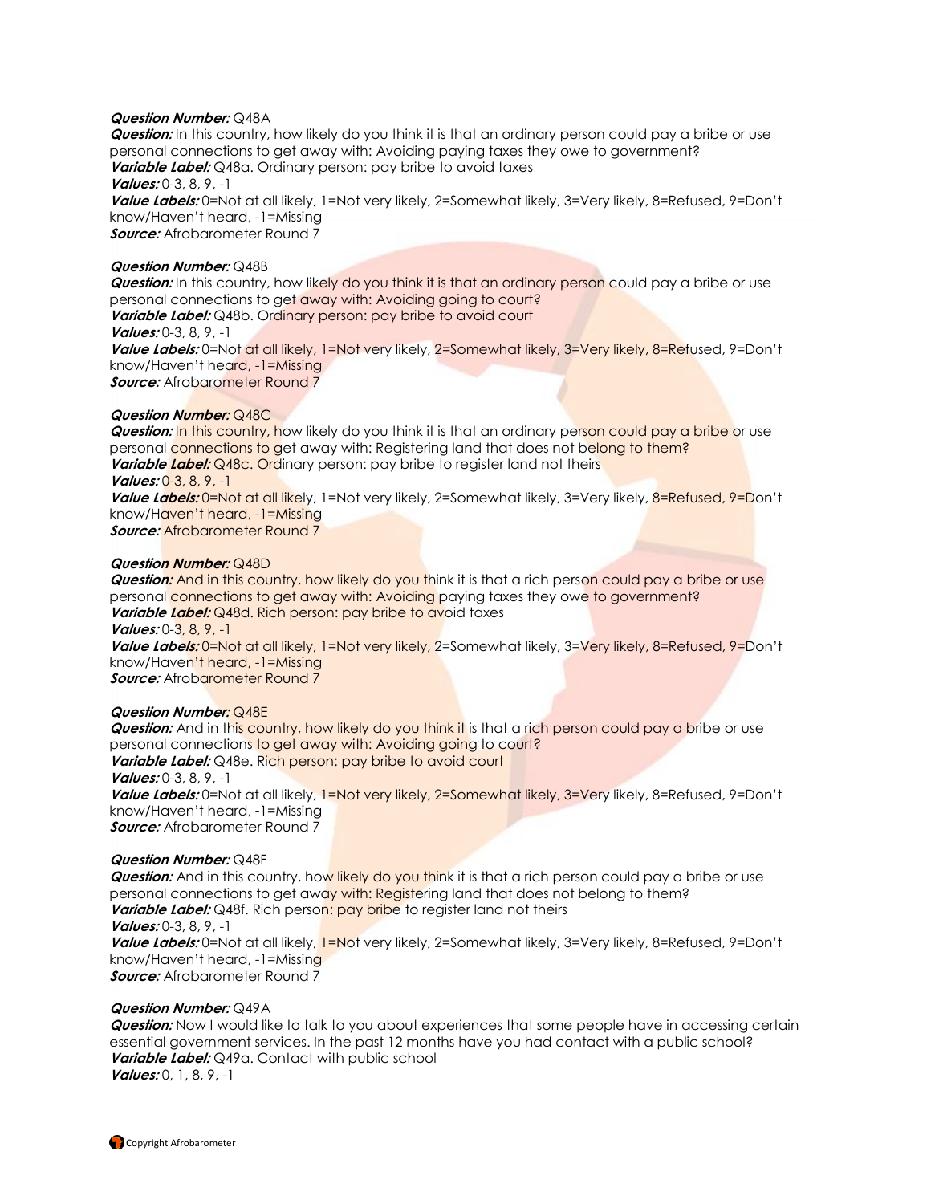***Question Number:*** Q48A
***Question:*** In this country, how likely do you think it is that an ordinary person could pay a bribe or use personal connections to get away with: Avoiding paying taxes they owe to government?
***Variable Label:*** Q48a. Ordinary person: pay bribe to avoid taxes
***Values:*** 0-3, 8, 9, -1
***Value Labels:*** 0=Not at all likely, 1=Not very likely, 2=Somewhat likely, 3=Very likely, 8=Refused, 9=Don't know/Haven't heard, -1=Missing
***Source:*** Afrobarometer Round 7

***Question Number:*** Q48B
***Question:*** In this country, how likely do you think it is that an ordinary person could pay a bribe or use personal connections to get away with: Avoiding going to court?
***Variable Label:*** Q48b. Ordinary person: pay bribe to avoid court
***Values:*** 0-3, 8, 9, -1
***Value Labels:*** 0=Not at all likely, 1=Not very likely, 2=Somewhat likely, 3=Very likely, 8=Refused, 9=Don't know/Haven't heard, -1=Missing
***Source:*** Afrobarometer Round 7

***Question Number:*** Q48C
***Question:*** In this country, how likely do you think it is that an ordinary person could pay a bribe or use personal connections to get away with: Registering land that does not belong to them?
***Variable Label:*** Q48c. Ordinary person: pay bribe to register land not theirs
***Values:*** 0-3, 8, 9, -1
***Value Labels:*** 0=Not at all likely, 1=Not very likely, 2=Somewhat likely, 3=Very likely, 8=Refused, 9=Don't know/Haven't heard, -1=Missing
***Source:*** Afrobarometer Round 7

***Question Number:*** Q48D
***Question:*** And in this country, how likely do you think it is that a rich person could pay a bribe or use personal connections to get away with: Avoiding paying taxes they owe to government?
***Variable Label:*** Q48d. Rich person: pay bribe to avoid taxes
***Values:*** 0-3, 8, 9, -1
***Value Labels:*** 0=Not at all likely, 1=Not very likely, 2=Somewhat likely, 3=Very likely, 8=Refused, 9=Don't know/Haven't heard, -1=Missing
***Source:*** Afrobarometer Round 7

***Question Number:*** Q48E
***Question:*** And in this country, how likely do you think it is that a rich person could pay a bribe or use personal connections to get away with: Avoiding going to court?
***Variable Label:*** Q48e. Rich person: pay bribe to avoid court
***Values:*** 0-3, 8, 9, -1
***Value Labels:*** 0=Not at all likely, 1=Not very likely, 2=Somewhat likely, 3=Very likely, 8=Refused, 9=Don't know/Haven't heard, -1=Missing
***Source:*** Afrobarometer Round 7

***Question Number:*** Q48F
***Question:*** And in this country, how likely do you think it is that a rich person could pay a bribe or use personal connections to get away with: Registering land that does not belong to them?
***Variable Label:*** Q48f. Rich person: pay bribe to register land not theirs
***Values:*** 0-3, 8, 9, -1
***Value Labels:*** 0=Not at all likely, 1=Not very likely, 2=Somewhat likely, 3=Very likely, 8=Refused, 9=Don't know/Haven't heard, -1=Missing
***Source:*** Afrobarometer Round 7

***Question Number:*** Q49A
***Question:*** Now I would like to talk to you about experiences that some people have in accessing certain essential government services. In the past 12 months have you had contact with a public school?
***Variable Label:*** Q49a. Contact with public school
***Values:*** 0, 1, 8, 9, -1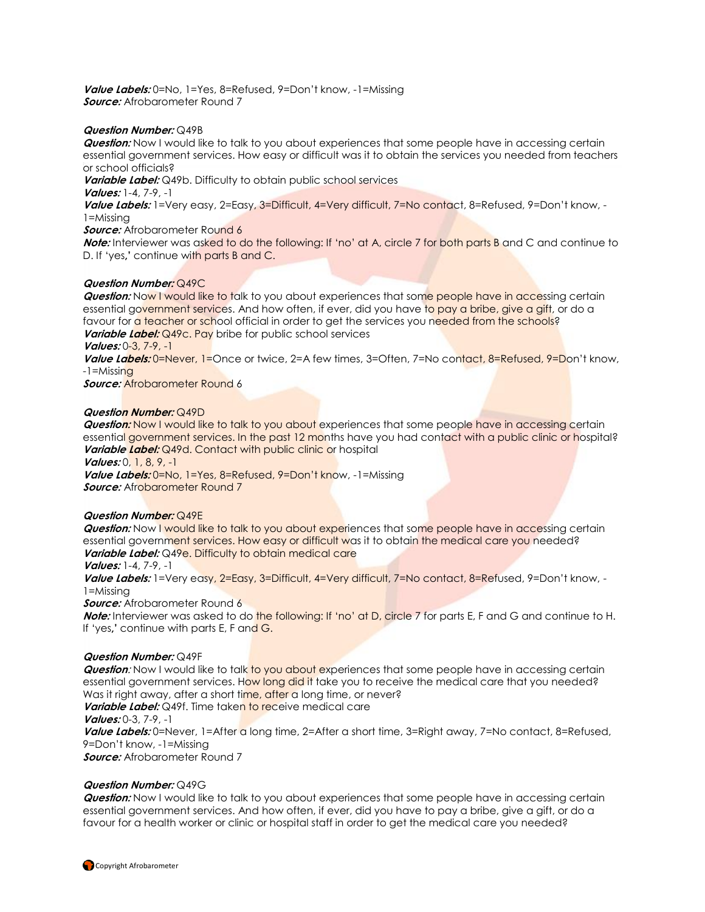***Value Labels:*** 0=No, 1=Yes, 8=Refused, 9=Don't know, -1=Missing
***Source:*** Afrobarometer Round 7

***Question Number:*** Q49B
***Question:*** Now I would like to talk to you about experiences that some people have in accessing certain essential government services. How easy or difficult was it to obtain the services you needed from teachers or school officials?
***Variable Label:*** Q49b. Difficulty to obtain public school services
***Values:*** 1-4, 7-9, -1
***Value Labels:*** 1=Very easy, 2=Easy, 3=Difficult, 4=Very difficult, 7=No contact, 8=Refused, 9=Don't know, -1=Missing
***Source:*** Afrobarometer Round 6
***Note:*** Interviewer was asked to do the following: If 'no' at A, circle 7 for both parts B and C and continue to D. If 'yes,' continue with parts B and C.

***Question Number:*** Q49C
***Question:*** Now I would like to talk to you about experiences that some people have in accessing certain essential government services. And how often, if ever, did you have to pay a bribe, give a gift, or do a favour for a teacher or school official in order to get the services you needed from the schools?
***Variable Label:*** Q49c. Pay bribe for public school services
***Values:*** 0-3, 7-9, -1
***Value Labels:*** 0=Never, 1=Once or twice, 2=A few times, 3=Often, 7=No contact, 8=Refused, 9=Don't know, -1=Missing
***Source:*** Afrobarometer Round 6

***Question Number:*** Q49D
***Question:*** Now I would like to talk to you about experiences that some people have in accessing certain essential government services. In the past 12 months have you had contact with a public clinic or hospital?
***Variable Label:*** Q49d. Contact with public clinic or hospital
***Values:*** 0, 1, 8, 9, -1
***Value Labels:*** 0=No, 1=Yes, 8=Refused, 9=Don't know, -1=Missing
***Source:*** Afrobarometer Round 7

***Question Number:*** Q49E
***Question:*** Now I would like to talk to you about experiences that some people have in accessing certain essential government services. How easy or difficult was it to obtain the medical care you needed?
***Variable Label:*** Q49e. Difficulty to obtain medical care
***Values:*** 1-4, 7-9, -1
***Value Labels:*** 1=Very easy, 2=Easy, 3=Difficult, 4=Very difficult, 7=No contact, 8=Refused, 9=Don't know, -1=Missing
***Source:*** Afrobarometer Round 6
***Note:*** Interviewer was asked to do the following: If 'no' at D, circle 7 for parts E, F and G and continue to H. If 'yes,' continue with parts E, F and G.

***Question Number:*** Q49F
***Question:*** Now I would like to talk to you about experiences that some people have in accessing certain essential government services. How long did it take you to receive the medical care that you needed? Was it right away, after a short time, after a long time, or never?
***Variable Label:*** Q49f. Time taken to receive medical care
***Values:*** 0-3, 7-9, -1
***Value Labels:*** 0=Never, 1=After a long time, 2=After a short time, 3=Right away, 7=No contact, 8=Refused, 9=Don't know, -1=Missing
***Source:*** Afrobarometer Round 7

***Question Number:*** Q49G
***Question:*** Now I would like to talk to you about experiences that some people have in accessing certain essential government services. And how often, if ever, did you have to pay a bribe, give a gift, or do a favour for a health worker or clinic or hospital staff in order to get the medical care you needed?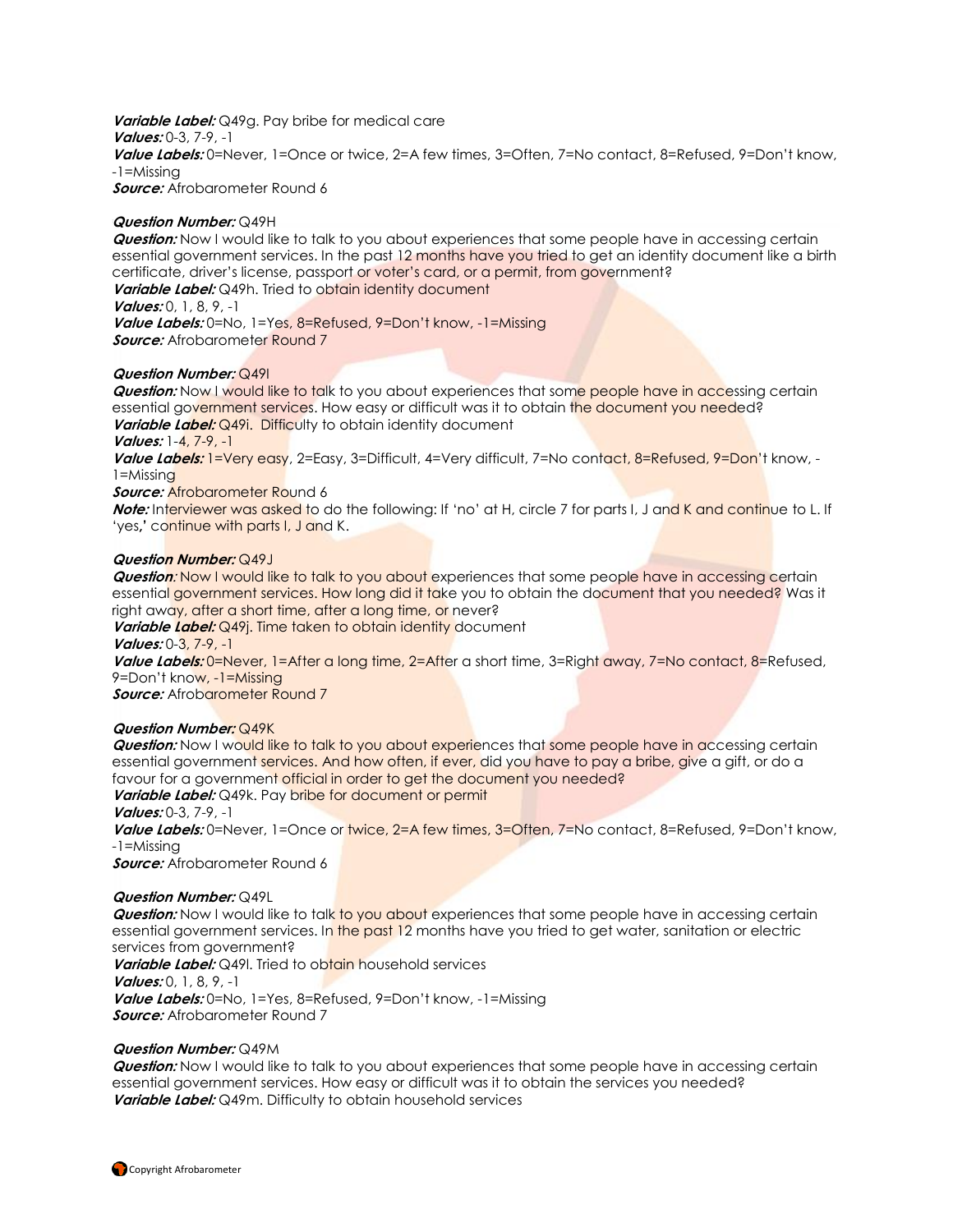***Variable Label:*** Q49g. Pay bribe for medical care
***Values:*** 0-3, 7-9, -1
***Value Labels:*** 0=Never, 1=Once or twice, 2=A few times, 3=Often, 7=No contact, 8=Refused, 9=Don't know, -1=Missing
***Source:*** Afrobarometer Round 6

***Question Number:*** Q49H
***Question:*** Now I would like to talk to you about experiences that some people have in accessing certain essential government services. In the past 12 months have you tried to get an identity document like a birth certificate, driver's license, passport or voter's card, or a permit, from government?
***Variable Label:*** Q49h. Tried to obtain identity document
***Values:*** 0, 1, 8, 9, -1
***Value Labels:*** 0=No, 1=Yes, 8=Refused, 9=Don't know, -1=Missing
***Source:*** Afrobarometer Round 7

***Question Number:*** Q49I
***Question:*** Now I would like to talk to you about experiences that some people have in accessing certain essential government services. How easy or difficult was it to obtain the document you needed?
***Variable Label:*** Q49i. Difficulty to obtain identity document
***Values:*** 1-4, 7-9, -1
***Value Labels:*** 1=Very easy, 2=Easy, 3=Difficult, 4=Very difficult, 7=No contact, 8=Refused, 9=Don't know, -1=Missing
***Source:*** Afrobarometer Round 6
***Note:*** Interviewer was asked to do the following: If 'no' at H, circle 7 for parts I, J and K and continue to L. If 'yes,' continue with parts I, J and K.

***Question Number:*** Q49J
***Question:*** Now I would like to talk to you about experiences that some people have in accessing certain essential government services. How long did it take you to obtain the document that you needed? Was it right away, after a short time, after a long time, or never?
***Variable Label:*** Q49j. Time taken to obtain identity document
***Values:*** 0-3, 7-9, -1
***Value Labels:*** 0=Never, 1=After a long time, 2=After a short time, 3=Right away, 7=No contact, 8=Refused, 9=Don't know, -1=Missing
***Source:*** Afrobarometer Round 7

***Question Number:*** Q49K
***Question:*** Now I would like to talk to you about experiences that some people have in accessing certain essential government services. And how often, if ever, did you have to pay a bribe, give a gift, or do a favour for a government official in order to get the document you needed?
***Variable Label:*** Q49k. Pay bribe for document or permit
***Values:*** 0-3, 7-9, -1
***Value Labels:*** 0=Never, 1=Once or twice, 2=A few times, 3=Often, 7=No contact, 8=Refused, 9=Don't know, -1=Missing
***Source:*** Afrobarometer Round 6

***Question Number:*** Q49L
***Question:*** Now I would like to talk to you about experiences that some people have in accessing certain essential government services. In the past 12 months have you tried to get water, sanitation or electric services from government?
***Variable Label:*** Q49l. Tried to obtain household services
***Values:*** 0, 1, 8, 9, -1
***Value Labels:*** 0=No, 1=Yes, 8=Refused, 9=Don't know, -1=Missing
***Source:*** Afrobarometer Round 7

***Question Number:*** Q49M
***Question:*** Now I would like to talk to you about experiences that some people have in accessing certain essential government services. How easy or difficult was it to obtain the services you needed?
***Variable Label:*** Q49m. Difficulty to obtain household services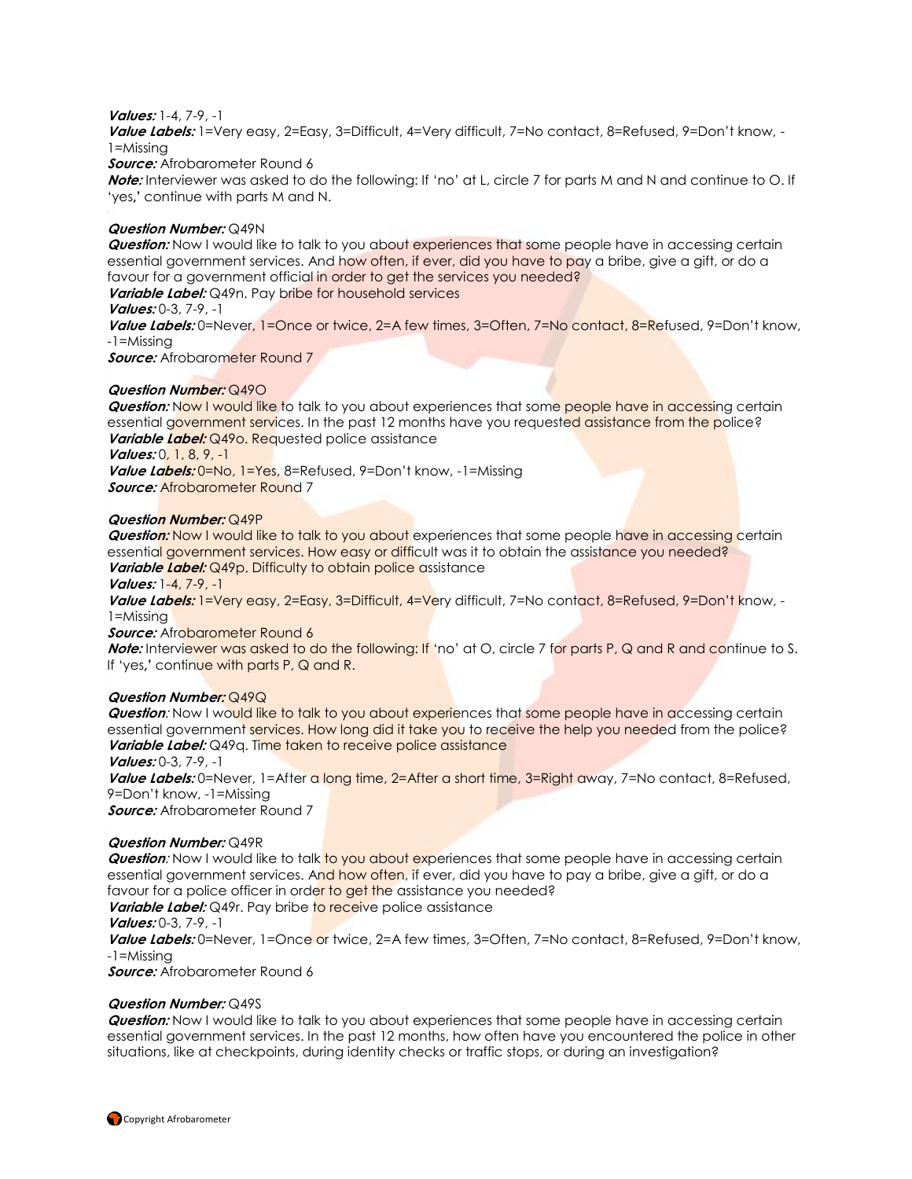***Values:*** 1-4, 7-9, -1
***Value Labels:*** 1=Very easy, 2=Easy, 3=Difficult, 4=Very difficult, 7=No contact, 8=Refused, 9=Don't know, -1=Missing
***Source:*** Afrobarometer Round 6
***Note:*** Interviewer was asked to do the following: If 'no' at L, circle 7 for parts M and N and continue to O. If 'yes,' continue with parts M and N.

***Question Number:*** Q49N
***Question:*** Now I would like to talk to you about experiences that some people have in accessing certain essential government services. And how often, if ever, did you have to pay a bribe, give a gift, or do a favour for a government official in order to get the services you needed?
***Variable Label:*** Q49n. Pay bribe for household services
***Values:*** 0-3, 7-9, -1
***Value Labels:*** 0=Never, 1=Once or twice, 2=A few times, 3=Often, 7=No contact, 8=Refused, 9=Don't know, -1=Missing
***Source:*** Afrobarometer Round 7

***Question Number:*** Q49O
***Question:*** Now I would like to talk to you about experiences that some people have in accessing certain essential government services. In the past 12 months have you requested assistance from the police?
***Variable Label:*** Q49o. Requested police assistance
***Values:*** 0, 1, 8, 9, -1
***Value Labels:*** 0=No, 1=Yes, 8=Refused, 9=Don't know, -1=Missing
***Source:*** Afrobarometer Round 7

***Question Number:*** Q49P
***Question:*** Now I would like to talk to you about experiences that some people have in accessing certain essential government services. How easy or difficult was it to obtain the assistance you needed?
***Variable Label:*** Q49p. Difficulty to obtain police assistance
***Values:*** 1-4, 7-9, -1
***Value Labels:*** 1=Very easy, 2=Easy, 3=Difficult, 4=Very difficult, 7=No contact, 8=Refused, 9=Don't know, -1=Missing
***Source:*** Afrobarometer Round 6
***Note:*** Interviewer was asked to do the following: If 'no' at O, circle 7 for parts P, Q and R and continue to S. If 'yes,' continue with parts P, Q and R.

***Question Number:*** Q49Q
***Question:*** Now I would like to talk to you about experiences that some people have in accessing certain essential government services. How long did it take you to receive the help you needed from the police?
***Variable Label:*** Q49q. Time taken to receive police assistance
***Values:*** 0-3, 7-9, -1
***Value Labels:*** 0=Never, 1=After a long time, 2=After a short time, 3=Right away, 7=No contact, 8=Refused, 9=Don't know, -1=Missing
***Source:*** Afrobarometer Round 7

***Question Number:*** Q49R
***Question:*** Now I would like to talk to you about experiences that some people have in accessing certain essential government services. And how often, if ever, did you have to pay a bribe, give a gift, or do a favour for a police officer in order to get the assistance you needed?
***Variable Label:*** Q49r. Pay bribe to receive police assistance
***Values:*** 0-3, 7-9, -1
***Value Labels:*** 0=Never, 1=Once or twice, 2=A few times, 3=Often, 7=No contact, 8=Refused, 9=Don't know, -1=Missing
***Source:*** Afrobarometer Round 6

***Question Number:*** Q49S
***Question:*** Now I would like to talk to you about experiences that some people have in accessing certain essential government services. In the past 12 months, how often have you encountered the police in other situations, like at checkpoints, during identity checks or traffic stops, or during an investigation?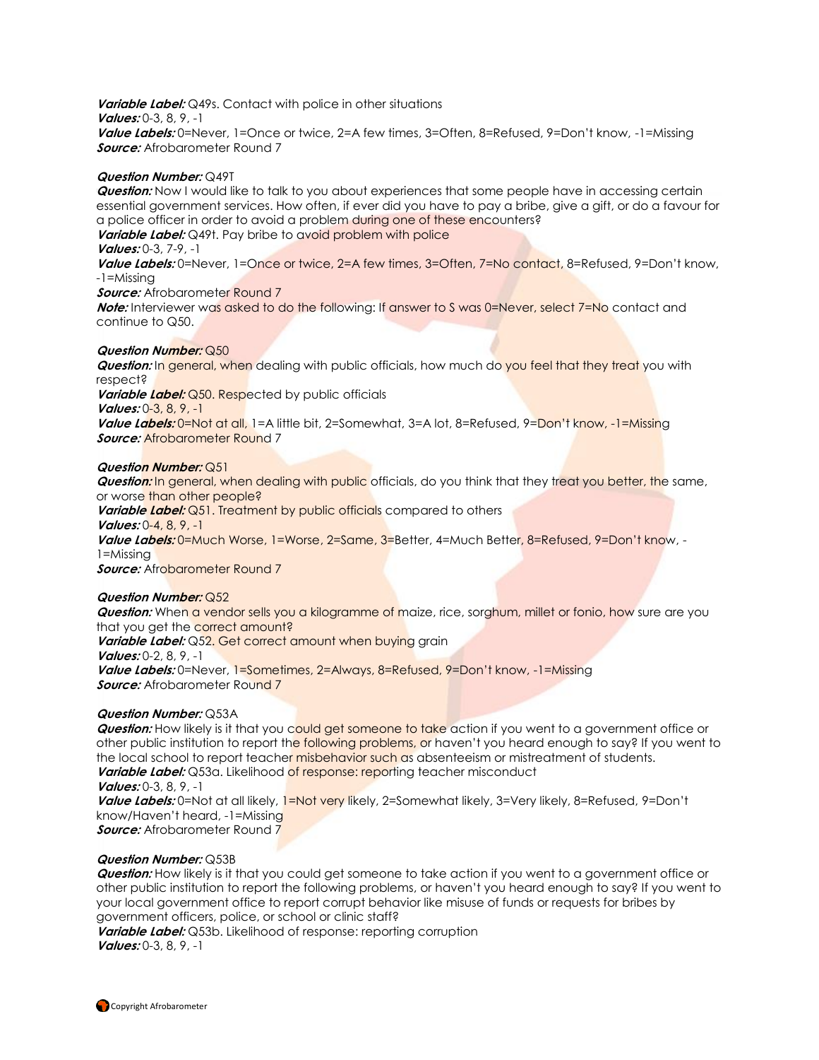***Variable Label:*** Q49s. Contact with police in other situations
***Values:*** 0-3, 8, 9, -1
***Value Labels:*** 0=Never, 1=Once or twice, 2=A few times, 3=Often, 8=Refused, 9=Don't know, -1=Missing
***Source:*** Afrobarometer Round 7

***Question Number:*** Q49T
***Question:*** Now I would like to talk to you about experiences that some people have in accessing certain essential government services. How often, if ever did you have to pay a bribe, give a gift, or do a favour for a police officer in order to avoid a problem during one of these encounters?
***Variable Label:*** Q49t. Pay bribe to avoid problem with police
***Values:*** 0-3, 7-9, -1
***Value Labels:*** 0=Never, 1=Once or twice, 2=A few times, 3=Often, 7=No contact, 8=Refused, 9=Don't know, -1=Missing
***Source:*** Afrobarometer Round 7
***Note:*** Interviewer was asked to do the following: If answer to S was 0=Never, select 7=No contact and continue to Q50.

***Question Number:*** Q50
***Question:*** In general, when dealing with public officials, how much do you feel that they treat you with respect?
***Variable Label:*** Q50. Respected by public officials
***Values:*** 0-3, 8, 9, -1
***Value Labels:*** 0=Not at all, 1=A little bit, 2=Somewhat, 3=A lot, 8=Refused, 9=Don't know, -1=Missing
***Source:*** Afrobarometer Round 7

***Question Number:*** Q51
***Question:*** In general, when dealing with public officials, do you think that they treat you better, the same, or worse than other people?
***Variable Label:*** Q51. Treatment by public officials compared to others
***Values:*** 0-4, 8, 9, -1
***Value Labels:*** 0=Much Worse, 1=Worse, 2=Same, 3=Better, 4=Much Better, 8=Refused, 9=Don't know, -1=Missing
***Source:*** Afrobarometer Round 7

***Question Number:*** Q52
***Question:*** When a vendor sells you a kilogramme of maize, rice, sorghum, millet or fonio, how sure are you that you get the correct amount?
***Variable Label:*** Q52. Get correct amount when buying grain
***Values:*** 0-2, 8, 9, -1
***Value Labels:*** 0=Never, 1=Sometimes, 2=Always, 8=Refused, 9=Don't know, -1=Missing
***Source:*** Afrobarometer Round 7

***Question Number:*** Q53A
***Question:*** How likely is it that you could get someone to take action if you went to a government office or other public institution to report the following problems, or haven't you heard enough to say? If you went to the local school to report teacher misbehavior such as absenteeism or mistreatment of students.
***Variable Label:*** Q53a. Likelihood of response: reporting teacher misconduct
***Values:*** 0-3, 8, 9, -1
***Value Labels:*** 0=Not at all likely, 1=Not very likely, 2=Somewhat likely, 3=Very likely, 8=Refused, 9=Don't know/Haven't heard, -1=Missing
***Source:*** Afrobarometer Round 7

***Question Number:*** Q53B
***Question:*** How likely is it that you could get someone to take action if you went to a government office or other public institution to report the following problems, or haven't you heard enough to say? If you went to your local government office to report corrupt behavior like misuse of funds or requests for bribes by government officers, police, or school or clinic staff?
***Variable Label:*** Q53b. Likelihood of response: reporting corruption
***Values:*** 0-3, 8, 9, -1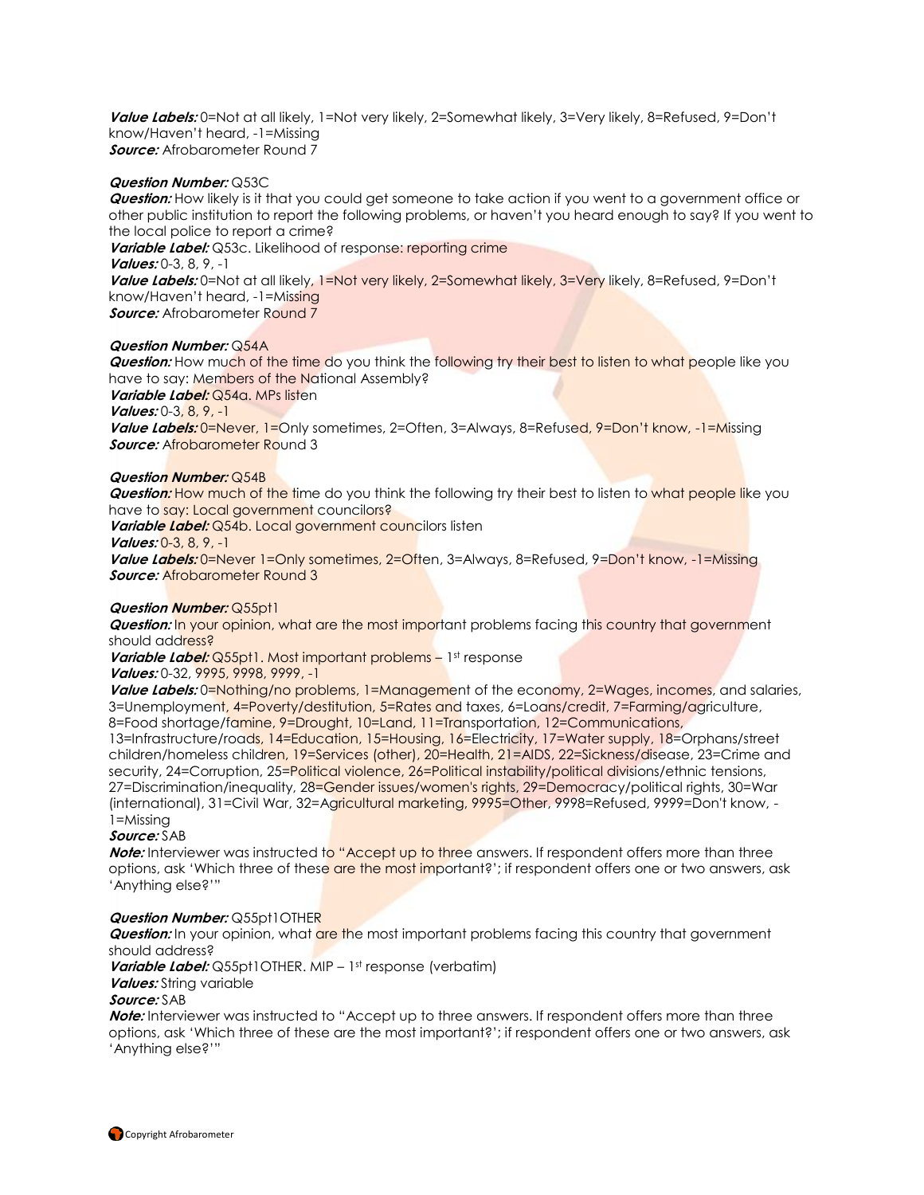***Value Labels:*** 0=Not at all likely, 1=Not very likely, 2=Somewhat likely, 3=Very likely, 8=Refused, 9=Don't know/Haven't heard, -1=Missing
***Source:*** Afrobarometer Round 7

***Question Number:*** Q53C
***Question:*** How likely is it that you could get someone to take action if you went to a government office or other public institution to report the following problems, or haven't you heard enough to say? If you went to the local police to report a crime?
***Variable Label:*** Q53c. Likelihood of response: reporting crime
***Values:*** 0-3, 8, 9, -1
***Value Labels:*** 0=Not at all likely, 1=Not very likely, 2=Somewhat likely, 3=Very likely, 8=Refused, 9=Don't know/Haven't heard, -1=Missing
***Source:*** Afrobarometer Round 7

***Question Number:*** Q54A
***Question:*** How much of the time do you think the following try their best to listen to what people like you have to say: Members of the National Assembly?
***Variable Label:*** Q54a. MPs listen
***Values:*** 0-3, 8, 9, -1
***Value Labels:*** 0=Never, 1=Only sometimes, 2=Often, 3=Always, 8=Refused, 9=Don't know, -1=Missing
***Source:*** Afrobarometer Round 3

***Question Number:*** Q54B
***Question:*** How much of the time do you think the following try their best to listen to what people like you have to say: Local government councilors?
***Variable Label:*** Q54b. Local government councilors listen
***Values:*** 0-3, 8, 9, -1
***Value Labels:*** 0=Never 1=Only sometimes, 2=Often, 3=Always, 8=Refused, 9=Don't know, -1=Missing
***Source:*** Afrobarometer Round 3

***Question Number:*** Q55pt1
***Question:*** In your opinion, what are the most important problems facing this country that government should address?
***Variable Label:*** Q55pt1. Most important problems – 1st response
***Values:*** 0-32, 9995, 9998, 9999, -1
***Value Labels:*** 0=Nothing/no problems, 1=Management of the economy, 2=Wages, incomes, and salaries, 3=Unemployment, 4=Poverty/destitution, 5=Rates and taxes, 6=Loans/credit, 7=Farming/agriculture, 8=Food shortage/famine, 9=Drought, 10=Land, 11=Transportation, 12=Communications, 13=Infrastructure/roads, 14=Education, 15=Housing, 16=Electricity, 17=Water supply, 18=Orphans/street children/homeless children, 19=Services (other), 20=Health, 21=AIDS, 22=Sickness/disease, 23=Crime and security, 24=Corruption, 25=Political violence, 26=Political instability/political divisions/ethnic tensions, 27=Discrimination/inequality, 28=Gender issues/women's rights, 29=Democracy/political rights, 30=War (international), 31=Civil War, 32=Agricultural marketing, 9995=Other, 9998=Refused, 9999=Don't know, -1=Missing
***Source:*** SAB
***Note:*** Interviewer was instructed to "Accept up to three answers. If respondent offers more than three options, ask 'Which three of these are the most important?'; if respondent offers one or two answers, ask 'Anything else?'"

***Question Number:*** Q55pt1OTHER
***Question:*** In your opinion, what are the most important problems facing this country that government should address?
***Variable Label:*** Q55pt1OTHER. MIP – 1st response (verbatim)
***Values:*** String variable
***Source:*** SAB
***Note:*** Interviewer was instructed to "Accept up to three answers. If respondent offers more than three options, ask 'Which three of these are the most important?'; if respondent offers one or two answers, ask 'Anything else?'"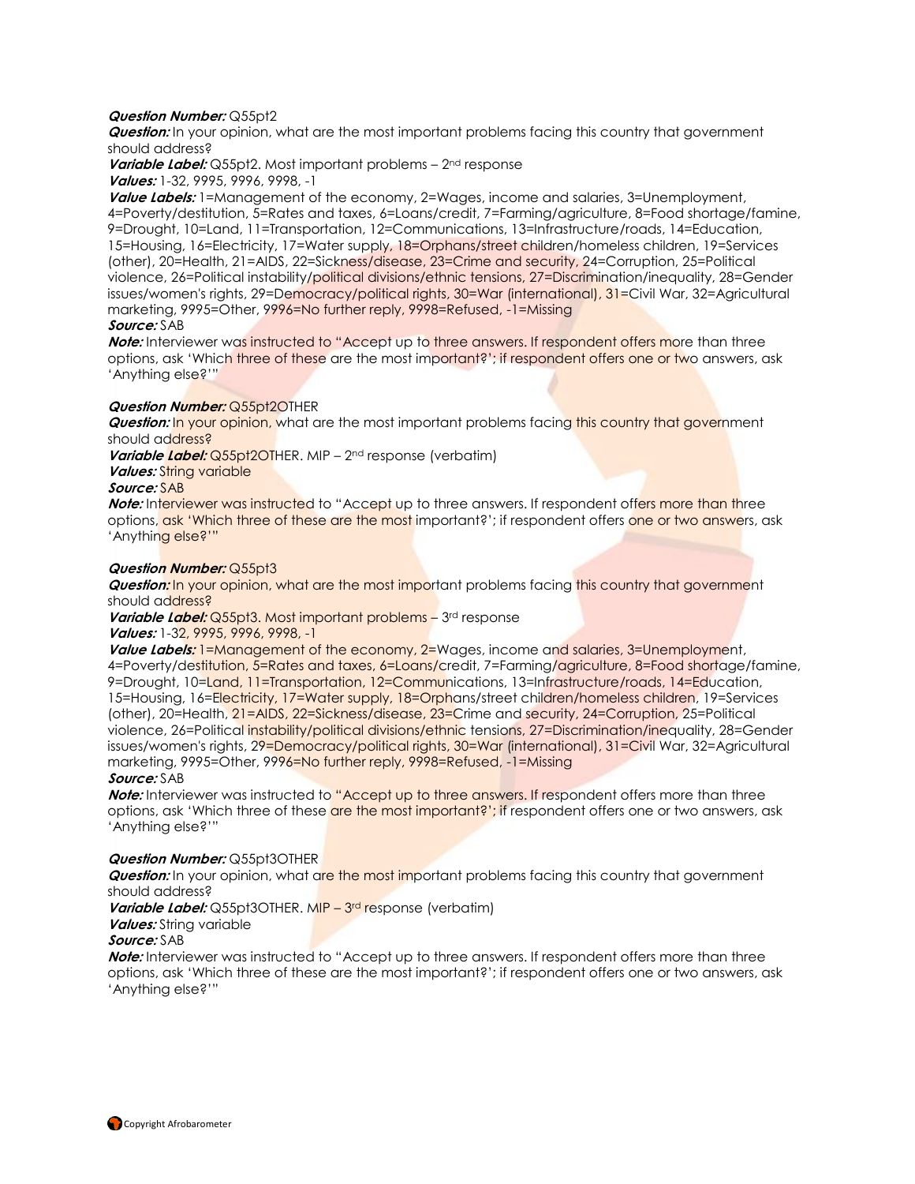***Question Number:*** Q55pt2
***Question:*** In your opinion, what are the most important problems facing this country that government should address?
***Variable Label:*** Q55pt2. Most important problems – 2nd response
***Values:*** 1-32, 9995, 9996, 9998, -1
***Value Labels:*** 1=Management of the economy, 2=Wages, income and salaries, 3=Unemployment, 4=Poverty/destitution, 5=Rates and taxes, 6=Loans/credit, 7=Farming/agriculture, 8=Food shortage/famine, 9=Drought, 10=Land, 11=Transportation, 12=Communications, 13=Infrastructure/roads, 14=Education, 15=Housing, 16=Electricity, 17=Water supply, 18=Orphans/street children/homeless children, 19=Services (other), 20=Health, 21=AIDS, 22=Sickness/disease, 23=Crime and security, 24=Corruption, 25=Political violence, 26=Political instability/political divisions/ethnic tensions, 27=Discrimination/inequality, 28=Gender issues/women's rights, 29=Democracy/political rights, 30=War (international), 31=Civil War, 32=Agricultural marketing, 9995=Other, 9996=No further reply, 9998=Refused, -1=Missing
***Source:*** SAB
***Note:*** Interviewer was instructed to "Accept up to three answers. If respondent offers more than three options, ask 'Which three of these are the most important?'; if respondent offers one or two answers, ask 'Anything else?'"

***Question Number:*** Q55pt2OTHER
***Question:*** In your opinion, what are the most important problems facing this country that government should address?
***Variable Label:*** Q55pt2OTHER. MIP – 2nd response (verbatim)
***Values:*** String variable
***Source:*** SAB
***Note:*** Interviewer was instructed to "Accept up to three answers. If respondent offers more than three options, ask 'Which three of these are the most important?'; if respondent offers one or two answers, ask 'Anything else?'"

***Question Number:*** Q55pt3
***Question:*** In your opinion, what are the most important problems facing this country that government should address?
***Variable Label:*** Q55pt3. Most important problems – 3rd response
***Values:*** 1-32, 9995, 9996, 9998, -1
***Value Labels:*** 1=Management of the economy, 2=Wages, income and salaries, 3=Unemployment, 4=Poverty/destitution, 5=Rates and taxes, 6=Loans/credit, 7=Farming/agriculture, 8=Food shortage/famine, 9=Drought, 10=Land, 11=Transportation, 12=Communications, 13=Infrastructure/roads, 14=Education, 15=Housing, 16=Electricity, 17=Water supply, 18=Orphans/street children/homeless children, 19=Services (other), 20=Health, 21=AIDS, 22=Sickness/disease, 23=Crime and security, 24=Corruption, 25=Political violence, 26=Political instability/political divisions/ethnic tensions, 27=Discrimination/inequality, 28=Gender issues/women's rights, 29=Democracy/political rights, 30=War (international), 31=Civil War, 32=Agricultural marketing, 9995=Other, 9996=No further reply, 9998=Refused, -1=Missing
***Source:*** SAB
***Note:*** Interviewer was instructed to "Accept up to three answers. If respondent offers more than three options, ask 'Which three of these are the most important?'; if respondent offers one or two answers, ask 'Anything else?'"

***Question Number:*** Q55pt3OTHER
***Question:*** In your opinion, what are the most important problems facing this country that government should address?
***Variable Label:*** Q55pt3OTHER. MIP – 3rd response (verbatim)
***Values:*** String variable
***Source:*** SAB
***Note:*** Interviewer was instructed to "Accept up to three answers. If respondent offers more than three options, ask 'Which three of these are the most important?'; if respondent offers one or two answers, ask 'Anything else?'"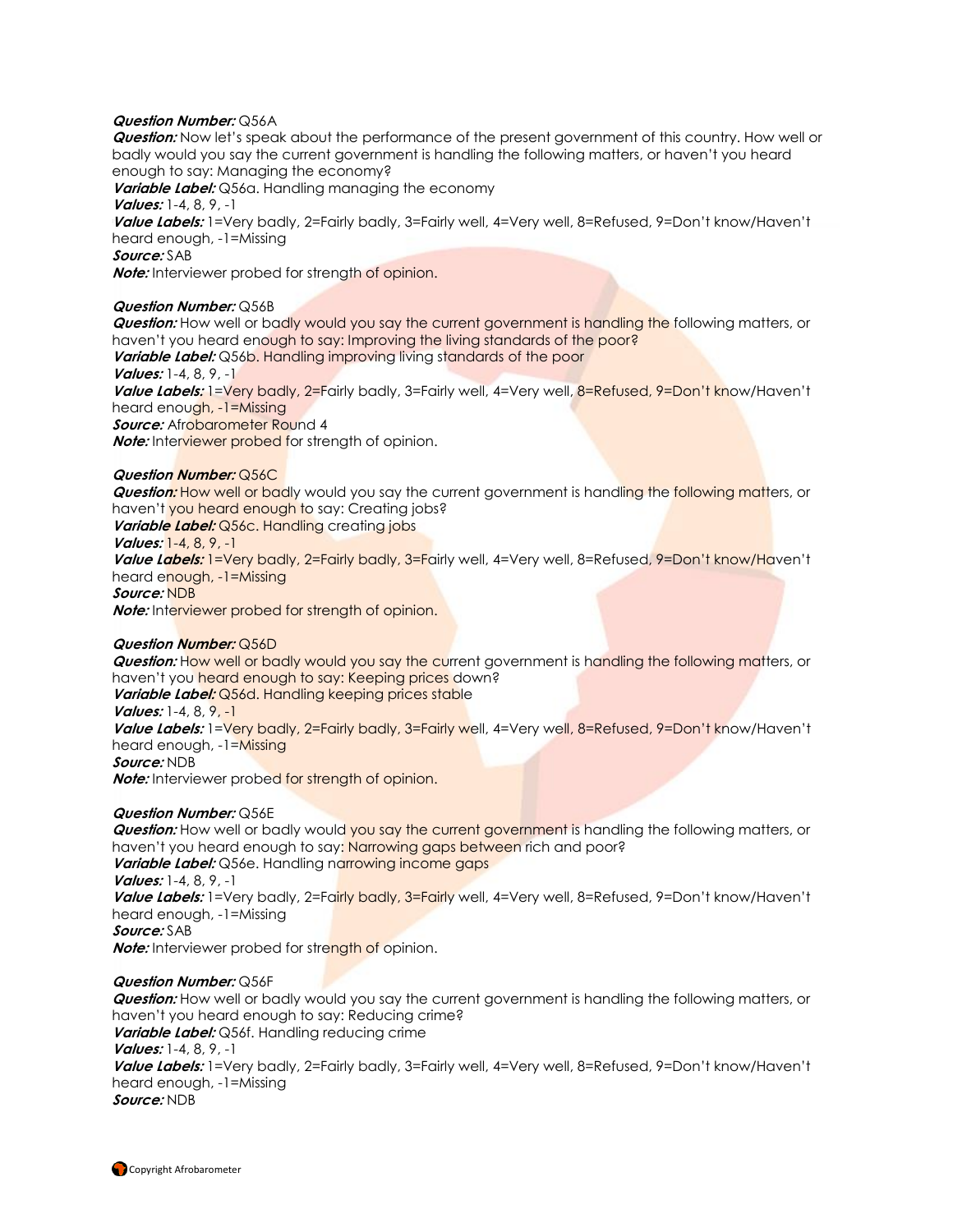***Question Number:*** Q56A
***Question:*** Now let's speak about the performance of the present government of this country. How well or badly would you say the current government is handling the following matters, or haven't you heard enough to say: Managing the economy?
***Variable Label:*** Q56a. Handling managing the economy
***Values:*** 1-4, 8, 9, -1
***Value Labels:*** 1=Very badly, 2=Fairly badly, 3=Fairly well, 4=Very well, 8=Refused, 9=Don't know/Haven't heard enough, -1=Missing
***Source:*** SAB
***Note:*** Interviewer probed for strength of opinion.

***Question Number:*** Q56B
***Question:*** How well or badly would you say the current government is handling the following matters, or haven't you heard enough to say: Improving the living standards of the poor?
***Variable Label:*** Q56b. Handling improving living standards of the poor
***Values:*** 1-4, 8, 9, -1
***Value Labels:*** 1=Very badly, 2=Fairly badly, 3=Fairly well, 4=Very well, 8=Refused, 9=Don't know/Haven't heard enough, -1=Missing
***Source:*** Afrobarometer Round 4
***Note:*** Interviewer probed for strength of opinion.

***Question Number:*** Q56C
***Question:*** How well or badly would you say the current government is handling the following matters, or haven't you heard enough to say: Creating jobs?
***Variable Label:*** Q56c. Handling creating jobs
***Values:*** 1-4, 8, 9, -1
***Value Labels:*** 1=Very badly, 2=Fairly badly, 3=Fairly well, 4=Very well, 8=Refused, 9=Don't know/Haven't heard enough, -1=Missing
***Source:*** NDB
***Note:*** Interviewer probed for strength of opinion.

***Question Number:*** Q56D
***Question:*** How well or badly would you say the current government is handling the following matters, or haven't you heard enough to say: Keeping prices down?
***Variable Label:*** Q56d. Handling keeping prices stable
***Values:*** 1-4, 8, 9, -1
***Value Labels:*** 1=Very badly, 2=Fairly badly, 3=Fairly well, 4=Very well, 8=Refused, 9=Don't know/Haven't heard enough, -1=Missing
***Source:*** NDB
***Note:*** Interviewer probed for strength of opinion.

***Question Number:*** Q56E
***Question:*** How well or badly would you say the current government is handling the following matters, or haven't you heard enough to say: Narrowing gaps between rich and poor?
***Variable Label:*** Q56e. Handling narrowing income gaps
***Values:*** 1-4, 8, 9, -1
***Value Labels:*** 1=Very badly, 2=Fairly badly, 3=Fairly well, 4=Very well, 8=Refused, 9=Don't know/Haven't heard enough, -1=Missing
***Source:*** SAB
***Note:*** Interviewer probed for strength of opinion.

***Question Number:*** Q56F
***Question:*** How well or badly would you say the current government is handling the following matters, or haven't you heard enough to say: Reducing crime?
***Variable Label:*** Q56f. Handling reducing crime
***Values:*** 1-4, 8, 9, -1
***Value Labels:*** 1=Very badly, 2=Fairly badly, 3=Fairly well, 4=Very well, 8=Refused, 9=Don't know/Haven't heard enough, -1=Missing
***Source:*** NDB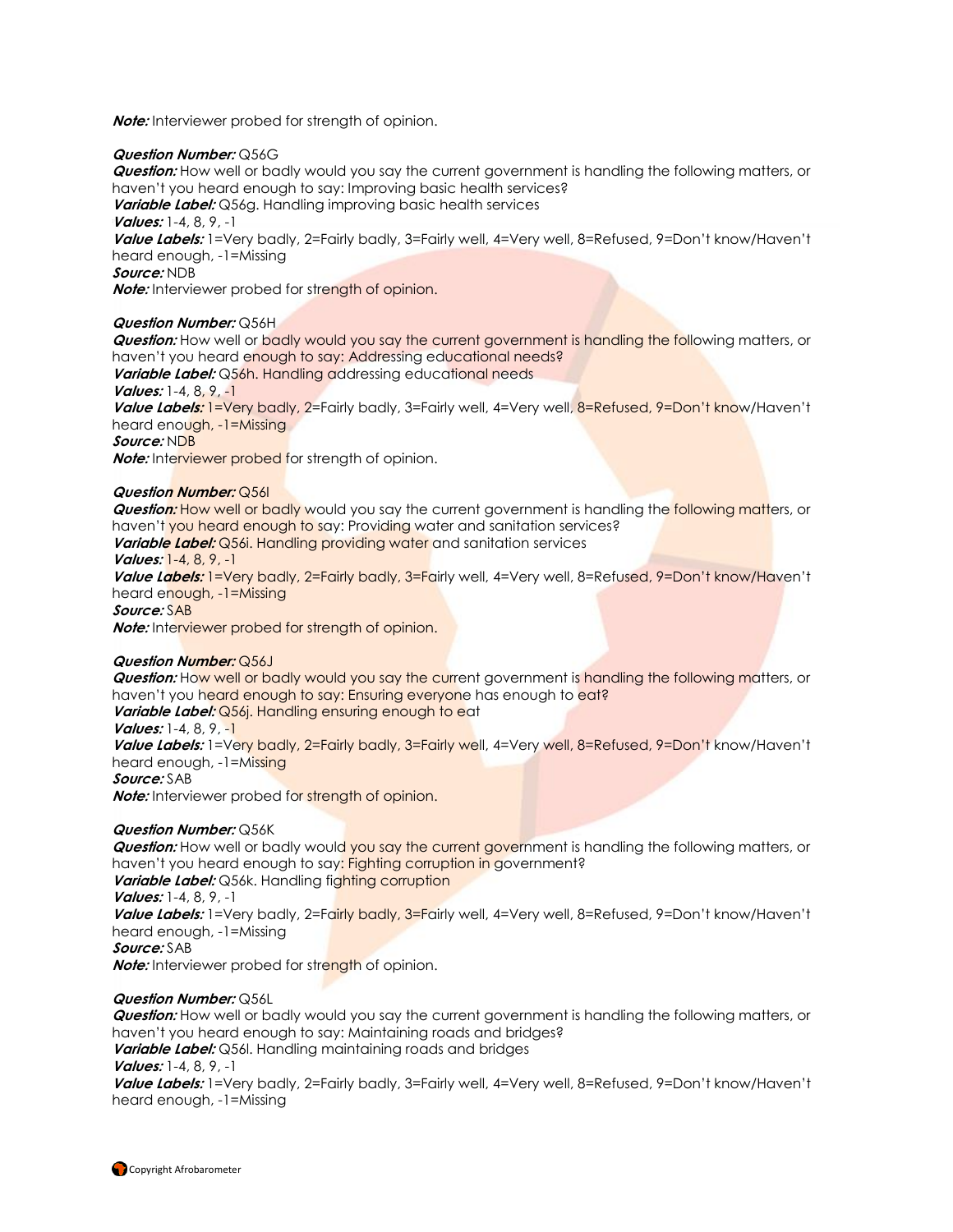***Note:*** Interviewer probed for strength of opinion.

***Question Number:*** Q56G
***Question:*** How well or badly would you say the current government is handling the following matters, or haven't you heard enough to say: Improving basic health services?
***Variable Label:*** Q56g. Handling improving basic health services
***Values:*** 1-4, 8, 9, -1
***Value Labels:*** 1=Very badly, 2=Fairly badly, 3=Fairly well, 4=Very well, 8=Refused, 9=Don't know/Haven't heard enough, -1=Missing
***Source:*** NDB
***Note:*** Interviewer probed for strength of opinion.

***Question Number:*** Q56H
***Question:*** How well or badly would you say the current government is handling the following matters, or haven't you heard enough to say: Addressing educational needs?
***Variable Label:*** Q56h. Handling addressing educational needs
***Values:*** 1-4, 8, 9, -1
***Value Labels:*** 1=Very badly, 2=Fairly badly, 3=Fairly well, 4=Very well, 8=Refused, 9=Don't know/Haven't heard enough, -1=Missing
***Source:*** NDB
***Note:*** Interviewer probed for strength of opinion.

***Question Number:*** Q56I
***Question:*** How well or badly would you say the current government is handling the following matters, or haven't you heard enough to say: Providing water and sanitation services?
***Variable Label:*** Q56i. Handling providing water and sanitation services
***Values:*** 1-4, 8, 9, -1
***Value Labels:*** 1=Very badly, 2=Fairly badly, 3=Fairly well, 4=Very well, 8=Refused, 9=Don't know/Haven't heard enough, -1=Missing
***Source:*** SAB
***Note:*** Interviewer probed for strength of opinion.

***Question Number:*** Q56J
***Question:*** How well or badly would you say the current government is handling the following matters, or haven't you heard enough to say: Ensuring everyone has enough to eat?
***Variable Label:*** Q56j. Handling ensuring enough to eat
***Values:*** 1-4, 8, 9, -1
***Value Labels:*** 1=Very badly, 2=Fairly badly, 3=Fairly well, 4=Very well, 8=Refused, 9=Don't know/Haven't heard enough, -1=Missing
***Source:*** SAB
***Note:*** Interviewer probed for strength of opinion.

***Question Number:*** Q56K
***Question:*** How well or badly would you say the current government is handling the following matters, or haven't you heard enough to say: Fighting corruption in government?
***Variable Label:*** Q56k. Handling fighting corruption
***Values:*** 1-4, 8, 9, -1
***Value Labels:*** 1=Very badly, 2=Fairly badly, 3=Fairly well, 4=Very well, 8=Refused, 9=Don't know/Haven't heard enough, -1=Missing
***Source:*** SAB
***Note:*** Interviewer probed for strength of opinion.

***Question Number:*** Q56L
***Question:*** How well or badly would you say the current government is handling the following matters, or haven't you heard enough to say: Maintaining roads and bridges?
***Variable Label:*** Q56l. Handling maintaining roads and bridges
***Values:*** 1-4, 8, 9, -1
***Value Labels:*** 1=Very badly, 2=Fairly badly, 3=Fairly well, 4=Very well, 8=Refused, 9=Don't know/Haven't heard enough, -1=Missing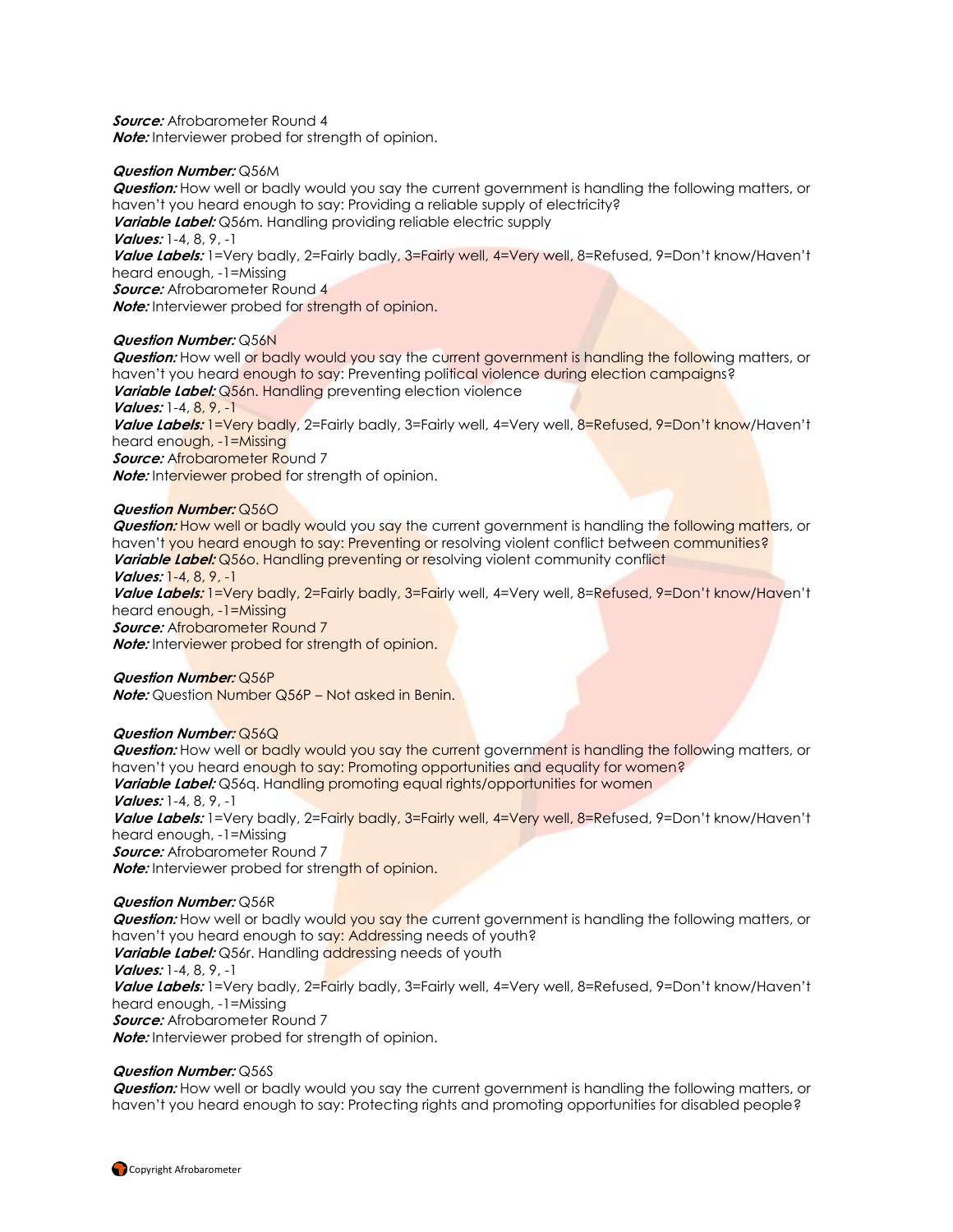**Source:** Afrobarometer Round 4
**Note:** Interviewer probed for strength of opinion.

**Question Number:** Q56M
**Question:** How well or badly would you say the current government is handling the following matters, or haven't you heard enough to say: Providing a reliable supply of electricity?
**Variable Label:** Q56m. Handling providing reliable electric supply
**Values:** 1-4, 8, 9, -1
**Value Labels:** 1=Very badly, 2=Fairly badly, 3=Fairly well, 4=Very well, 8=Refused, 9=Don't know/Haven't heard enough, -1=Missing
**Source:** Afrobarometer Round 4
**Note:** Interviewer probed for strength of opinion.

**Question Number:** Q56N
**Question:** How well or badly would you say the current government is handling the following matters, or haven't you heard enough to say: Preventing political violence during election campaigns?
**Variable Label:** Q56n. Handling preventing election violence
**Values:** 1-4, 8, 9, -1
**Value Labels:** 1=Very badly, 2=Fairly badly, 3=Fairly well, 4=Very well, 8=Refused, 9=Don't know/Haven't heard enough, -1=Missing
**Source:** Afrobarometer Round 7
**Note:** Interviewer probed for strength of opinion.

**Question Number:** Q56O
**Question:** How well or badly would you say the current government is handling the following matters, or haven't you heard enough to say: Preventing or resolving violent conflict between communities?
**Variable Label:** Q56o. Handling preventing or resolving violent community conflict
**Values:** 1-4, 8, 9, -1
**Value Labels:** 1=Very badly, 2=Fairly badly, 3=Fairly well, 4=Very well, 8=Refused, 9=Don't know/Haven't heard enough, -1=Missing
**Source:** Afrobarometer Round 7
**Note:** Interviewer probed for strength of opinion.

**Question Number:** Q56P
**Note:** Question Number Q56P – Not asked in Benin.

**Question Number:** Q56Q
**Question:** How well or badly would you say the current government is handling the following matters, or haven't you heard enough to say: Promoting opportunities and equality for women?
**Variable Label:** Q56q. Handling promoting equal rights/opportunities for women
**Values:** 1-4, 8, 9, -1
**Value Labels:** 1=Very badly, 2=Fairly badly, 3=Fairly well, 4=Very well, 8=Refused, 9=Don't know/Haven't heard enough, -1=Missing
**Source:** Afrobarometer Round 7
**Note:** Interviewer probed for strength of opinion.

**Question Number:** Q56R
**Question:** How well or badly would you say the current government is handling the following matters, or haven't you heard enough to say: Addressing needs of youth?
**Variable Label:** Q56r. Handling addressing needs of youth
**Values:** 1-4, 8, 9, -1
**Value Labels:** 1=Very badly, 2=Fairly badly, 3=Fairly well, 4=Very well, 8=Refused, 9=Don't know/Haven't heard enough, -1=Missing
**Source:** Afrobarometer Round 7
**Note:** Interviewer probed for strength of opinion.

**Question Number:** Q56S
**Question:** How well or badly would you say the current government is handling the following matters, or haven't you heard enough to say: Protecting rights and promoting opportunities for disabled people?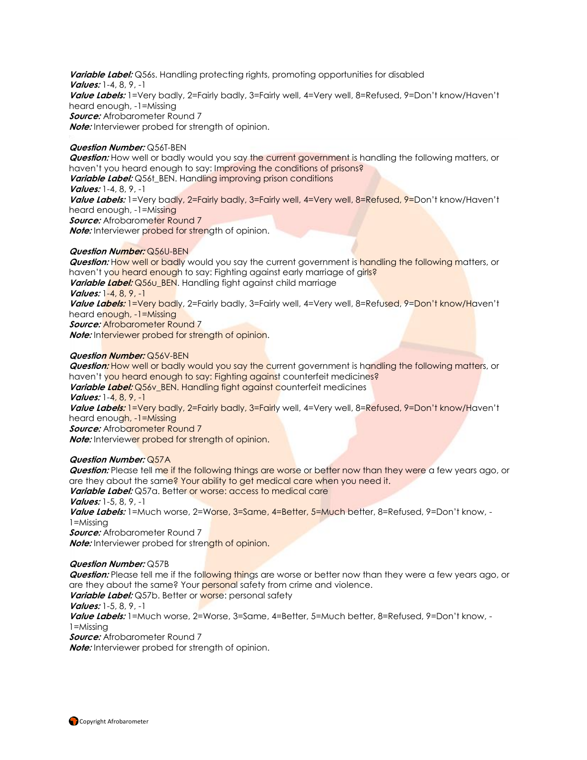***Variable Label:*** Q56s. Handling protecting rights, promoting opportunities for disabled
***Values:*** 1-4, 8, 9, -1
***Value Labels:*** 1=Very badly, 2=Fairly badly, 3=Fairly well, 4=Very well, 8=Refused, 9=Don't know/Haven't heard enough, -1=Missing
***Source:*** Afrobarometer Round 7
***Note:*** Interviewer probed for strength of opinion.

***Question Number:*** Q56T-BEN
***Question:*** How well or badly would you say the current government is handling the following matters, or haven't you heard enough to say: Improving the conditions of prisons?
***Variable Label:*** Q56t_BEN. Handling improving prison conditions
***Values:*** 1-4, 8, 9, -1
***Value Labels:*** 1=Very badly, 2=Fairly badly, 3=Fairly well, 4=Very well, 8=Refused, 9=Don't know/Haven't heard enough, -1=Missing
***Source:*** Afrobarometer Round 7
***Note:*** Interviewer probed for strength of opinion.

***Question Number:*** Q56U-BEN
***Question:*** How well or badly would you say the current government is handling the following matters, or haven't you heard enough to say: Fighting against early marriage of girls?
***Variable Label:*** Q56u_BEN. Handling fight against child marriage
***Values:*** 1-4, 8, 9, -1
***Value Labels:*** 1=Very badly, 2=Fairly badly, 3=Fairly well, 4=Very well, 8=Refused, 9=Don't know/Haven't heard enough, -1=Missing
***Source:*** Afrobarometer Round 7
***Note:*** Interviewer probed for strength of opinion.

***Question Number:*** Q56V-BEN
***Question:*** How well or badly would you say the current government is handling the following matters, or haven't you heard enough to say: Fighting against counterfeit medicines?
***Variable Label:*** Q56v_BEN. Handling fight against counterfeit medicines
***Values:*** 1-4, 8, 9, -1
***Value Labels:*** 1=Very badly, 2=Fairly badly, 3=Fairly well, 4=Very well, 8=Refused, 9=Don't know/Haven't heard enough, -1=Missing
***Source:*** Afrobarometer Round 7
***Note:*** Interviewer probed for strength of opinion.

***Question Number:*** Q57A
***Question:*** Please tell me if the following things are worse or better now than they were a few years ago, or are they about the same? Your ability to get medical care when you need it.
***Variable Label:*** Q57a. Better or worse: access to medical care
***Values:*** 1-5, 8, 9, -1
***Value Labels:*** 1=Much worse, 2=Worse, 3=Same, 4=Better, 5=Much better, 8=Refused, 9=Don't know, -1=Missing
***Source:*** Afrobarometer Round 7
***Note:*** Interviewer probed for strength of opinion.

***Question Number:*** Q57B
***Question:*** Please tell me if the following things are worse or better now than they were a few years ago, or are they about the same? Your personal safety from crime and violence.
***Variable Label:*** Q57b. Better or worse: personal safety
***Values:*** 1-5, 8, 9, -1
***Value Labels:*** 1=Much worse, 2=Worse, 3=Same, 4=Better, 5=Much better, 8=Refused, 9=Don't know, -1=Missing
***Source:*** Afrobarometer Round 7
***Note:*** Interviewer probed for strength of opinion.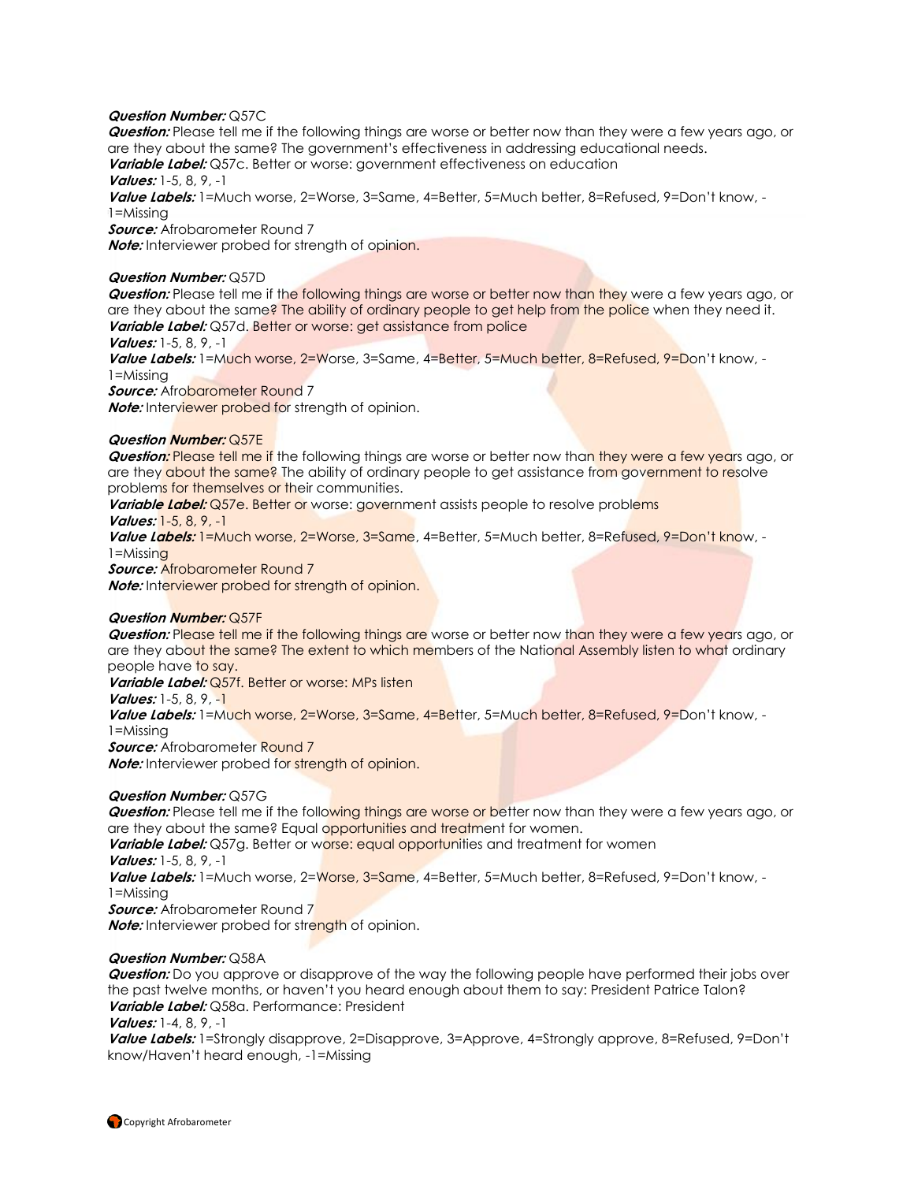***Question Number:*** Q57C
***Question:*** Please tell me if the following things are worse or better now than they were a few years ago, or are they about the same? The government's effectiveness in addressing educational needs.
***Variable Label:*** Q57c. Better or worse: government effectiveness on education
***Values:*** 1-5, 8, 9, -1
***Value Labels:*** 1=Much worse, 2=Worse, 3=Same, 4=Better, 5=Much better, 8=Refused, 9=Don't know, -1=Missing
***Source:*** Afrobarometer Round 7
***Note:*** Interviewer probed for strength of opinion.

***Question Number:*** Q57D
***Question:*** Please tell me if the following things are worse or better now than they were a few years ago, or are they about the same? The ability of ordinary people to get help from the police when they need it.
***Variable Label:*** Q57d. Better or worse: get assistance from police
***Values:*** 1-5, 8, 9, -1
***Value Labels:*** 1=Much worse, 2=Worse, 3=Same, 4=Better, 5=Much better, 8=Refused, 9=Don't know, -1=Missing
***Source:*** Afrobarometer Round 7
***Note:*** Interviewer probed for strength of opinion.

***Question Number:*** Q57E
***Question:*** Please tell me if the following things are worse or better now than they were a few years ago, or are they about the same? The ability of ordinary people to get assistance from government to resolve problems for themselves or their communities.
***Variable Label:*** Q57e. Better or worse: government assists people to resolve problems
***Values:*** 1-5, 8, 9, -1
***Value Labels:*** 1=Much worse, 2=Worse, 3=Same, 4=Better, 5=Much better, 8=Refused, 9=Don't know, -1=Missing
***Source:*** Afrobarometer Round 7
***Note:*** Interviewer probed for strength of opinion.

***Question Number:*** Q57F
***Question:*** Please tell me if the following things are worse or better now than they were a few years ago, or are they about the same? The extent to which members of the National Assembly listen to what ordinary people have to say.
***Variable Label:*** Q57f. Better or worse: MPs listen
***Values:*** 1-5, 8, 9, -1
***Value Labels:*** 1=Much worse, 2=Worse, 3=Same, 4=Better, 5=Much better, 8=Refused, 9=Don't know, -1=Missing
***Source:*** Afrobarometer Round 7
***Note:*** Interviewer probed for strength of opinion.

***Question Number:*** Q57G
***Question:*** Please tell me if the following things are worse or better now than they were a few years ago, or are they about the same? Equal opportunities and treatment for women.
***Variable Label:*** Q57g. Better or worse: equal opportunities and treatment for women
***Values:*** 1-5, 8, 9, -1
***Value Labels:*** 1=Much worse, 2=Worse, 3=Same, 4=Better, 5=Much better, 8=Refused, 9=Don't know, -1=Missing
***Source:*** Afrobarometer Round 7
***Note:*** Interviewer probed for strength of opinion.

***Question Number:*** Q58A
***Question:*** Do you approve or disapprove of the way the following people have performed their jobs over the past twelve months, or haven't you heard enough about them to say: President Patrice Talon?
***Variable Label:*** Q58a. Performance: President
***Values:*** 1-4, 8, 9, -1
***Value Labels:*** 1=Strongly disapprove, 2=Disapprove, 3=Approve, 4=Strongly approve, 8=Refused, 9=Don't know/Haven't heard enough, -1=Missing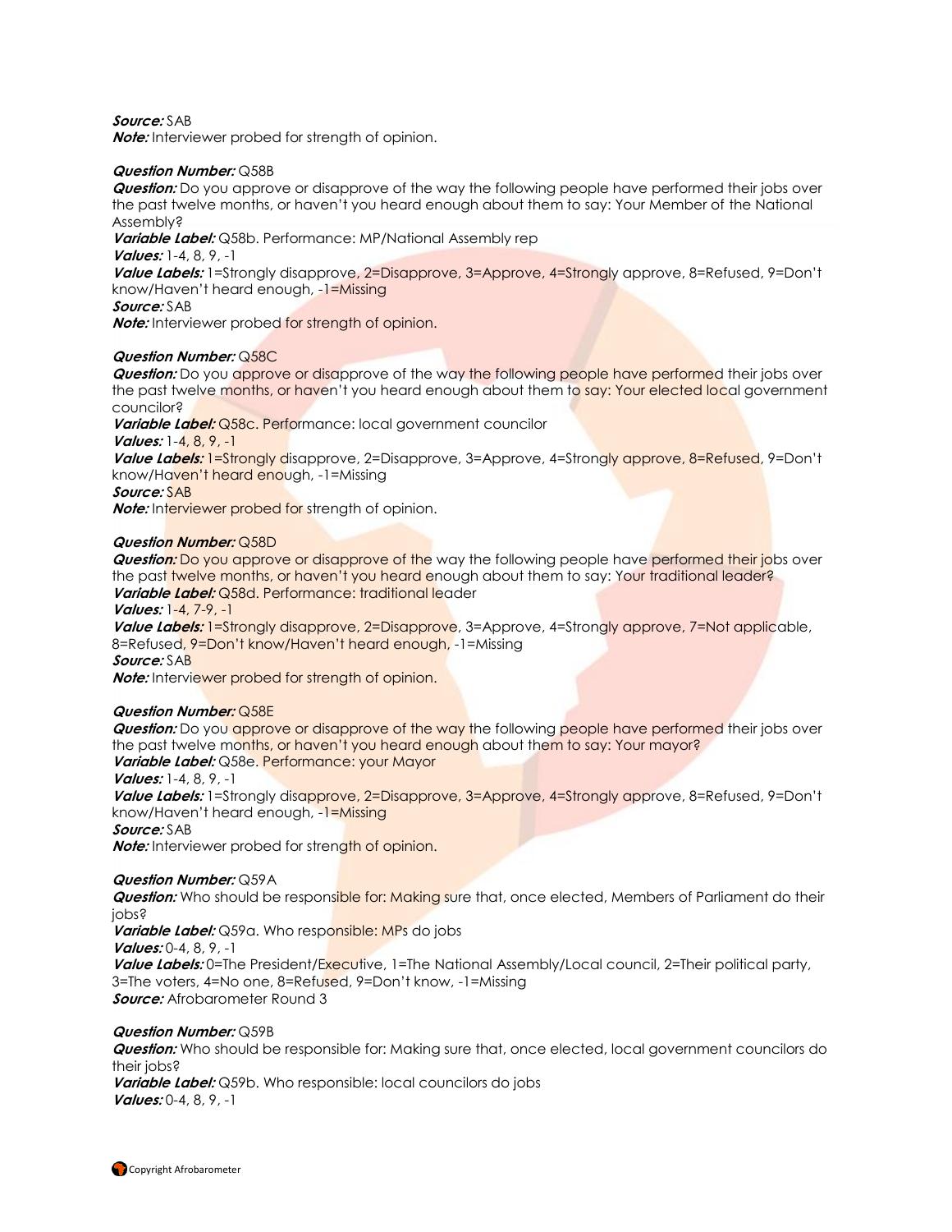***Source:*** SAB
***Note:*** Interviewer probed for strength of opinion.

***Question Number:*** Q58B
***Question:*** Do you approve or disapprove of the way the following people have performed their jobs over the past twelve months, or haven't you heard enough about them to say: Your Member of the National Assembly?
***Variable Label:*** Q58b. Performance: MP/National Assembly rep
***Values:*** 1-4, 8, 9, -1
***Value Labels:*** 1=Strongly disapprove, 2=Disapprove, 3=Approve, 4=Strongly approve, 8=Refused, 9=Don't know/Haven't heard enough, -1=Missing
***Source:*** SAB
***Note:*** Interviewer probed for strength of opinion.

***Question Number:*** Q58C
***Question:*** Do you approve or disapprove of the way the following people have performed their jobs over the past twelve months, or haven't you heard enough about them to say: Your elected local government councilor?
***Variable Label:*** Q58c. Performance: local government councilor
***Values:*** 1-4, 8, 9, -1
***Value Labels:*** 1=Strongly disapprove, 2=Disapprove, 3=Approve, 4=Strongly approve, 8=Refused, 9=Don't know/Haven't heard enough, -1=Missing
***Source:*** SAB
***Note:*** Interviewer probed for strength of opinion.

***Question Number:*** Q58D
***Question:*** Do you approve or disapprove of the way the following people have performed their jobs over the past twelve months, or haven't you heard enough about them to say: Your traditional leader?
***Variable Label:*** Q58d. Performance: traditional leader
***Values:*** 1-4, 7-9, -1
***Value Labels:*** 1=Strongly disapprove, 2=Disapprove, 3=Approve, 4=Strongly approve, 7=Not applicable, 8=Refused, 9=Don't know/Haven't heard enough, -1=Missing
***Source:*** SAB
***Note:*** Interviewer probed for strength of opinion.

***Question Number:*** Q58E
***Question:*** Do you approve or disapprove of the way the following people have performed their jobs over the past twelve months, or haven't you heard enough about them to say: Your mayor?
***Variable Label:*** Q58e. Performance: your Mayor
***Values:*** 1-4, 8, 9, -1
***Value Labels:*** 1=Strongly disapprove, 2=Disapprove, 3=Approve, 4=Strongly approve, 8=Refused, 9=Don't know/Haven't heard enough, -1=Missing
***Source:*** SAB
***Note:*** Interviewer probed for strength of opinion.

***Question Number:*** Q59A
***Question:*** Who should be responsible for: Making sure that, once elected, Members of Parliament do their jobs?
***Variable Label:*** Q59a. Who responsible: MPs do jobs
***Values:*** 0-4, 8, 9, -1
***Value Labels:*** 0=The President/Executive, 1=The National Assembly/Local council, 2=Their political party, 3=The voters, 4=No one, 8=Refused, 9=Don't know, -1=Missing
***Source:*** Afrobarometer Round 3

***Question Number:*** Q59B
***Question:*** Who should be responsible for: Making sure that, once elected, local government councilors do their jobs?
***Variable Label:*** Q59b. Who responsible: local councilors do jobs
***Values:*** 0-4, 8, 9, -1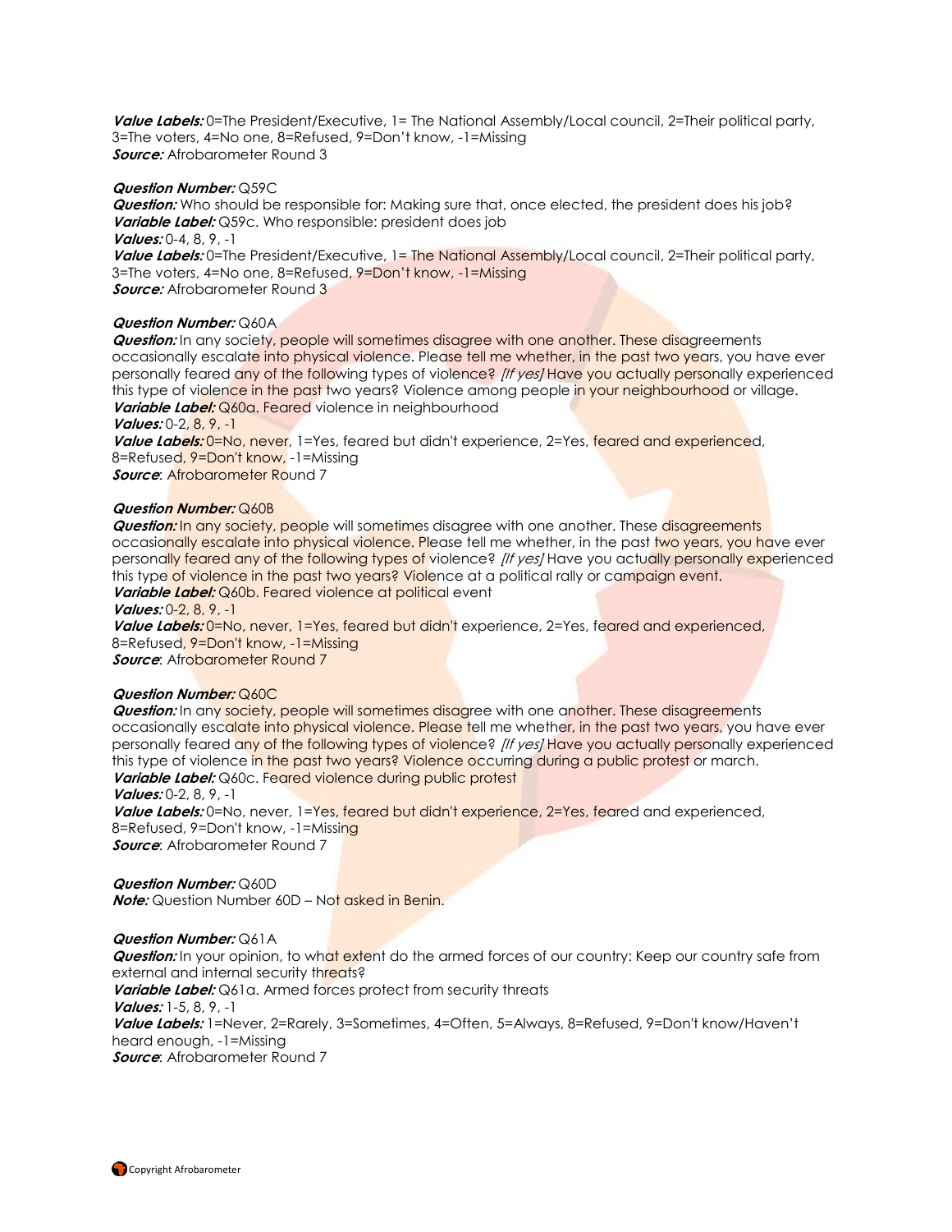***Value Labels:*** 0=The President/Executive, 1= The National Assembly/Local council, 2=Their political party, 3=The voters, 4=No one, 8=Refused, 9=Don't know, -1=Missing
***Source:*** Afrobarometer Round 3

***Question Number:*** Q59C
***Question:*** Who should be responsible for: Making sure that, once elected, the president does his job?
***Variable Label:*** Q59c. Who responsible: president does job
***Values:*** 0-4, 8, 9, -1
***Value Labels:*** 0=The President/Executive, 1= The National Assembly/Local council, 2=Their political party, 3=The voters, 4=No one, 8=Refused, 9=Don't know, -1=Missing
***Source:*** Afrobarometer Round 3

***Question Number:*** Q60A
***Question:*** In any society, people will sometimes disagree with one another. These disagreements occasionally escalate into physical violence. Please tell me whether, in the past two years, you have ever personally feared any of the following types of violence? *[If yes]* Have you actually personally experienced this type of violence in the past two years? Violence among people in your neighbourhood or village.
***Variable Label:*** Q60a. Feared violence in neighbourhood
***Values:*** 0-2, 8, 9, -1
***Value Labels:*** 0=No, never, 1=Yes, feared but didn't experience, 2=Yes, feared and experienced, 8=Refused, 9=Don't know, -1=Missing
***Source***: Afrobarometer Round 7

***Question Number:*** Q60B
***Question:*** In any society, people will sometimes disagree with one another. These disagreements occasionally escalate into physical violence. Please tell me whether, in the past two years, you have ever personally feared any of the following types of violence? *[If yes]* Have you actually personally experienced this type of violence in the past two years? Violence at a political rally or campaign event.
***Variable Label:*** Q60b. Feared violence at political event
***Values:*** 0-2, 8, 9, -1
***Value Labels:*** 0=No, never, 1=Yes, feared but didn't experience, 2=Yes, feared and experienced, 8=Refused, 9=Don't know, -1=Missing
***Source***: Afrobarometer Round 7

***Question Number:*** Q60C
***Question:*** In any society, people will sometimes disagree with one another. These disagreements occasionally escalate into physical violence. Please tell me whether, in the past two years, you have ever personally feared any of the following types of violence? *[If yes]* Have you actually personally experienced this type of violence in the past two years? Violence occurring during a public protest or march.
***Variable Label:*** Q60c. Feared violence during public protest
***Values:*** 0-2, 8, 9, -1
***Value Labels:*** 0=No, never, 1=Yes, feared but didn't experience, 2=Yes, feared and experienced, 8=Refused, 9=Don't know, -1=Missing
***Source***: Afrobarometer Round 7

***Question Number:*** Q60D
***Note:*** Question Number 60D – Not asked in Benin.

***Question Number:*** Q61A
***Question:*** In your opinion, to what extent do the armed forces of our country: Keep our country safe from external and internal security threats?
***Variable Label:*** Q61a. Armed forces protect from security threats
***Values:*** 1-5, 8, 9, -1
***Value Labels:*** 1=Never, 2=Rarely, 3=Sometimes, 4=Often, 5=Always, 8=Refused, 9=Don't know/Haven't heard enough, -1=Missing
***Source***: Afrobarometer Round 7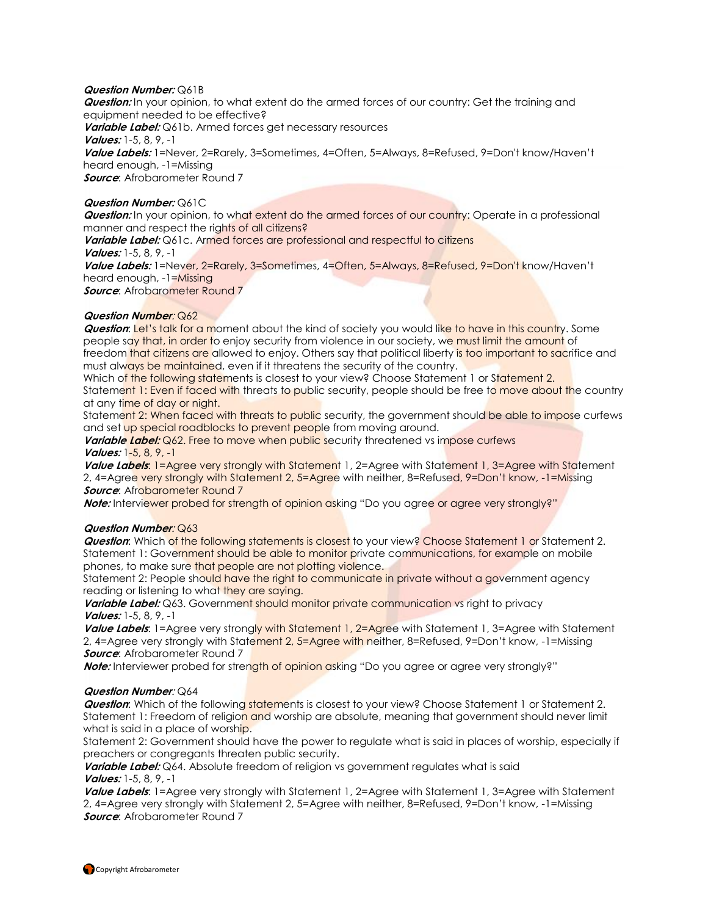***Question Number:*** Q61B
***Question:*** In your opinion, to what extent do the armed forces of our country: Get the training and equipment needed to be effective?
***Variable Label:*** Q61b. Armed forces get necessary resources
***Values:*** 1-5, 8, 9, -1
***Value Labels:*** 1=Never, 2=Rarely, 3=Sometimes, 4=Often, 5=Always, 8=Refused, 9=Don't know/Haven't heard enough, -1=Missing
***Source***: Afrobarometer Round 7

***Question Number:*** Q61C
***Question:*** In your opinion, to what extent do the armed forces of our country: Operate in a professional manner and respect the rights of all citizens?
***Variable Label:*** Q61c. Armed forces are professional and respectful to citizens
***Values:*** 1-5, 8, 9, -1
***Value Labels:*** 1=Never, 2=Rarely, 3=Sometimes, 4=Often, 5=Always, 8=Refused, 9=Don't know/Haven't heard enough, -1=Missing
***Source***: Afrobarometer Round 7

***Question Number***: Q62
***Question***: Let's talk for a moment about the kind of society you would like to have in this country. Some people say that, in order to enjoy security from violence in our society, we must limit the amount of freedom that citizens are allowed to enjoy. Others say that political liberty is too important to sacrifice and must always be maintained, even if it threatens the security of the country.
Which of the following statements is closest to your view? Choose Statement 1 or Statement 2.
Statement 1: Even if faced with threats to public security, people should be free to move about the country at any time of day or night.
Statement 2: When faced with threats to public security, the government should be able to impose curfews and set up special roadblocks to prevent people from moving around.
***Variable Label:*** Q62. Free to move when public security threatened vs impose curfews
***Values:*** 1-5, 8, 9, -1
***Value Labels***: 1=Agree very strongly with Statement 1, 2=Agree with Statement 1, 3=Agree with Statement 2, 4=Agree very strongly with Statement 2, 5=Agree with neither, 8=Refused, 9=Don't know, -1=Missing
***Source***: Afrobarometer Round 7
***Note:*** Interviewer probed for strength of opinion asking "Do you agree or agree very strongly?"

***Question Number***: Q63
***Question***: Which of the following statements is closest to your view? Choose Statement 1 or Statement 2.
Statement 1: Government should be able to monitor private communications, for example on mobile phones, to make sure that people are not plotting violence.
Statement 2: People should have the right to communicate in private without a government agency reading or listening to what they are saying.
***Variable Label:*** Q63. Government should monitor private communication vs right to privacy
***Values:*** 1-5, 8, 9, -1
***Value Labels***: 1=Agree very strongly with Statement 1, 2=Agree with Statement 1, 3=Agree with Statement 2, 4=Agree very strongly with Statement 2, 5=Agree with neither, 8=Refused, 9=Don't know, -1=Missing
***Source***: Afrobarometer Round 7
***Note:*** Interviewer probed for strength of opinion asking "Do you agree or agree very strongly?"

***Question Number***: Q64
***Question***: Which of the following statements is closest to your view? Choose Statement 1 or Statement 2.
Statement 1: Freedom of religion and worship are absolute, meaning that government should never limit what is said in a place of worship.
Statement 2: Government should have the power to regulate what is said in places of worship, especially if preachers or congregants threaten public security.
***Variable Label:*** Q64. Absolute freedom of religion vs government regulates what is said
***Values:*** 1-5, 8, 9, -1
***Value Labels***: 1=Agree very strongly with Statement 1, 2=Agree with Statement 1, 3=Agree with Statement 2, 4=Agree very strongly with Statement 2, 5=Agree with neither, 8=Refused, 9=Don't know, -1=Missing
***Source***: Afrobarometer Round 7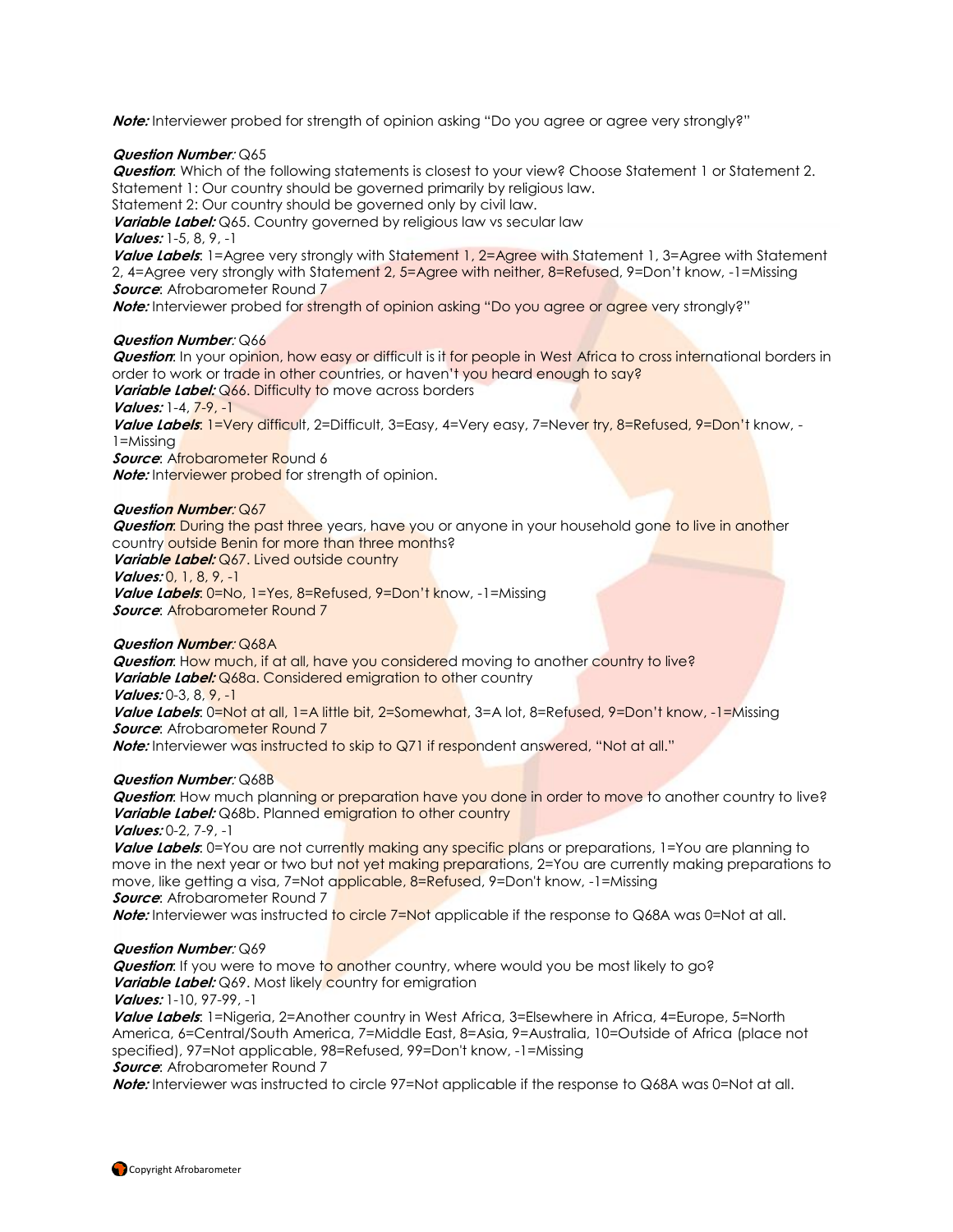***Note:*** Interviewer probed for strength of opinion asking "Do you agree or agree very strongly?"

***Question Number:*** Q65
***Question***: Which of the following statements is closest to your view? Choose Statement 1 or Statement 2.
Statement 1: Our country should be governed primarily by religious law.
Statement 2: Our country should be governed only by civil law.
***Variable Label:*** Q65. Country governed by religious law vs secular law
***Values:*** 1-5, 8, 9, -1
***Value Labels***: 1=Agree very strongly with Statement 1, 2=Agree with Statement 1, 3=Agree with Statement 2, 4=Agree very strongly with Statement 2, 5=Agree with neither, 8=Refused, 9=Don't know, -1=Missing
***Source***: Afrobarometer Round 7
***Note:*** Interviewer probed for strength of opinion asking "Do you agree or agree very strongly?"

***Question Number:*** Q66
***Question***: In your opinion, how easy or difficult is it for people in West Africa to cross international borders in order to work or trade in other countries, or haven't you heard enough to say?
***Variable Label:*** Q66. Difficulty to move across borders
***Values:*** 1-4, 7-9, -1
***Value Labels***: 1=Very difficult, 2=Difficult, 3=Easy, 4=Very easy, 7=Never try, 8=Refused, 9=Don't know, -1=Missing
***Source***: Afrobarometer Round 6
***Note:*** Interviewer probed for strength of opinion.

***Question Number:*** Q67
***Question***: During the past three years, have you or anyone in your household gone to live in another country outside Benin for more than three months?
***Variable Label:*** Q67. Lived outside country
***Values:*** 0, 1, 8, 9, -1
***Value Labels***: 0=No, 1=Yes, 8=Refused, 9=Don't know, -1=Missing
***Source***: Afrobarometer Round 7

***Question Number:*** Q68A
***Question***: How much, if at all, have you considered moving to another country to live?
***Variable Label:*** Q68a. Considered emigration to other country
***Values:*** 0-3, 8, 9, -1
***Value Labels***: 0=Not at all, 1=A little bit, 2=Somewhat, 3=A lot, 8=Refused, 9=Don't know, -1=Missing
***Source***: Afrobarometer Round 7
***Note:*** Interviewer was instructed to skip to Q71 if respondent answered, "Not at all."

***Question Number:*** Q68B
***Question***: How much planning or preparation have you done in order to move to another country to live?
***Variable Label:*** Q68b. Planned emigration to other country
***Values:*** 0-2, 7-9, -1
***Value Labels***: 0=You are not currently making any specific plans or preparations, 1=You are planning to move in the next year or two but not yet making preparations, 2=You are currently making preparations to move, like getting a visa, 7=Not applicable, 8=Refused, 9=Don't know, -1=Missing
***Source***: Afrobarometer Round 7
***Note:*** Interviewer was instructed to circle 7=Not applicable if the response to Q68A was 0=Not at all.

***Question Number:*** Q69
***Question***: If you were to move to another country, where would you be most likely to go?
***Variable Label:*** Q69. Most likely country for emigration
***Values:*** 1-10, 97-99, -1
***Value Labels***: 1=Nigeria, 2=Another country in West Africa, 3=Elsewhere in Africa, 4=Europe, 5=North America, 6=Central/South America, 7=Middle East, 8=Asia, 9=Australia, 10=Outside of Africa (place not specified), 97=Not applicable, 98=Refused, 99=Don't know, -1=Missing
***Source***: Afrobarometer Round 7
***Note:*** Interviewer was instructed to circle 97=Not applicable if the response to Q68A was 0=Not at all.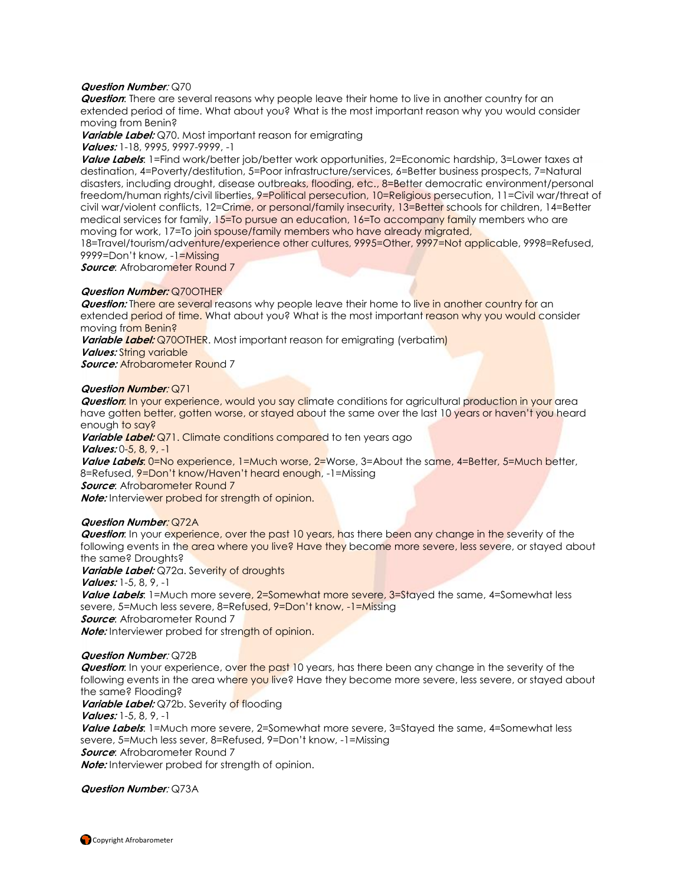***Question Number**:* Q70
***Question***: There are several reasons why people leave their home to live in another country for an extended period of time. What about you? What is the most important reason why you would consider moving from Benin?
***Variable Label:*** Q70. Most important reason for emigrating
***Values:*** 1-18, 9995, 9997-9999, -1
***Value Labels***: 1=Find work/better job/better work opportunities, 2=Economic hardship, 3=Lower taxes at destination, 4=Poverty/destitution, 5=Poor infrastructure/services, 6=Better business prospects, 7=Natural disasters, including drought, disease outbreaks, flooding, etc., 8=Better democratic environment/personal freedom/human rights/civil liberties, 9=Political persecution, 10=Religious persecution, 11=Civil war/threat of civil war/violent conflicts, 12=Crime, or personal/family insecurity, 13=Better schools for children, 14=Better medical services for family, 15=To pursue an education, 16=To accompany family members who are moving for work, 17=To join spouse/family members who have already migrated, 18=Travel/tourism/adventure/experience other cultures, 9995=Other, 9997=Not applicable, 9998=Refused, 9999=Don't know, -1=Missing
***Source***: Afrobarometer Round 7

***Question Number:*** Q70OTHER
***Question:*** There are several reasons why people leave their home to live in another country for an extended period of time. What about you? What is the most important reason why you would consider moving from Benin?
***Variable Label:*** Q70OTHER. Most important reason for emigrating (verbatim)
***Values:*** String variable
***Source:*** Afrobarometer Round 7

***Question Number**:* Q71
***Question***: In your experience, would you say climate conditions for agricultural production in your area have gotten better, gotten worse, or stayed about the same over the last 10 years or haven't you heard enough to say?
***Variable Label:*** Q71. Climate conditions compared to ten years ago
***Values:*** 0-5, 8, 9, -1
***Value Labels***: 0=No experience, 1=Much worse, 2=Worse, 3=About the same, 4=Better, 5=Much better, 8=Refused, 9=Don't know/Haven't heard enough, -1=Missing
***Source***: Afrobarometer Round 7
***Note:*** Interviewer probed for strength of opinion.

***Question Number**:* Q72A
***Question***: In your experience, over the past 10 years, has there been any change in the severity of the following events in the area where you live? Have they become more severe, less severe, or stayed about the same? Droughts?
***Variable Label:*** Q72a. Severity of droughts
***Values:*** 1-5, 8, 9, -1
***Value Labels***: 1=Much more severe, 2=Somewhat more severe, 3=Stayed the same, 4=Somewhat less severe, 5=Much less severe, 8=Refused, 9=Don't know, -1=Missing
***Source***: Afrobarometer Round 7
***Note:*** Interviewer probed for strength of opinion.

***Question Number**:* Q72B
***Question***: In your experience, over the past 10 years, has there been any change in the severity of the following events in the area where you live? Have they become more severe, less severe, or stayed about the same? Flooding?
***Variable Label:*** Q72b. Severity of flooding
***Values:*** 1-5, 8, 9, -1
***Value Labels***: 1=Much more severe, 2=Somewhat more severe, 3=Stayed the same, 4=Somewhat less severe, 5=Much less sever, 8=Refused, 9=Don't know, -1=Missing
***Source***: Afrobarometer Round 7
***Note:*** Interviewer probed for strength of opinion.

***Question Number**:* Q73A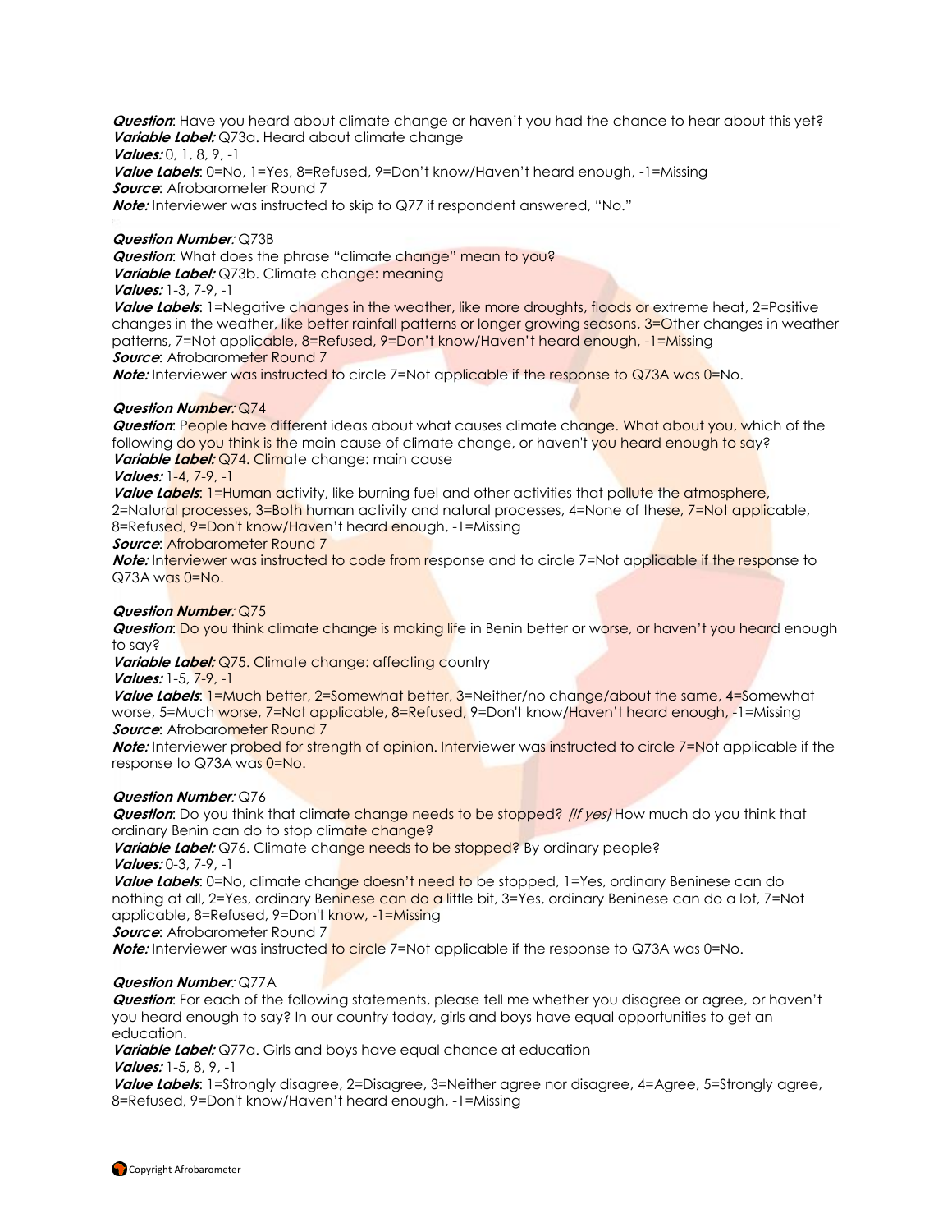***Question***: Have you heard about climate change or haven't you had the chance to hear about this yet?
***Variable Label:*** Q73a. Heard about climate change
***Values:*** 0, 1, 8, 9, -1
***Value Labels***: 0=No, 1=Yes, 8=Refused, 9=Don't know/Haven't heard enough, -1=Missing
***Source***: Afrobarometer Round 7
***Note:*** Interviewer was instructed to skip to Q77 if respondent answered, "No."

***Question Number***: Q73B
***Question***: What does the phrase "climate change" mean to you?
***Variable Label:*** Q73b. Climate change: meaning
***Values:*** 1-3, 7-9, -1
***Value Labels***: 1=Negative changes in the weather, like more droughts, floods or extreme heat, 2=Positive changes in the weather, like better rainfall patterns or longer growing seasons, 3=Other changes in weather patterns, 7=Not applicable, 8=Refused, 9=Don't know/Haven't heard enough, -1=Missing
***Source***: Afrobarometer Round 7
***Note:*** Interviewer was instructed to circle 7=Not applicable if the response to Q73A was 0=No.

***Question Number***: Q74
***Question***: People have different ideas about what causes climate change. What about you, which of the following do you think is the main cause of climate change, or haven't you heard enough to say?
***Variable Label:*** Q74. Climate change: main cause
***Values:*** 1-4, 7-9, -1
***Value Labels***: 1=Human activity, like burning fuel and other activities that pollute the atmosphere, 2=Natural processes, 3=Both human activity and natural processes, 4=None of these, 7=Not applicable, 8=Refused, 9=Don't know/Haven't heard enough, -1=Missing
***Source***: Afrobarometer Round 7
***Note:*** Interviewer was instructed to code from response and to circle 7=Not applicable if the response to Q73A was 0=No.

***Question Number***: Q75
***Question***: Do you think climate change is making life in Benin better or worse, or haven't you heard enough to say?
***Variable Label:*** Q75. Climate change: affecting country
***Values:*** 1-5, 7-9, -1
***Value Labels***: 1=Much better, 2=Somewhat better, 3=Neither/no change/about the same, 4=Somewhat worse, 5=Much worse, 7=Not applicable, 8=Refused, 9=Don't know/Haven't heard enough, -1=Missing
***Source***: Afrobarometer Round 7
***Note:*** Interviewer probed for strength of opinion. Interviewer was instructed to circle 7=Not applicable if the response to Q73A was 0=No.

***Question Number***: Q76
***Question***: Do you think that climate change needs to be stopped? *[If yes]* How much do you think that ordinary Benin can do to stop climate change?
***Variable Label:*** Q76. Climate change needs to be stopped? By ordinary people?
***Values:*** 0-3, 7-9, -1
***Value Labels***: 0=No, climate change doesn't need to be stopped, 1=Yes, ordinary Beninese can do nothing at all, 2=Yes, ordinary Beninese can do a little bit, 3=Yes, ordinary Beninese can do a lot, 7=Not applicable, 8=Refused, 9=Don't know, -1=Missing
***Source***: Afrobarometer Round 7
***Note:*** Interviewer was instructed to circle 7=Not applicable if the response to Q73A was 0=No.

***Question Number***: Q77A
***Question***: For each of the following statements, please tell me whether you disagree or agree, or haven't you heard enough to say? In our country today, girls and boys have equal opportunities to get an education.
***Variable Label:*** Q77a. Girls and boys have equal chance at education
***Values:*** 1-5, 8, 9, -1
***Value Labels***: 1=Strongly disagree, 2=Disagree, 3=Neither agree nor disagree, 4=Agree, 5=Strongly agree, 8=Refused, 9=Don't know/Haven't heard enough, -1=Missing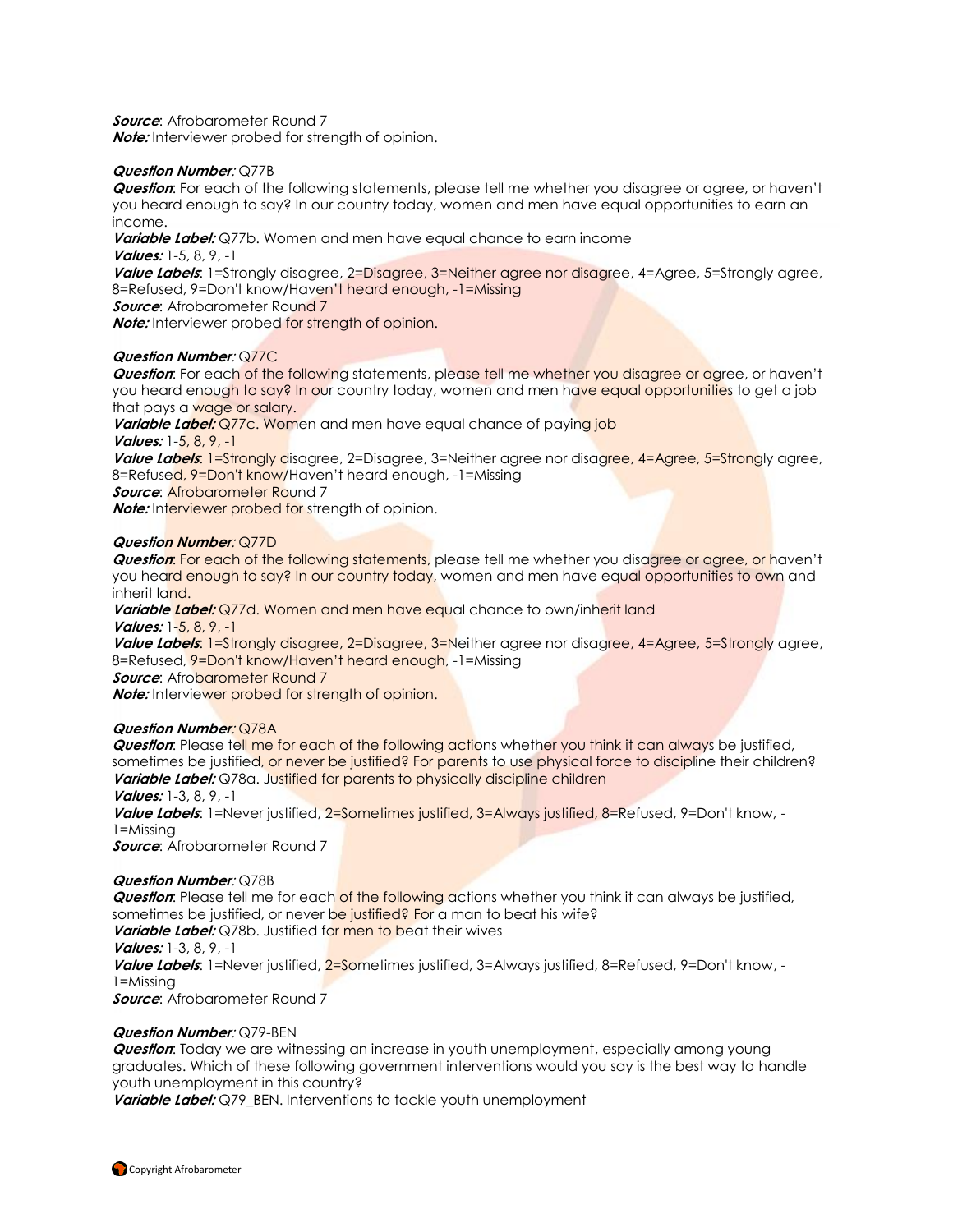***Source***: Afrobarometer Round 7
***Note:*** Interviewer probed for strength of opinion.

***Question Number**:* Q77B
***Question***: For each of the following statements, please tell me whether you disagree or agree, or haven't you heard enough to say? In our country today, women and men have equal opportunities to earn an income.
***Variable Label:*** Q77b. Women and men have equal chance to earn income
***Values:*** 1-5, 8, 9, -1
***Value Labels***: 1=Strongly disagree, 2=Disagree, 3=Neither agree nor disagree, 4=Agree, 5=Strongly agree, 8=Refused, 9=Don't know/Haven't heard enough, -1=Missing
***Source***: Afrobarometer Round 7
***Note:*** Interviewer probed for strength of opinion.

***Question Number**:* Q77C
***Question***: For each of the following statements, please tell me whether you disagree or agree, or haven't you heard enough to say? In our country today, women and men have equal opportunities to get a job that pays a wage or salary.
***Variable Label:*** Q77c. Women and men have equal chance of paying job
***Values:*** 1-5, 8, 9, -1
***Value Labels***: 1=Strongly disagree, 2=Disagree, 3=Neither agree nor disagree, 4=Agree, 5=Strongly agree, 8=Refused, 9=Don't know/Haven't heard enough, -1=Missing
***Source***: Afrobarometer Round 7
***Note:*** Interviewer probed for strength of opinion.

***Question Number**:* Q77D
***Question***: For each of the following statements, please tell me whether you disagree or agree, or haven't you heard enough to say? In our country today, women and men have equal opportunities to own and inherit land.
***Variable Label:*** Q77d. Women and men have equal chance to own/inherit land
***Values:*** 1-5, 8, 9, -1
***Value Labels***: 1=Strongly disagree, 2=Disagree, 3=Neither agree nor disagree, 4=Agree, 5=Strongly agree, 8=Refused, 9=Don't know/Haven't heard enough, -1=Missing
***Source***: Afrobarometer Round 7
***Note:*** Interviewer probed for strength of opinion.

***Question Number**:* Q78A
***Question***: Please tell me for each of the following actions whether you think it can always be justified, sometimes be justified, or never be justified? For parents to use physical force to discipline their children?
***Variable Label:*** Q78a. Justified for parents to physically discipline children
***Values:*** 1-3, 8, 9, -1
***Value Labels***: 1=Never justified, 2=Sometimes justified, 3=Always justified, 8=Refused, 9=Don't know, -1=Missing
***Source***: Afrobarometer Round 7

***Question Number**:* Q78B
***Question***: Please tell me for each of the following actions whether you think it can always be justified, sometimes be justified, or never be justified? For a man to beat his wife?
***Variable Label:*** Q78b. Justified for men to beat their wives
***Values:*** 1-3, 8, 9, -1
***Value Labels***: 1=Never justified, 2=Sometimes justified, 3=Always justified, 8=Refused, 9=Don't know, -1=Missing
***Source***: Afrobarometer Round 7

***Question Number**:* Q79-BEN
***Question***: Today we are witnessing an increase in youth unemployment, especially among young graduates. Which of these following government interventions would you say is the best way to handle youth unemployment in this country?
***Variable Label:*** Q79_BEN. Interventions to tackle youth unemployment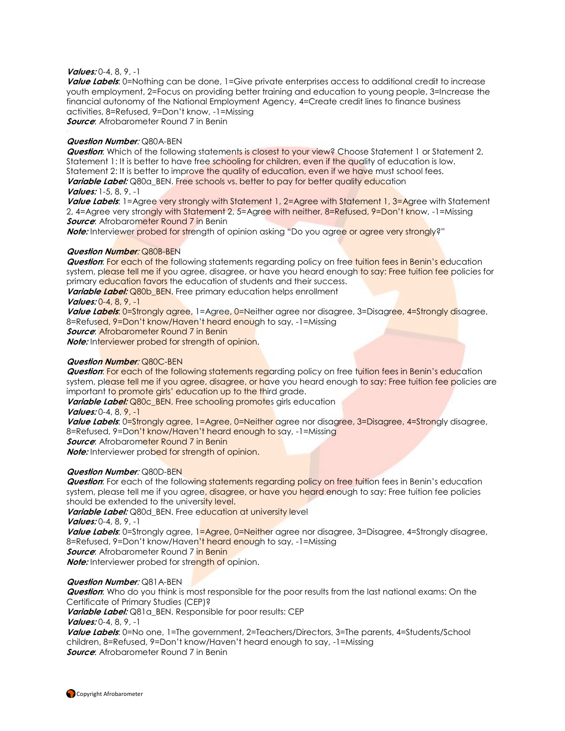***Values:*** 0-4, 8, 9, -1
***Value Labels***: 0=Nothing can be done, 1=Give private enterprises access to additional credit to increase youth employment, 2=Focus on providing better training and education to young people, 3=Increase the financial autonomy of the National Employment Agency, 4=Create credit lines to finance business activities, 8=Refused, 9=Don't know, -1=Missing
***Source***: Afrobarometer Round 7 in Benin

***Question Number**:* Q80A-BEN
***Question***: Which of the following statements is closest to your view? Choose Statement 1 or Statement 2. Statement 1: It is better to have free schooling for children, even if the quality of education is low. Statement 2: It is better to improve the quality of education, even if we have must school fees.
***Variable Label:*** Q80a_BEN. Free schools vs. better to pay for better quality education
***Values:*** 1-5, 8, 9, -1
***Value Labels***: 1=Agree very strongly with Statement 1, 2=Agree with Statement 1, 3=Agree with Statement 2, 4=Agree very strongly with Statement 2, 5=Agree with neither, 8=Refused, 9=Don't know, -1=Missing
***Source***: Afrobarometer Round 7 in Benin
***Note:*** Interviewer probed for strength of opinion asking "Do you agree or agree very strongly?"

***Question Number**:* Q80B-BEN
***Question***: For each of the following statements regarding policy on free tuition fees in Benin's education system, please tell me if you agree, disagree, or have you heard enough to say: Free tuition fee policies for primary education favors the education of students and their success.
***Variable Label:*** Q80b_BEN. Free primary education helps enrollment
***Values:*** 0-4, 8, 9, -1
***Value Labels***: 0=Strongly agree, 1=Agree, 0=Neither agree nor disagree, 3=Disagree, 4=Strongly disagree, 8=Refused, 9=Don't know/Haven't heard enough to say, -1=Missing
***Source***: Afrobarometer Round 7 in Benin
***Note:*** Interviewer probed for strength of opinion.

***Question Number**:* Q80C-BEN
***Question***: For each of the following statements regarding policy on free tuition fees in Benin's education system, please tell me if you agree, disagree, or have you heard enough to say: Free tuition fee policies are important to promote girls' education up to the third grade.
***Variable Label:*** Q80c_BEN. Free schooling promotes girls education
***Values:*** 0-4, 8, 9, -1
***Value Labels***: 0=Strongly agree, 1=Agree, 0=Neither agree nor disagree, 3=Disagree, 4=Strongly disagree, 8=Refused, 9=Don't know/Haven't heard enough to say, -1=Missing
***Source***: Afrobarometer Round 7 in Benin
***Note:*** Interviewer probed for strength of opinion.

***Question Number**:* Q80D-BEN
***Question***: For each of the following statements regarding policy on free tuition fees in Benin's education system, please tell me if you agree, disagree, or have you heard enough to say: Free tuition fee policies should be extended to the university level.
***Variable Label:*** Q80d_BEN. Free education at university level
***Values:*** 0-4, 8, 9, -1
***Value Labels***: 0=Strongly agree, 1=Agree, 0=Neither agree nor disagree, 3=Disagree, 4=Strongly disagree, 8=Refused, 9=Don't know/Haven't heard enough to say, -1=Missing
***Source***: Afrobarometer Round 7 in Benin
***Note:*** Interviewer probed for strength of opinion.

***Question Number**:* Q81A-BEN
***Question***: Who do you think is most responsible for the poor results from the last national exams: On the Certificate of Primary Studies (CEP)?
***Variable Label:*** Q81a_BEN. Responsible for poor results: CEP
***Values:*** 0-4, 8, 9, -1
***Value Labels***: 0=No one, 1=The government, 2=Teachers/Directors, 3=The parents, 4=Students/School children, 8=Refused, 9=Don't know/Haven't heard enough to say, -1=Missing
***Source***: Afrobarometer Round 7 in Benin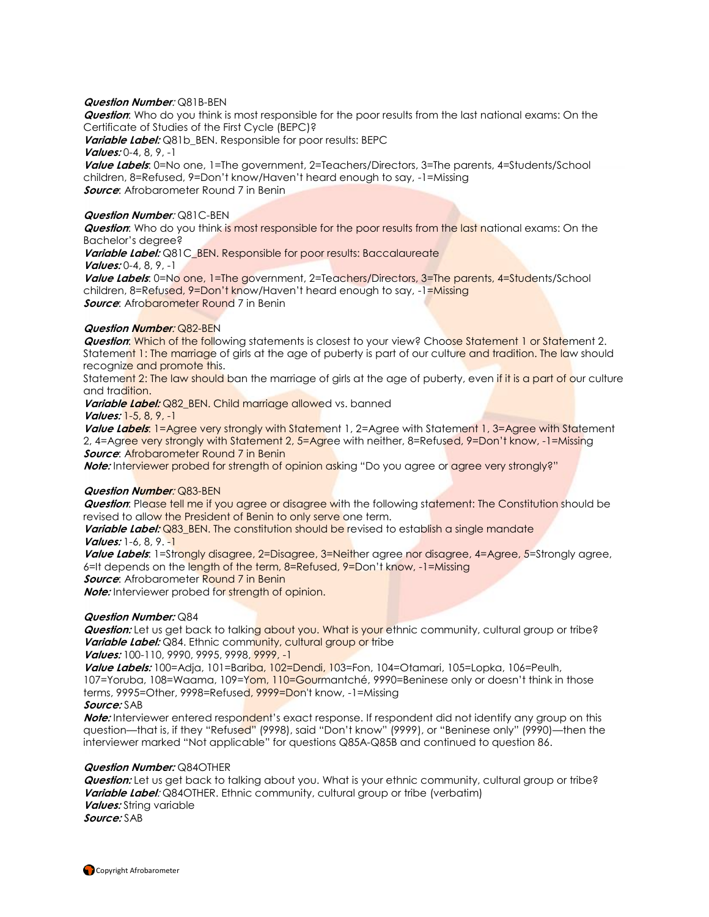***Question Number*:** Q81B-BEN
***Question*:** Who do you think is most responsible for the poor results from the last national exams: On the Certificate of Studies of the First Cycle (BEPC)?
***Variable Label:*** Q81b_BEN. Responsible for poor results: BEPC
***Values:*** 0-4, 8, 9, -1
***Value Labels*:** 0=No one, 1=The government, 2=Teachers/Directors, 3=The parents, 4=Students/School children, 8=Refused, 9=Don't know/Haven't heard enough to say, -1=Missing
***Source*:** Afrobarometer Round 7 in Benin

***Question Number*:** Q81C-BEN
***Question*:** Who do you think is most responsible for the poor results from the last national exams: On the Bachelor's degree?
***Variable Label:*** Q81C_BEN. Responsible for poor results: Baccalaureate
***Values:*** 0-4, 8, 9, -1
***Value Labels*:** 0=No one, 1=The government, 2=Teachers/Directors, 3=The parents, 4=Students/School children, 8=Refused, 9=Don't know/Haven't heard enough to say, -1=Missing
***Source*:** Afrobarometer Round 7 in Benin

***Question Number*:** Q82-BEN
***Question*:** Which of the following statements is closest to your view? Choose Statement 1 or Statement 2.
Statement 1: The marriage of girls at the age of puberty is part of our culture and tradition. The law should recognize and promote this.
Statement 2: The law should ban the marriage of girls at the age of puberty, even if it is a part of our culture and tradition.
***Variable Label:*** Q82_BEN. Child marriage allowed vs. banned
***Values:*** 1-5, 8, 9, -1
***Value Labels*:** 1=Agree very strongly with Statement 1, 2=Agree with Statement 1, 3=Agree with Statement 2, 4=Agree very strongly with Statement 2, 5=Agree with neither, 8=Refused, 9=Don't know, -1=Missing
***Source*:** Afrobarometer Round 7 in Benin
***Note:*** Interviewer probed for strength of opinion asking "Do you agree or agree very strongly?"

***Question Number*:** Q83-BEN
***Question*:** Please tell me if you agree or disagree with the following statement: The Constitution should be revised to allow the President of Benin to only serve one term.
***Variable Label:*** Q83_BEN. The constitution should be revised to establish a single mandate
***Values:*** 1-6, 8, 9. -1
***Value Labels*:** 1=Strongly disagree, 2=Disagree, 3=Neither agree nor disagree, 4=Agree, 5=Strongly agree, 6=It depends on the length of the term, 8=Refused, 9=Don't know, -1=Missing
***Source*:** Afrobarometer Round 7 in Benin
***Note:*** Interviewer probed for strength of opinion.

***Question Number:*** Q84
***Question:*** Let us get back to talking about you. What is your ethnic community, cultural group or tribe?
***Variable Label:*** Q84. Ethnic community, cultural group or tribe
***Values:*** 100-110, 9990, 9995, 9998, 9999, -1
***Value Labels:*** 100=Adja, 101=Bariba, 102=Dendi, 103=Fon, 104=Otamari, 105=Lopka, 106=Peulh, 107=Yoruba, 108=Waama, 109=Yom, 110=Gourmantché, 9990=Beninese only or doesn't think in those terms, 9995=Other, 9998=Refused, 9999=Don't know, -1=Missing
***Source:*** SAB
***Note:*** Interviewer entered respondent's exact response. If respondent did not identify any group on this question—that is, if they "Refused" (9998), said "Don't know" (9999), or "Beninese only" (9990)—then the interviewer marked "Not applicable" for questions Q85A-Q85B and continued to question 86.

***Question Number:*** Q84OTHER
***Question:*** Let us get back to talking about you. What is your ethnic community, cultural group or tribe?
***Variable Label*:** Q84OTHER. Ethnic community, cultural group or tribe (verbatim)
***Values:*** String variable
***Source:*** SAB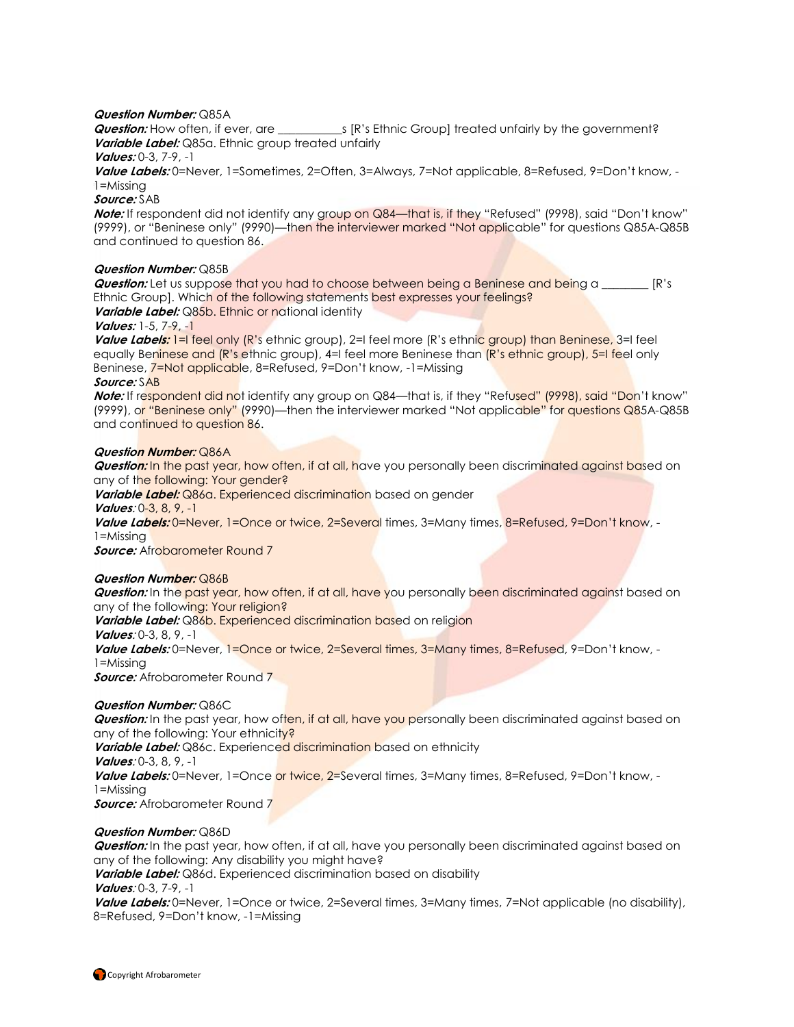***Question Number:*** Q85A
***Question:*** How often, if ever, are ___________s [R's Ethnic Group] treated unfairly by the government?
***Variable Label:*** Q85a. Ethnic group treated unfairly
***Values:*** 0-3, 7-9, -1
***Value Labels:*** 0=Never, 1=Sometimes, 2=Often, 3=Always, 7=Not applicable, 8=Refused, 9=Don't know, -1=Missing
***Source:*** SAB
***Note:*** If respondent did not identify any group on Q84—that is, if they "Refused" (9998), said "Don't know" (9999), or "Beninese only" (9990)—then the interviewer marked "Not applicable" for questions Q85A-Q85B and continued to question 86.

***Question Number:*** Q85B
***Question:*** Let us suppose that you had to choose between being a Beninese and being a ________ [R's Ethnic Group]. Which of the following statements best expresses your feelings?
***Variable Label:*** Q85b. Ethnic or national identity
***Values:*** 1-5, 7-9, -1
***Value Labels:*** 1=I feel only (R's ethnic group), 2=I feel more (R's ethnic group) than Beninese, 3=I feel equally Beninese and (R's ethnic group), 4=I feel more Beninese than (R's ethnic group), 5=I feel only Beninese, 7=Not applicable, 8=Refused, 9=Don't know, -1=Missing
***Source:*** SAB
***Note:*** If respondent did not identify any group on Q84—that is, if they "Refused" (9998), said "Don't know" (9999), or "Beninese only" (9990)—then the interviewer marked "Not applicable" for questions Q85A-Q85B and continued to question 86.

***Question Number:*** Q86A
***Question:*** In the past year, how often, if at all, have you personally been discriminated against based on any of the following: Your gender?
***Variable Label:*** Q86a. Experienced discrimination based on gender
***Values:*** 0-3, 8, 9, -1
***Value Labels:*** 0=Never, 1=Once or twice, 2=Several times, 3=Many times, 8=Refused, 9=Don't know, -1=Missing
***Source:*** Afrobarometer Round 7

***Question Number:*** Q86B
***Question:*** In the past year, how often, if at all, have you personally been discriminated against based on any of the following: Your religion?
***Variable Label:*** Q86b. Experienced discrimination based on religion
***Values:*** 0-3, 8, 9, -1
***Value Labels:*** 0=Never, 1=Once or twice, 2=Several times, 3=Many times, 8=Refused, 9=Don't know, -1=Missing
***Source:*** Afrobarometer Round 7

***Question Number:*** Q86C
***Question:*** In the past year, how often, if at all, have you personally been discriminated against based on any of the following: Your ethnicity?
***Variable Label:*** Q86c. Experienced discrimination based on ethnicity
***Values:*** 0-3, 8, 9, -1
***Value Labels:*** 0=Never, 1=Once or twice, 2=Several times, 3=Many times, 8=Refused, 9=Don't know, -1=Missing
***Source:*** Afrobarometer Round 7

***Question Number:*** Q86D
***Question:*** In the past year, how often, if at all, have you personally been discriminated against based on any of the following: Any disability you might have?
***Variable Label:*** Q86d. Experienced discrimination based on disability
***Values:*** 0-3, 7-9, -1
***Value Labels:*** 0=Never, 1=Once or twice, 2=Several times, 3=Many times, 7=Not applicable (no disability), 8=Refused, 9=Don't know, -1=Missing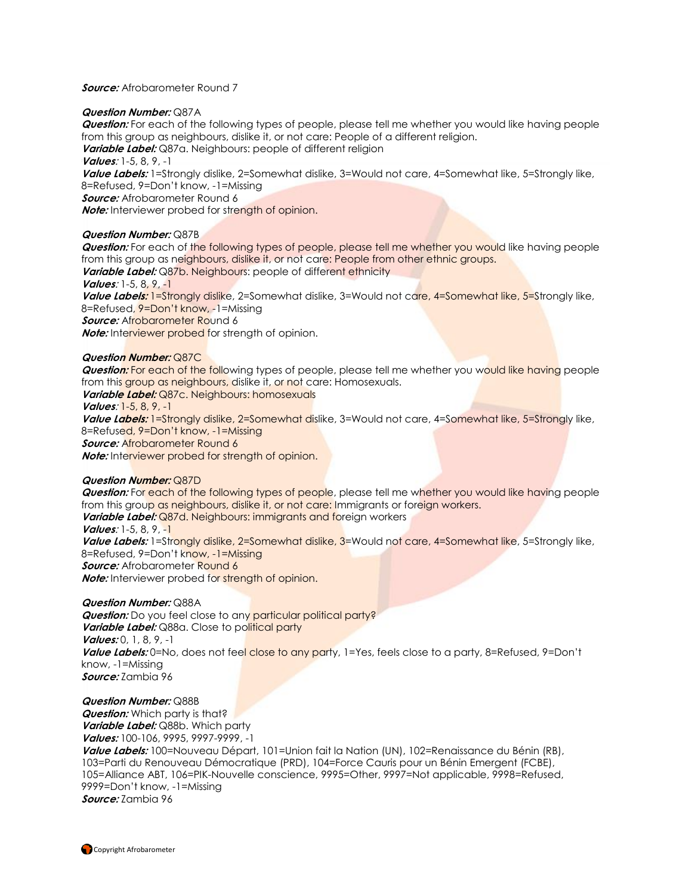***Source:*** Afrobarometer Round 7

***Question Number:*** Q87A
***Question:*** For each of the following types of people, please tell me whether you would like having people from this group as neighbours, dislike it, or not care: People of a different religion.
***Variable Label:*** Q87a. Neighbours: people of different religion
***Values:*** 1-5, 8, 9, -1
***Value Labels:*** 1=Strongly dislike, 2=Somewhat dislike, 3=Would not care, 4=Somewhat like, 5=Strongly like, 8=Refused, 9=Don't know, -1=Missing
***Source:*** Afrobarometer Round 6
***Note:*** Interviewer probed for strength of opinion.

***Question Number:*** Q87B
***Question:*** For each of the following types of people, please tell me whether you would like having people from this group as neighbours, dislike it, or not care: People from other ethnic groups.
***Variable Label:*** Q87b. Neighbours: people of different ethnicity
***Values:*** 1-5, 8, 9, -1
***Value Labels:*** 1=Strongly dislike, 2=Somewhat dislike, 3=Would not care, 4=Somewhat like, 5=Strongly like, 8=Refused, 9=Don't know, -1=Missing
***Source:*** Afrobarometer Round 6
***Note:*** Interviewer probed for strength of opinion.

***Question Number:*** Q87C
***Question:*** For each of the following types of people, please tell me whether you would like having people from this group as neighbours, dislike it, or not care: Homosexuals.
***Variable Label:*** Q87c. Neighbours: homosexuals
***Values:*** 1-5, 8, 9, -1
***Value Labels:*** 1=Strongly dislike, 2=Somewhat dislike, 3=Would not care, 4=Somewhat like, 5=Strongly like, 8=Refused, 9=Don't know, -1=Missing
***Source:*** Afrobarometer Round 6
***Note:*** Interviewer probed for strength of opinion.

***Question Number:*** Q87D
***Question:*** For each of the following types of people, please tell me whether you would like having people from this group as neighbours, dislike it, or not care: Immigrants or foreign workers.
***Variable Label:*** Q87d. Neighbours: immigrants and foreign workers
***Values:*** 1-5, 8, 9, -1
***Value Labels:*** 1=Strongly dislike, 2=Somewhat dislike, 3=Would not care, 4=Somewhat like, 5=Strongly like, 8=Refused, 9=Don't know, -1=Missing
***Source:*** Afrobarometer Round 6
***Note:*** Interviewer probed for strength of opinion.

***Question Number:*** Q88A
***Question:*** Do you feel close to any particular political party?
***Variable Label:*** Q88a. Close to political party
***Values:*** 0, 1, 8, 9, -1
***Value Labels:*** 0=No, does not feel close to any party, 1=Yes, feels close to a party, 8=Refused, 9=Don't know, -1=Missing
***Source:*** Zambia 96

***Question Number:*** Q88B
***Question:*** Which party is that?
***Variable Label:*** Q88b. Which party
***Values:*** 100-106, 9995, 9997-9999, -1
***Value Labels:*** 100=Nouveau Départ, 101=Union fait la Nation (UN), 102=Renaissance du Bénin (RB), 103=Parti du Renouveau Démocratique (PRD), 104=Force Cauris pour un Bénin Emergent (FCBE), 105=Alliance ABT, 106=PIK-Nouvelle conscience, 9995=Other, 9997=Not applicable, 9998=Refused, 9999=Don't know, -1=Missing
***Source:*** Zambia 96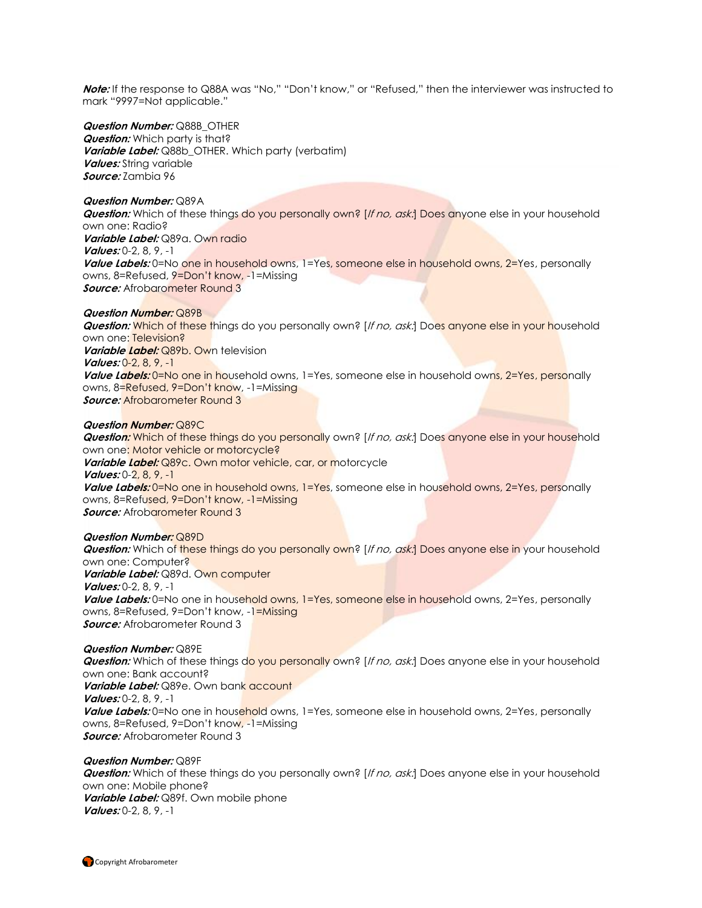***Note:*** If the response to Q88A was "No," "Don't know," or "Refused," then the interviewer was instructed to mark "9997=Not applicable."

***Question Number:*** Q88B_OTHER
***Question:*** Which party is that?
***Variable Label:*** Q88b_OTHER. Which party (verbatim)
***Values:*** String variable
***Source:*** Zambia 96

***Question Number:*** Q89A
***Question:*** Which of these things do you personally own? [*If no, ask:*] Does anyone else in your household own one: Radio?
***Variable Label:*** Q89a. Own radio
***Values:*** 0-2, 8, 9, -1
***Value Labels:*** 0=No one in household owns, 1=Yes, someone else in household owns, 2=Yes, personally owns, 8=Refused, 9=Don't know, -1=Missing
***Source:*** Afrobarometer Round 3

***Question Number:*** Q89B
***Question:*** Which of these things do you personally own? [*If no, ask:*] Does anyone else in your household own one: Television?
***Variable Label:*** Q89b. Own television
***Values:*** 0-2, 8, 9, -1
***Value Labels:*** 0=No one in household owns, 1=Yes, someone else in household owns, 2=Yes, personally owns, 8=Refused, 9=Don't know, -1=Missing
***Source:*** Afrobarometer Round 3

***Question Number:*** Q89C
***Question:*** Which of these things do you personally own? [*If no, ask:*] Does anyone else in your household own one: Motor vehicle or motorcycle?
***Variable Label:*** Q89c. Own motor vehicle, car, or motorcycle
***Values:*** 0-2, 8, 9, -1
***Value Labels:*** 0=No one in household owns, 1=Yes, someone else in household owns, 2=Yes, personally owns, 8=Refused, 9=Don't know, -1=Missing
***Source:*** Afrobarometer Round 3

***Question Number:*** Q89D
***Question:*** Which of these things do you personally own? [*If no, ask:*] Does anyone else in your household own one: Computer?
***Variable Label:*** Q89d. Own computer
***Values:*** 0-2, 8, 9, -1
***Value Labels:*** 0=No one in household owns, 1=Yes, someone else in household owns, 2=Yes, personally owns, 8=Refused, 9=Don't know, -1=Missing
***Source:*** Afrobarometer Round 3

***Question Number:*** Q89E
***Question:*** Which of these things do you personally own? [*If no, ask:*] Does anyone else in your household own one: Bank account?
***Variable Label:*** Q89e. Own bank account
***Values:*** 0-2, 8, 9, -1
***Value Labels:*** 0=No one in household owns, 1=Yes, someone else in household owns, 2=Yes, personally owns, 8=Refused, 9=Don't know, -1=Missing
***Source:*** Afrobarometer Round 3

***Question Number:*** Q89F
***Question:*** Which of these things do you personally own? [*If no, ask:*] Does anyone else in your household own one: Mobile phone?
***Variable Label:*** Q89f. Own mobile phone
***Values:*** 0-2, 8, 9, -1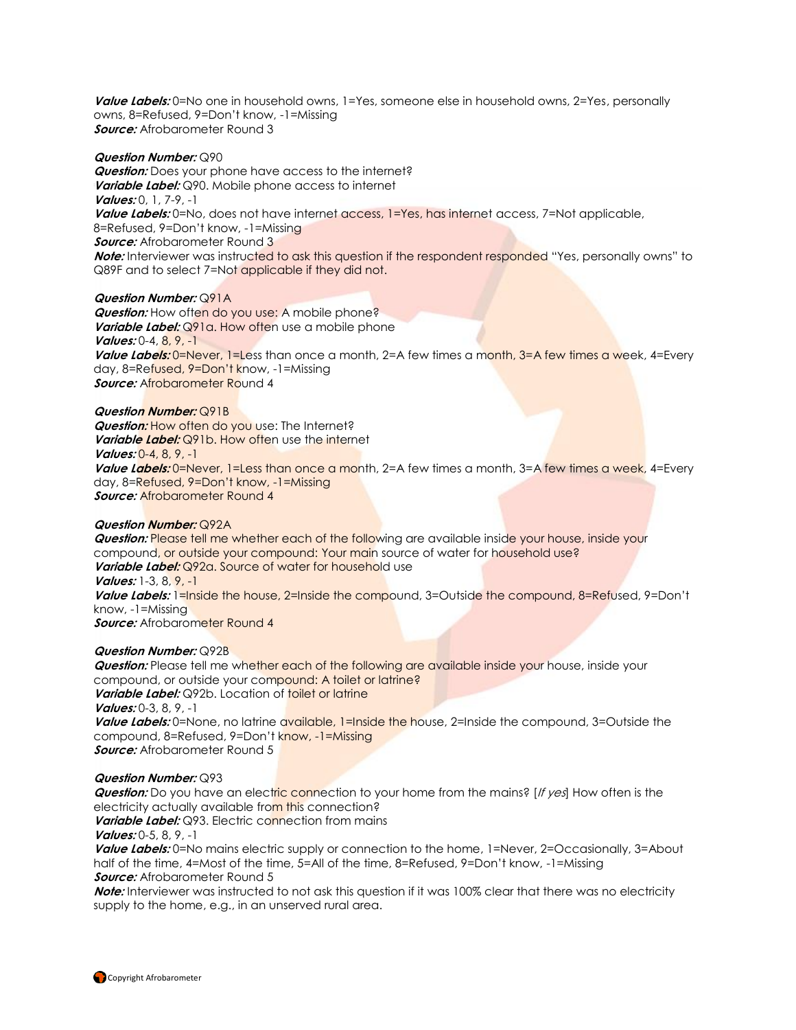***Value Labels:*** 0=No one in household owns, 1=Yes, someone else in household owns, 2=Yes, personally owns, 8=Refused, 9=Don't know, -1=Missing
***Source:*** Afrobarometer Round 3

***Question Number:*** Q90
***Question:*** Does your phone have access to the internet?
***Variable Label:*** Q90. Mobile phone access to internet
***Values:*** 0, 1, 7-9, -1
***Value Labels:*** 0=No, does not have internet access, 1=Yes, has internet access, 7=Not applicable, 8=Refused, 9=Don't know, -1=Missing
***Source:*** Afrobarometer Round 3
***Note:*** Interviewer was instructed to ask this question if the respondent responded "Yes, personally owns" to Q89F and to select 7=Not applicable if they did not.

***Question Number:*** Q91A
***Question:*** How often do you use: A mobile phone?
***Variable Label:*** Q91a. How often use a mobile phone
***Values:*** 0-4, 8, 9, -1
***Value Labels:*** 0=Never, 1=Less than once a month, 2=A few times a month, 3=A few times a week, 4=Every day, 8=Refused, 9=Don't know, -1=Missing
***Source:*** Afrobarometer Round 4

***Question Number:*** Q91B
***Question:*** How often do you use: The Internet?
***Variable Label:*** Q91b. How often use the internet
***Values:*** 0-4, 8, 9, -1
***Value Labels:*** 0=Never, 1=Less than once a month, 2=A few times a month, 3=A few times a week, 4=Every day, 8=Refused, 9=Don't know, -1=Missing
***Source:*** Afrobarometer Round 4

***Question Number:*** Q92A
***Question:*** Please tell me whether each of the following are available inside your house, inside your compound, or outside your compound: Your main source of water for household use?
***Variable Label:*** Q92a. Source of water for household use
***Values:*** 1-3, 8, 9, -1
***Value Labels:*** 1=Inside the house, 2=Inside the compound, 3=Outside the compound, 8=Refused, 9=Don't know, -1=Missing
***Source:*** Afrobarometer Round 4

***Question Number:*** Q92B
***Question:*** Please tell me whether each of the following are available inside your house, inside your compound, or outside your compound: A toilet or latrine?
***Variable Label:*** Q92b. Location of toilet or latrine
***Values:*** 0-3, 8, 9, -1
***Value Labels:*** 0=None, no latrine available, 1=Inside the house, 2=Inside the compound, 3=Outside the compound, 8=Refused, 9=Don't know, -1=Missing
***Source:*** Afrobarometer Round 5

***Question Number:*** Q93
***Question:*** Do you have an electric connection to your home from the mains? [*If yes*] How often is the electricity actually available from this connection?
***Variable Label:*** Q93. Electric connection from mains
***Values:*** 0-5, 8, 9, -1
***Value Labels:*** 0=No mains electric supply or connection to the home, 1=Never, 2=Occasionally, 3=About half of the time, 4=Most of the time, 5=All of the time, 8=Refused, 9=Don't know, -1=Missing
***Source:*** Afrobarometer Round 5
***Note:*** Interviewer was instructed to not ask this question if it was 100% clear that there was no electricity supply to the home, e.g., in an unserved rural area.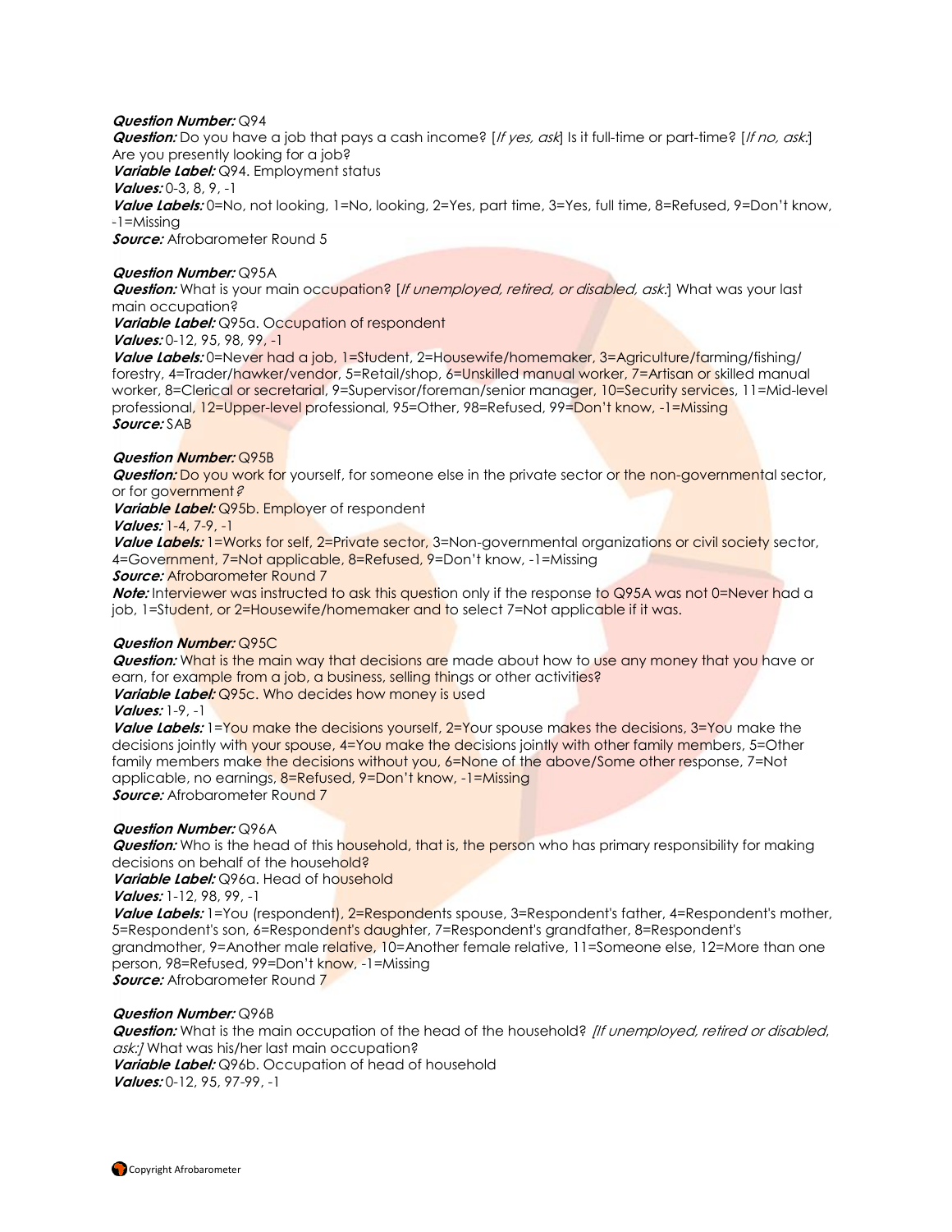***Question Number:*** Q94
***Question:*** Do you have a job that pays a cash income? [*If yes, ask*] Is it full-time or part-time? [*If no, ask:*] Are you presently looking for a job?
***Variable Label:*** Q94. Employment status
***Values:*** 0-3, 8, 9, -1
***Value Labels:*** 0=No, not looking, 1=No, looking, 2=Yes, part time, 3=Yes, full time, 8=Refused, 9=Don't know, -1=Missing
***Source:*** Afrobarometer Round 5

***Question Number:*** Q95A
***Question:*** What is your main occupation? [*If unemployed, retired, or disabled, ask:*] What was your last main occupation?
***Variable Label:*** Q95a. Occupation of respondent
***Values:*** 0-12, 95, 98, 99, -1
***Value Labels:*** 0=Never had a job, 1=Student, 2=Housewife/homemaker, 3=Agriculture/farming/fishing/ forestry, 4=Trader/hawker/vendor, 5=Retail/shop, 6=Unskilled manual worker, 7=Artisan or skilled manual worker, 8=Clerical or secretarial, 9=Supervisor/foreman/senior manager, 10=Security services, 11=Mid-level professional, 12=Upper-level professional, 95=Other, 98=Refused, 99=Don't know, -1=Missing
***Source:*** SAB

***Question Number:*** Q95B
***Question:*** Do you work for yourself, for someone else in the private sector or the non-governmental sector, or for government?
***Variable Label:*** Q95b. Employer of respondent
***Values:*** 1-4, 7-9, -1
***Value Labels:*** 1=Works for self, 2=Private sector, 3=Non-governmental organizations or civil society sector, 4=Government, 7=Not applicable, 8=Refused, 9=Don't know, -1=Missing
***Source:*** Afrobarometer Round 7
***Note:*** Interviewer was instructed to ask this question only if the response to Q95A was not 0=Never had a job, 1=Student, or 2=Housewife/homemaker and to select 7=Not applicable if it was.

***Question Number:*** Q95C
***Question:*** What is the main way that decisions are made about how to use any money that you have or earn, for example from a job, a business, selling things or other activities?
***Variable Label:*** Q95c. Who decides how money is used
***Values:*** 1-9, -1
***Value Labels:*** 1=You make the decisions yourself, 2=Your spouse makes the decisions, 3=You make the decisions jointly with your spouse, 4=You make the decisions jointly with other family members, 5=Other family members make the decisions without you, 6=None of the above/Some other response, 7=Not applicable, no earnings, 8=Refused, 9=Don't know, -1=Missing
***Source:*** Afrobarometer Round 7

***Question Number:*** Q96A
***Question:*** Who is the head of this household, that is, the person who has primary responsibility for making decisions on behalf of the household?
***Variable Label:*** Q96a. Head of household
***Values:*** 1-12, 98, 99, -1
***Value Labels:*** 1=You (respondent), 2=Respondents spouse, 3=Respondent's father, 4=Respondent's mother, 5=Respondent's son, 6=Respondent's daughter, 7=Respondent's grandfather, 8=Respondent's grandmother, 9=Another male relative, 10=Another female relative, 11=Someone else, 12=More than one person, 98=Refused, 99=Don't know, -1=Missing
***Source:*** Afrobarometer Round 7

***Question Number:*** Q96B
***Question:*** What is the main occupation of the head of the household? *[If unemployed, retired or disabled, ask:]* What was his/her last main occupation?
***Variable Label:*** Q96b. Occupation of head of household
***Values:*** 0-12, 95, 97-99, -1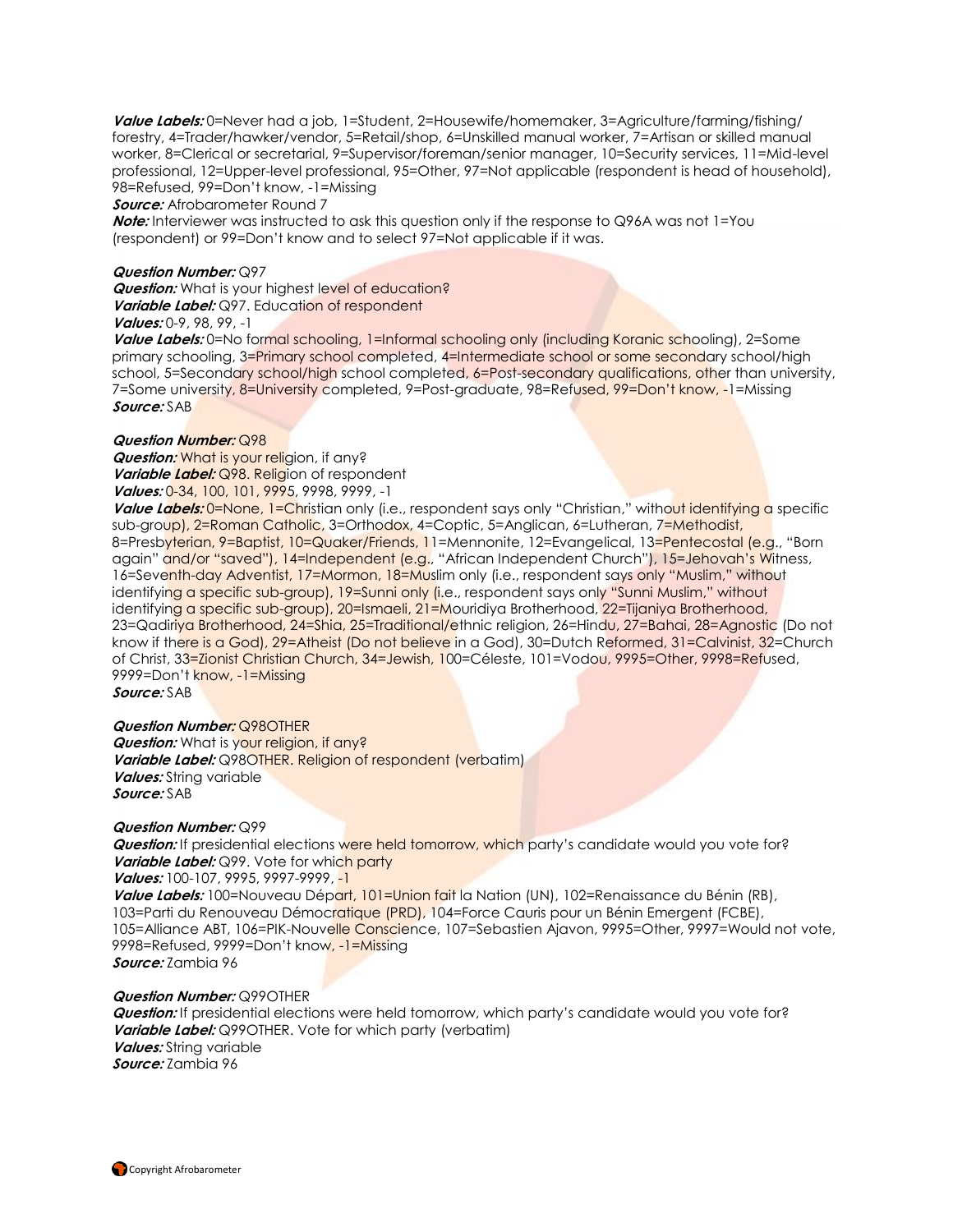***Value Labels:*** 0=Never had a job, 1=Student, 2=Housewife/homemaker, 3=Agriculture/farming/fishing/forestry, 4=Trader/hawker/vendor, 5=Retail/shop, 6=Unskilled manual worker, 7=Artisan or skilled manual worker, 8=Clerical or secretarial, 9=Supervisor/foreman/senior manager, 10=Security services, 11=Mid-level professional, 12=Upper-level professional, 95=Other, 97=Not applicable (respondent is head of household), 98=Refused, 99=Don't know, -1=Missing
***Source:*** Afrobarometer Round 7
***Note:*** Interviewer was instructed to ask this question only if the response to Q96A was not 1=You (respondent) or 99=Don't know and to select 97=Not applicable if it was.

***Question Number:*** Q97
***Question:*** What is your highest level of education?
***Variable Label:*** Q97. Education of respondent
***Values:*** 0-9, 98, 99, -1
***Value Labels:*** 0=No formal schooling, 1=Informal schooling only (including Koranic schooling), 2=Some primary schooling, 3=Primary school completed, 4=Intermediate school or some secondary school/high school, 5=Secondary school/high school completed, 6=Post-secondary qualifications, other than university, 7=Some university, 8=University completed, 9=Post-graduate, 98=Refused, 99=Don't know, -1=Missing
***Source:*** SAB

***Question Number:*** Q98
***Question:*** What is your religion, if any?
***Variable Label:*** Q98. Religion of respondent
***Values:*** 0-34, 100, 101, 9995, 9998, 9999, -1
***Value Labels:*** 0=None, 1=Christian only (i.e., respondent says only "Christian," without identifying a specific sub-group), 2=Roman Catholic, 3=Orthodox, 4=Coptic, 5=Anglican, 6=Lutheran, 7=Methodist, 8=Presbyterian, 9=Baptist, 10=Quaker/Friends, 11=Mennonite, 12=Evangelical, 13=Pentecostal (e.g., "Born again" and/or "saved"), 14=Independent (e.g., "African Independent Church"), 15=Jehovah's Witness, 16=Seventh-day Adventist, 17=Mormon, 18=Muslim only (i.e., respondent says only "Muslim," without identifying a specific sub-group), 19=Sunni only (i.e., respondent says only "Sunni Muslim," without identifying a specific sub-group), 20=Ismaeli, 21=Mouridiya Brotherhood, 22=Tijaniya Brotherhood, 23=Qadiriya Brotherhood, 24=Shia, 25=Traditional/ethnic religion, 26=Hindu, 27=Bahai, 28=Agnostic (Do not know if there is a God), 29=Atheist (Do not believe in a God), 30=Dutch Reformed, 31=Calvinist, 32=Church of Christ, 33=Zionist Christian Church, 34=Jewish, 100=Céleste, 101=Vodou, 9995=Other, 9998=Refused, 9999=Don't know, -1=Missing
***Source:*** SAB

***Question Number:*** Q98OTHER
***Question:*** What is your religion, if any?
***Variable Label:*** Q98OTHER. Religion of respondent (verbatim)
***Values:*** String variable
***Source:*** SAB

***Question Number:*** Q99
***Question:*** If presidential elections were held tomorrow, which party's candidate would you vote for?
***Variable Label:*** Q99. Vote for which party
***Values:*** 100-107, 9995, 9997-9999, -1
***Value Labels:*** 100=Nouveau Départ, 101=Union fait la Nation (UN), 102=Renaissance du Bénin (RB), 103=Parti du Renouveau Démocratique (PRD), 104=Force Cauris pour un Bénin Emergent (FCBE), 105=Alliance ABT, 106=PIK-Nouvelle Conscience, 107=Sebastien Ajavon, 9995=Other, 9997=Would not vote, 9998=Refused, 9999=Don't know, -1=Missing
***Source:*** Zambia 96

***Question Number:*** Q99OTHER
***Question:*** If presidential elections were held tomorrow, which party's candidate would you vote for?
***Variable Label:*** Q99OTHER. Vote for which party (verbatim)
***Values:*** String variable
***Source:*** Zambia 96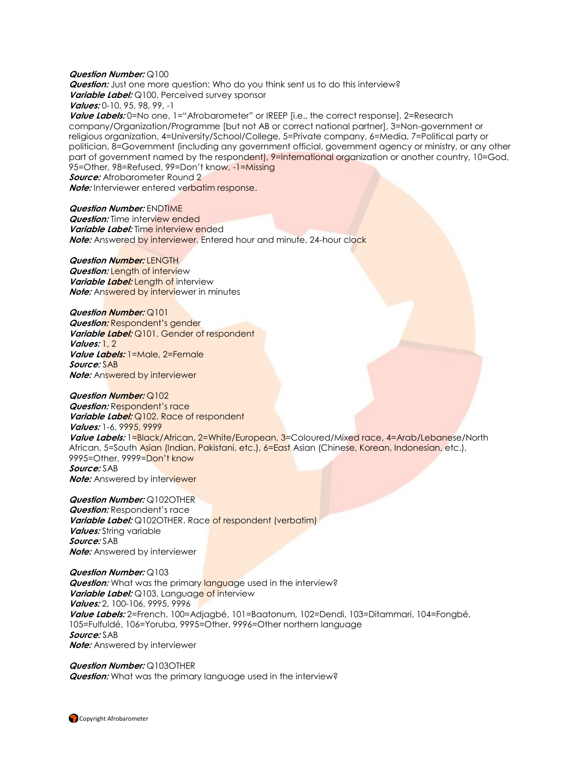***Question Number:*** Q100
***Question:*** Just one more question: Who do you think sent us to do this interview?
***Variable Label:*** Q100. Perceived survey sponsor
***Values:*** 0-10, 95, 98, 99, -1
***Value Labels:*** 0=No one, 1="Afrobarometer" or IREEP [i.e., the correct response], 2=Research company/Organization/Programme [but not AB or correct national partner], 3=Non-government or religious organization, 4=University/School/College, 5=Private company, 6=Media, 7=Political party or politician, 8=Government (including any government official, government agency or ministry, or any other part of government named by the respondent), 9=International organization or another country, 10=God, 95=Other, 98=Refused, 99=Don't know, -1=Missing
***Source:*** Afrobarometer Round 2
***Note:*** Interviewer entered verbatim response.

***Question Number:*** ENDTIME
***Question:*** Time interview ended
***Variable Label:*** Time interview ended
***Note:*** Answered by interviewer. Entered hour and minute, 24-hour clock

***Question Number:*** LENGTH
***Question:*** Length of interview
***Variable Label:*** Length of interview
***Note:*** Answered by interviewer in minutes

***Question Number:*** Q101
***Question:*** Respondent's gender
***Variable Label:*** Q101. Gender of respondent
***Values:*** 1, 2
***Value Labels:*** 1=Male, 2=Female
***Source:*** SAB
***Note:*** Answered by interviewer

***Question Number:*** Q102
***Question:*** Respondent's race
***Variable Label:*** Q102. Race of respondent
***Values:*** 1-6, 9995, 9999
***Value Labels:*** 1=Black/African, 2=White/European, 3=Coloured/Mixed race, 4=Arab/Lebanese/North African, 5=South Asian (Indian, Pakistani, etc.), 6=East Asian (Chinese, Korean, Indonesian, etc.), 9995=Other, 9999=Don't know
***Source:*** SAB
***Note:*** Answered by interviewer

***Question Number:*** Q102OTHER
***Question:*** Respondent's race
***Variable Label:*** Q102OTHER. Race of respondent (verbatim)
***Values:*** String variable
***Source:*** SAB
***Note:*** Answered by interviewer

***Question Number:*** Q103
***Question:*** What was the primary language used in the interview?
***Variable Label:*** Q103. Language of interview
***Values:*** 2, 100-106, 9995, 9996
***Value Labels:*** 2=French, 100=Adjagbé, 101=Baatonum, 102=Dendi, 103=Ditammari, 104=Fongbé, 105=Fulfuldé, 106=Yoruba, 9995=Other, 9996=Other northern language
***Source:*** SAB
***Note:*** Answered by interviewer

***Question Number:*** Q103OTHER
***Question:*** What was the primary language used in the interview?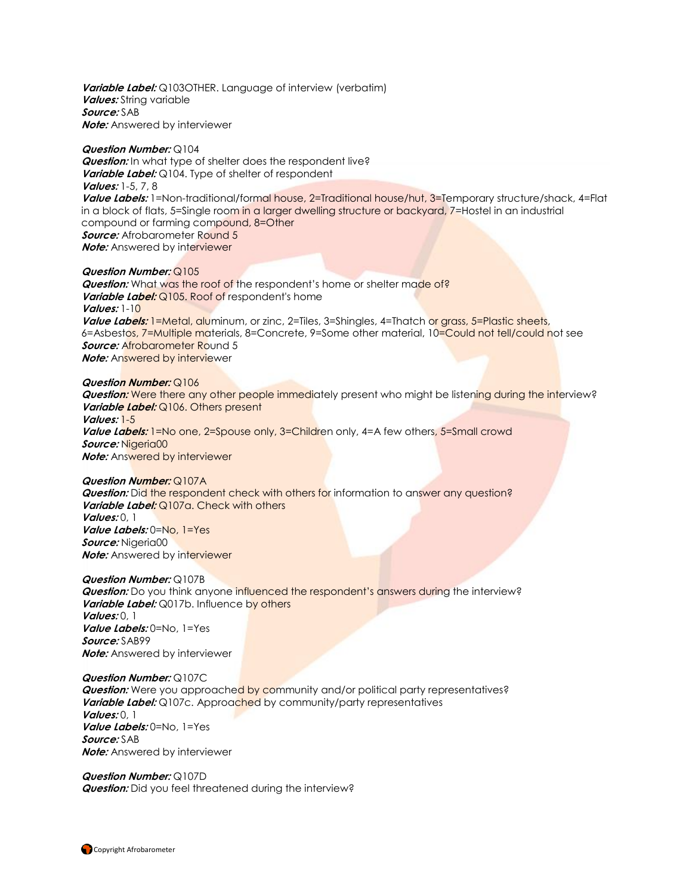***Variable Label:*** Q103OTHER. Language of interview (verbatim)
***Values:*** String variable
***Source:*** SAB
***Note:*** Answered by interviewer

***Question Number:*** Q104
***Question:*** In what type of shelter does the respondent live?
***Variable Label:*** Q104. Type of shelter of respondent
***Values:*** 1-5, 7, 8
***Value Labels:*** 1=Non-traditional/formal house, 2=Traditional house/hut, 3=Temporary structure/shack, 4=Flat in a block of flats, 5=Single room in a larger dwelling structure or backyard, 7=Hostel in an industrial compound or farming compound, 8=Other
***Source:*** Afrobarometer Round 5
***Note:*** Answered by interviewer

***Question Number:*** Q105
***Question:*** What was the roof of the respondent's home or shelter made of?
***Variable Label:*** Q105. Roof of respondent's home
***Values:*** 1-10
***Value Labels:*** 1=Metal, aluminum, or zinc, 2=Tiles, 3=Shingles, 4=Thatch or grass, 5=Plastic sheets, 6=Asbestos, 7=Multiple materials, 8=Concrete, 9=Some other material, 10=Could not tell/could not see
***Source:*** Afrobarometer Round 5
***Note:*** Answered by interviewer

***Question Number:*** Q106
***Question:*** Were there any other people immediately present who might be listening during the interview?
***Variable Label:*** Q106. Others present
***Values:*** 1-5
***Value Labels:*** 1=No one, 2=Spouse only, 3=Children only, 4=A few others, 5=Small crowd
***Source:*** Nigeria00
***Note:*** Answered by interviewer

***Question Number:*** Q107A
***Question:*** Did the respondent check with others for information to answer any question?
***Variable Label:*** Q107a. Check with others
***Values:*** 0, 1
***Value Labels:*** 0=No, 1=Yes
***Source:*** Nigeria00
***Note:*** Answered by interviewer

***Question Number:*** Q107B
***Question:*** Do you think anyone influenced the respondent's answers during the interview?
***Variable Label:*** Q017b. Influence by others
***Values:*** 0, 1
***Value Labels:*** 0=No, 1=Yes
***Source:*** SAB99
***Note:*** Answered by interviewer

***Question Number:*** Q107C
***Question:*** Were you approached by community and/or political party representatives?
***Variable Label:*** Q107c. Approached by community/party representatives
***Values:*** 0, 1
***Value Labels:*** 0=No, 1=Yes
***Source:*** SAB
***Note:*** Answered by interviewer

***Question Number:*** Q107D
***Question:*** Did you feel threatened during the interview?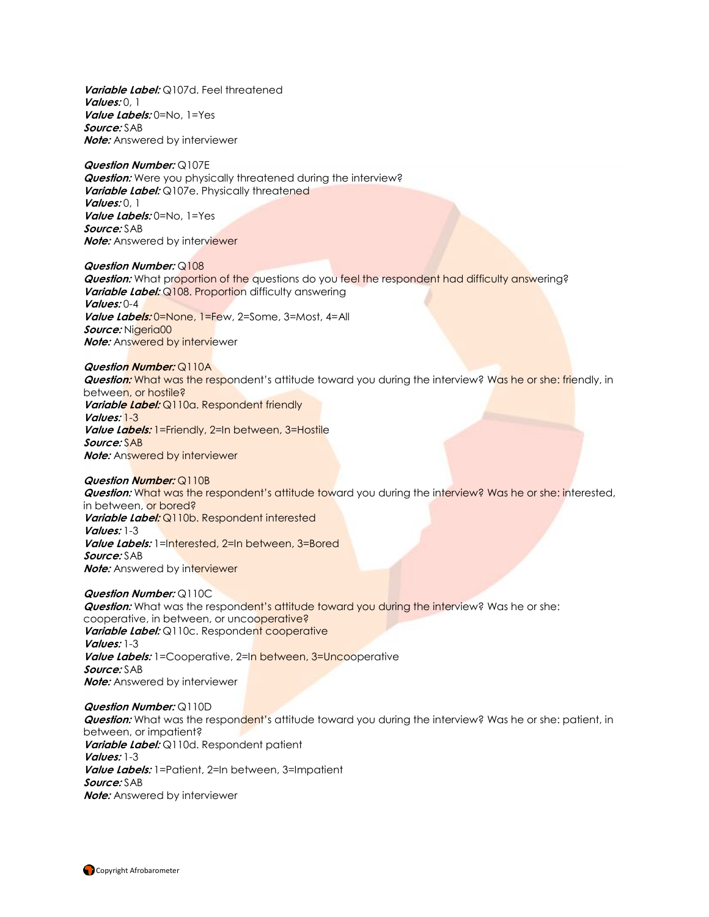***Variable Label:*** Q107d. Feel threatened
***Values:*** 0, 1
***Value Labels:*** 0=No, 1=Yes
***Source:*** SAB
***Note:*** Answered by interviewer

***Question Number:*** Q107E
***Question:*** Were you physically threatened during the interview?
***Variable Label:*** Q107e. Physically threatened
***Values:*** 0, 1
***Value Labels:*** 0=No, 1=Yes
***Source:*** SAB
***Note:*** Answered by interviewer

***Question Number:*** Q108
***Question:*** What proportion of the questions do you feel the respondent had difficulty answering?
***Variable Label:*** Q108. Proportion difficulty answering
***Values:*** 0-4
***Value Labels:*** 0=None, 1=Few, 2=Some, 3=Most, 4=All
***Source:*** Nigeria00
***Note:*** Answered by interviewer

***Question Number:*** Q110A
***Question:*** What was the respondent's attitude toward you during the interview? Was he or she: friendly, in between, or hostile?
***Variable Label:*** Q110a. Respondent friendly
***Values:*** 1-3
***Value Labels:*** 1=Friendly, 2=In between, 3=Hostile
***Source:*** SAB
***Note:*** Answered by interviewer

***Question Number:*** Q110B
***Question:*** What was the respondent's attitude toward you during the interview? Was he or she: interested, in between, or bored?
***Variable Label:*** Q110b. Respondent interested
***Values:*** 1-3
***Value Labels:*** 1=Interested, 2=In between, 3=Bored
***Source:*** SAB
***Note:*** Answered by interviewer

***Question Number:*** Q110C
***Question:*** What was the respondent's attitude toward you during the interview? Was he or she: cooperative, in between, or uncooperative?
***Variable Label:*** Q110c. Respondent cooperative
***Values:*** 1-3
***Value Labels:*** 1=Cooperative, 2=In between, 3=Uncooperative
***Source:*** SAB
***Note:*** Answered by interviewer

***Question Number:*** Q110D
***Question:*** What was the respondent's attitude toward you during the interview? Was he or she: patient, in between, or impatient?
***Variable Label:*** Q110d. Respondent patient
***Values:*** 1-3
***Value Labels:*** 1=Patient, 2=In between, 3=Impatient
***Source:*** SAB
***Note:*** Answered by interviewer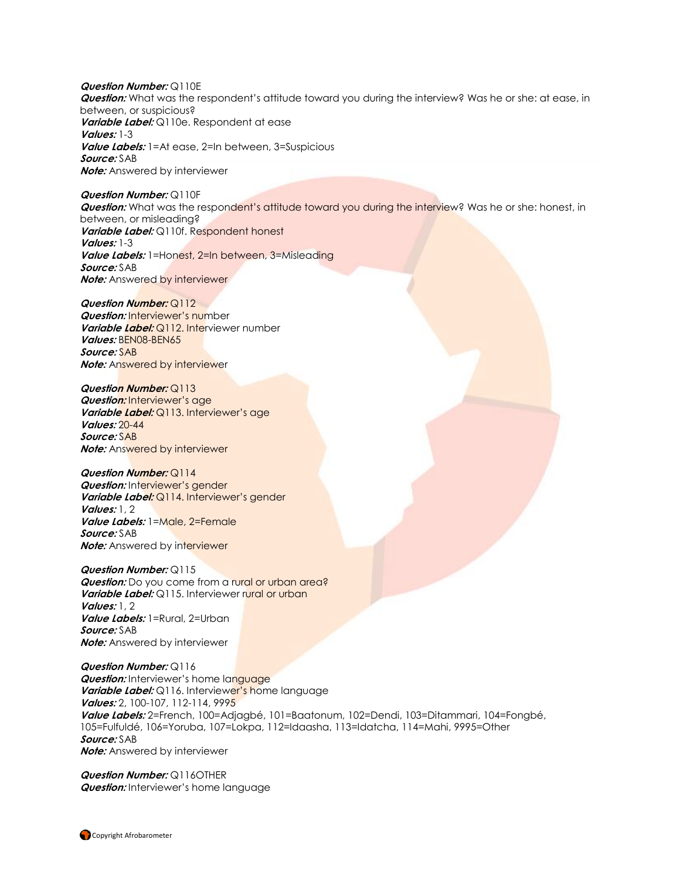***Question Number:*** Q110E
***Question:*** What was the respondent's attitude toward you during the interview? Was he or she: at ease, in between, or suspicious?
***Variable Label:*** Q110e. Respondent at ease
***Values:*** 1-3
***Value Labels:*** 1=At ease, 2=In between, 3=Suspicious
***Source:*** SAB
***Note:*** Answered by interviewer

***Question Number:*** Q110F
***Question:*** What was the respondent's attitude toward you during the interview? Was he or she: honest, in between, or misleading?
***Variable Label:*** Q110f. Respondent honest
***Values:*** 1-3
***Value Labels:*** 1=Honest, 2=In between, 3=Misleading
***Source:*** SAB
***Note:*** Answered by interviewer

***Question Number:*** Q112
***Question:*** Interviewer's number
***Variable Label:*** Q112. Interviewer number
***Values:*** BEN08-BEN65
***Source:*** SAB
***Note:*** Answered by interviewer

***Question Number:*** Q113
***Question:*** Interviewer's age
***Variable Label:*** Q113. Interviewer's age
***Values:*** 20-44
***Source:*** SAB
***Note:*** Answered by interviewer

***Question Number:*** Q114
***Question:*** Interviewer's gender
***Variable Label:*** Q114. Interviewer's gender
***Values:*** 1, 2
***Value Labels:*** 1=Male, 2=Female
***Source:*** SAB
***Note:*** Answered by interviewer

***Question Number:*** Q115
***Question:*** Do you come from a rural or urban area?
***Variable Label:*** Q115. Interviewer rural or urban
***Values:*** 1, 2
***Value Labels:*** 1=Rural, 2=Urban
***Source:*** SAB
***Note:*** Answered by interviewer

***Question Number:*** Q116
***Question:*** Interviewer's home language
***Variable Label:*** Q116. Interviewer's home language
***Values:*** 2, 100-107, 112-114, 9995
***Value Labels:*** 2=French, 100=Adjagbé, 101=Baatonum, 102=Dendi, 103=Ditammari, 104=Fongbé, 105=Fulfuldé, 106=Yoruba, 107=Lokpa, 112=Idaasha, 113=Idatcha, 114=Mahi, 9995=Other
***Source:*** SAB
***Note:*** Answered by interviewer

***Question Number:*** Q116OTHER
***Question:*** Interviewer's home language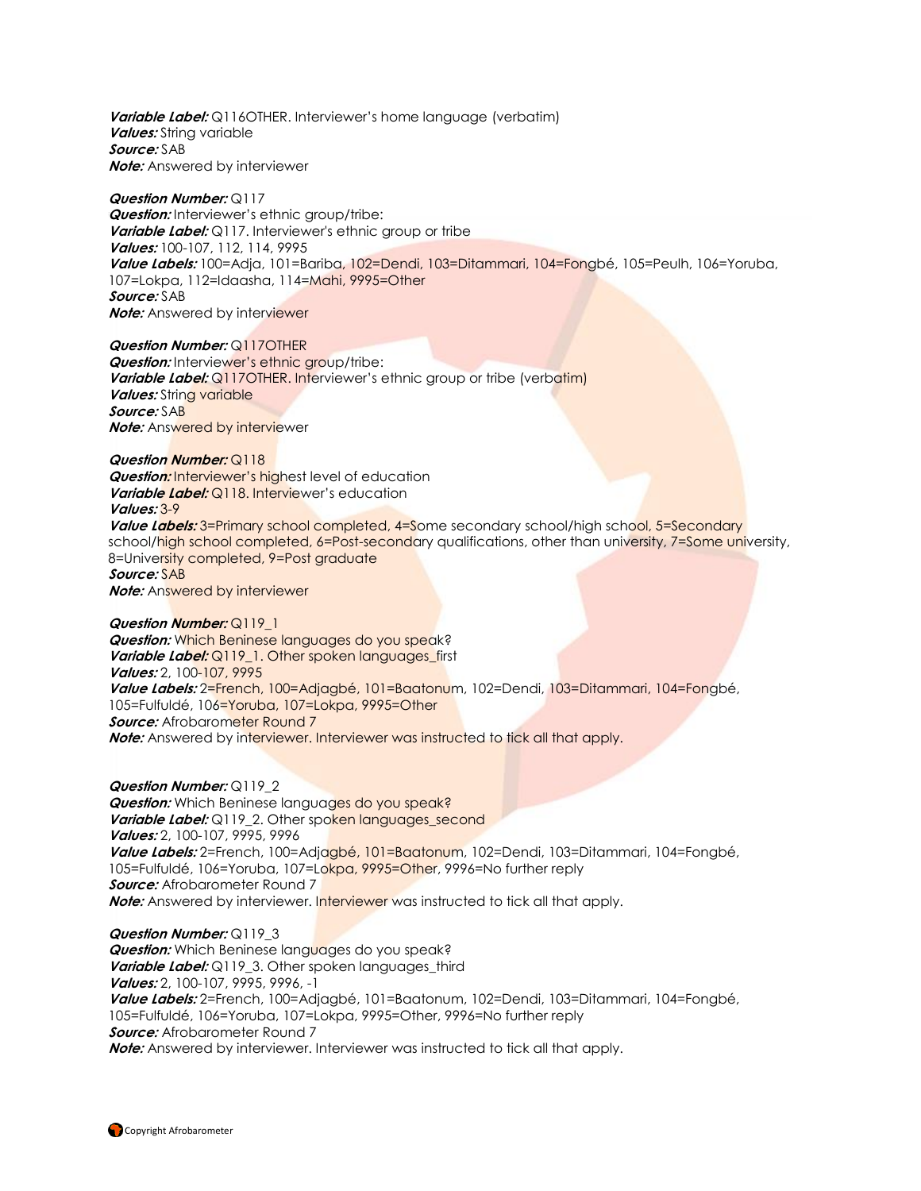***Variable Label:*** Q116OTHER. Interviewer's home language (verbatim)
***Values:*** String variable
***Source:*** SAB
***Note:*** Answered by interviewer

***Question Number:*** Q117
***Question:*** Interviewer's ethnic group/tribe:
***Variable Label:*** Q117. Interviewer's ethnic group or tribe
***Values:*** 100-107, 112, 114, 9995
***Value Labels:*** 100=Adja, 101=Bariba, 102=Dendi, 103=Ditammari, 104=Fongbé, 105=Peulh, 106=Yoruba, 107=Lokpa, 112=Idaasha, 114=Mahi, 9995=Other
***Source:*** SAB
***Note:*** Answered by interviewer

***Question Number:*** Q117OTHER
***Question:*** Interviewer's ethnic group/tribe:
***Variable Label:*** Q117OTHER. Interviewer's ethnic group or tribe (verbatim)
***Values:*** String variable
***Source:*** SAB
***Note:*** Answered by interviewer

***Question Number:*** Q118
***Question:*** Interviewer's highest level of education
***Variable Label:*** Q118. Interviewer's education
***Values:*** 3-9
***Value Labels:*** 3=Primary school completed, 4=Some secondary school/high school, 5=Secondary school/high school completed, 6=Post-secondary qualifications, other than university, 7=Some university, 8=University completed, 9=Post graduate
***Source:*** SAB
***Note:*** Answered by interviewer

***Question Number:*** Q119_1
***Question:*** Which Beninese languages do you speak?
***Variable Label:*** Q119_1. Other spoken languages_first
***Values:*** 2, 100-107, 9995
***Value Labels:*** 2=French, 100=Adjagbé, 101=Baatonum, 102=Dendi, 103=Ditammari, 104=Fongbé, 105=Fulfuldé, 106=Yoruba, 107=Lokpa, 9995=Other
***Source:*** Afrobarometer Round 7
***Note:*** Answered by interviewer. Interviewer was instructed to tick all that apply.

***Question Number:*** Q119_2
***Question:*** Which Beninese languages do you speak?
***Variable Label:*** Q119_2. Other spoken languages_second
***Values:*** 2, 100-107, 9995, 9996
***Value Labels:*** 2=French, 100=Adjagbé, 101=Baatonum, 102=Dendi, 103=Ditammari, 104=Fongbé, 105=Fulfuldé, 106=Yoruba, 107=Lokpa, 9995=Other, 9996=No further reply
***Source:*** Afrobarometer Round 7
***Note:*** Answered by interviewer. Interviewer was instructed to tick all that apply.

***Question Number:*** Q119_3
***Question:*** Which Beninese languages do you speak?
***Variable Label:*** Q119_3. Other spoken languages_third
***Values:*** 2, 100-107, 9995, 9996, -1
***Value Labels:*** 2=French, 100=Adjagbé, 101=Baatonum, 102=Dendi, 103=Ditammari, 104=Fongbé, 105=Fulfuldé, 106=Yoruba, 107=Lokpa, 9995=Other, 9996=No further reply
***Source:*** Afrobarometer Round 7
***Note:*** Answered by interviewer. Interviewer was instructed to tick all that apply.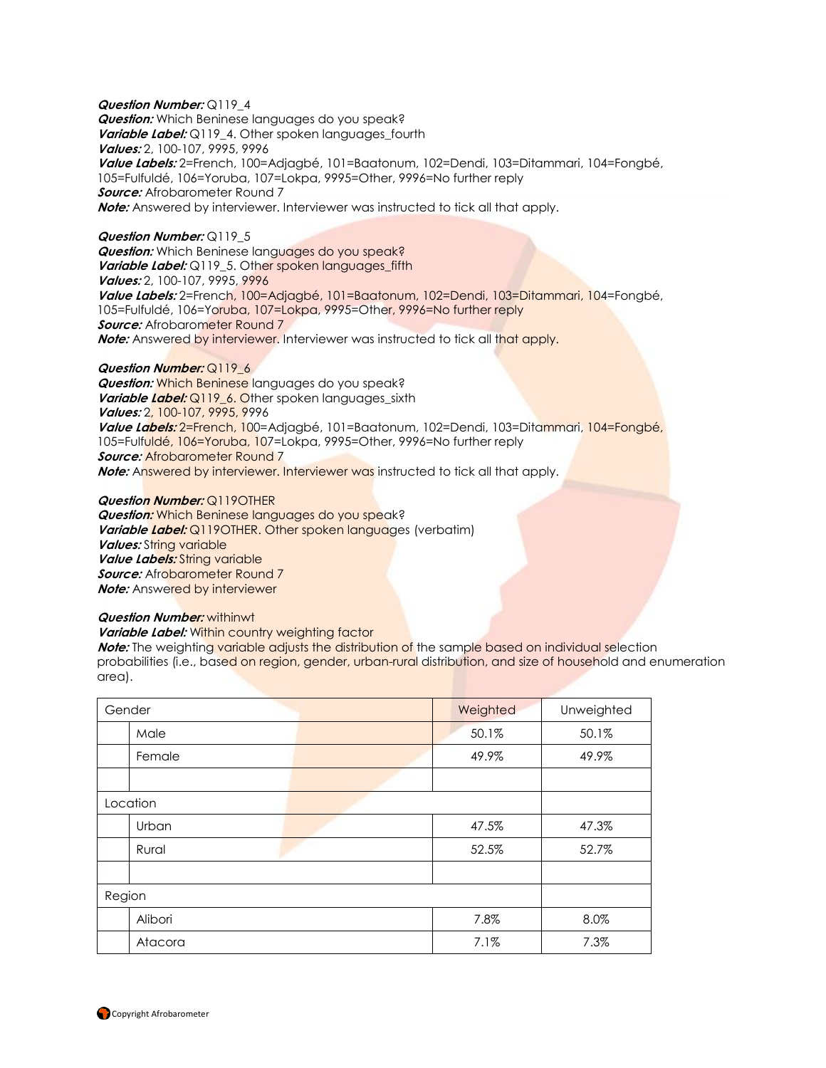***Question Number:*** Q119_4
***Question:*** Which Beninese languages do you speak?
***Variable Label:*** Q119_4. Other spoken languages_fourth
***Values:*** 2, 100-107, 9995, 9996
***Value Labels:*** 2=French, 100=Adjagbé, 101=Baatonum, 102=Dendi, 103=Ditammari, 104=Fongbé, 105=Fulfuldé, 106=Yoruba, 107=Lokpa, 9995=Other, 9996=No further reply
***Source:*** Afrobarometer Round 7
***Note:*** Answered by interviewer. Interviewer was instructed to tick all that apply.

***Question Number:*** Q119_5
***Question:*** Which Beninese languages do you speak?
***Variable Label:*** Q119_5. Other spoken languages_fifth
***Values:*** 2, 100-107, 9995, 9996
***Value Labels:*** 2=French, 100=Adjagbé, 101=Baatonum, 102=Dendi, 103=Ditammari, 104=Fongbé, 105=Fulfuldé, 106=Yoruba, 107=Lokpa, 9995=Other, 9996=No further reply
***Source:*** Afrobarometer Round 7
***Note:*** Answered by interviewer. Interviewer was instructed to tick all that apply.

***Question Number:*** Q119_6
***Question:*** Which Beninese languages do you speak?
***Variable Label:*** Q119_6. Other spoken languages_sixth
***Values:*** 2, 100-107, 9995, 9996
***Value Labels:*** 2=French, 100=Adjagbé, 101=Baatonum, 102=Dendi, 103=Ditammari, 104=Fongbé, 105=Fulfuldé, 106=Yoruba, 107=Lokpa, 9995=Other, 9996=No further reply
***Source:*** Afrobarometer Round 7
***Note:*** Answered by interviewer. Interviewer was instructed to tick all that apply.

***Question Number:*** Q119OTHER
***Question:*** Which Beninese languages do you speak?
***Variable Label:*** Q119OTHER. Other spoken languages (verbatim)
***Values:*** String variable
***Value Labels:*** String variable
***Source:*** Afrobarometer Round 7
***Note:*** Answered by interviewer

***Question Number:*** withinwt
***Variable Label:*** Within country weighting factor
***Note:*** The weighting variable adjusts the distribution of the sample based on individual selection probabilities (i.e., based on region, gender, urban-rural distribution, and size of household and enumeration area).

| Gender | | Weighted | Unweighted |
|---|---|---|---|
| | Male | 50.1% | 50.1% |
| | Female | 49.9% | 49.9% |
| | | | |
| Location | | | |
| | Urban | 47.5% | 47.3% |
| | Rural | 52.5% | 52.7% |
| | | | |
| Region | | | |
| | Alibori | 7.8% | 8.0% |
| | Atacora | 7.1% | 7.3% |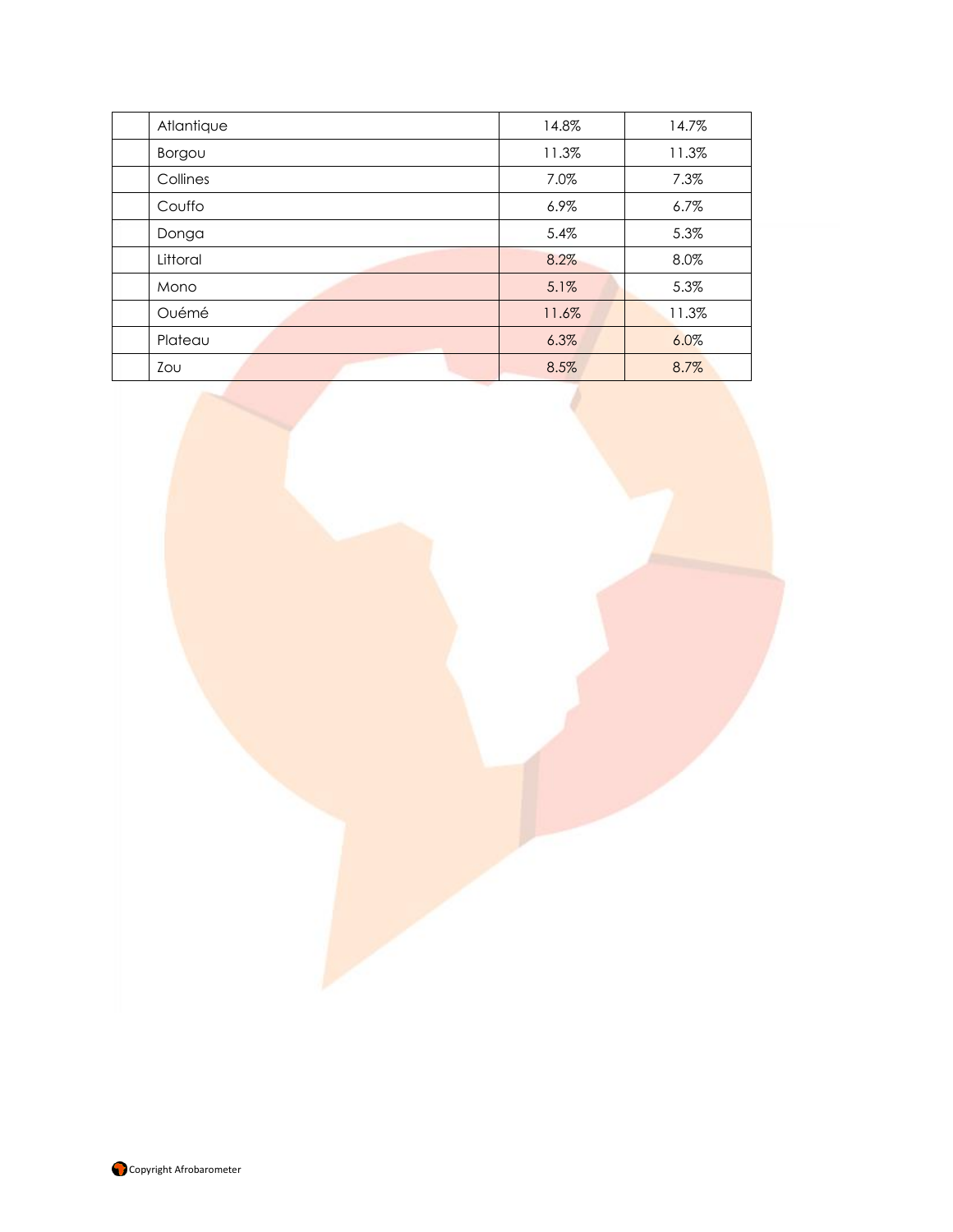| | | | |
|---|---|---|---|
| | Atlantique | 14.8% | 14.7% |
| | Borgou | 11.3% | 11.3% |
| | Collines | 7.0% | 7.3% |
| | Couffo | 6.9% | 6.7% |
| | Donga | 5.4% | 5.3% |
| | Littoral | 8.2% | 8.0% |
| | Mono | 5.1% | 5.3% |
| | Ouémé | 11.6% | 11.3% |
| | Plateau | 6.3% | 6.0% |
| | Zou | 8.5% | 8.7% |